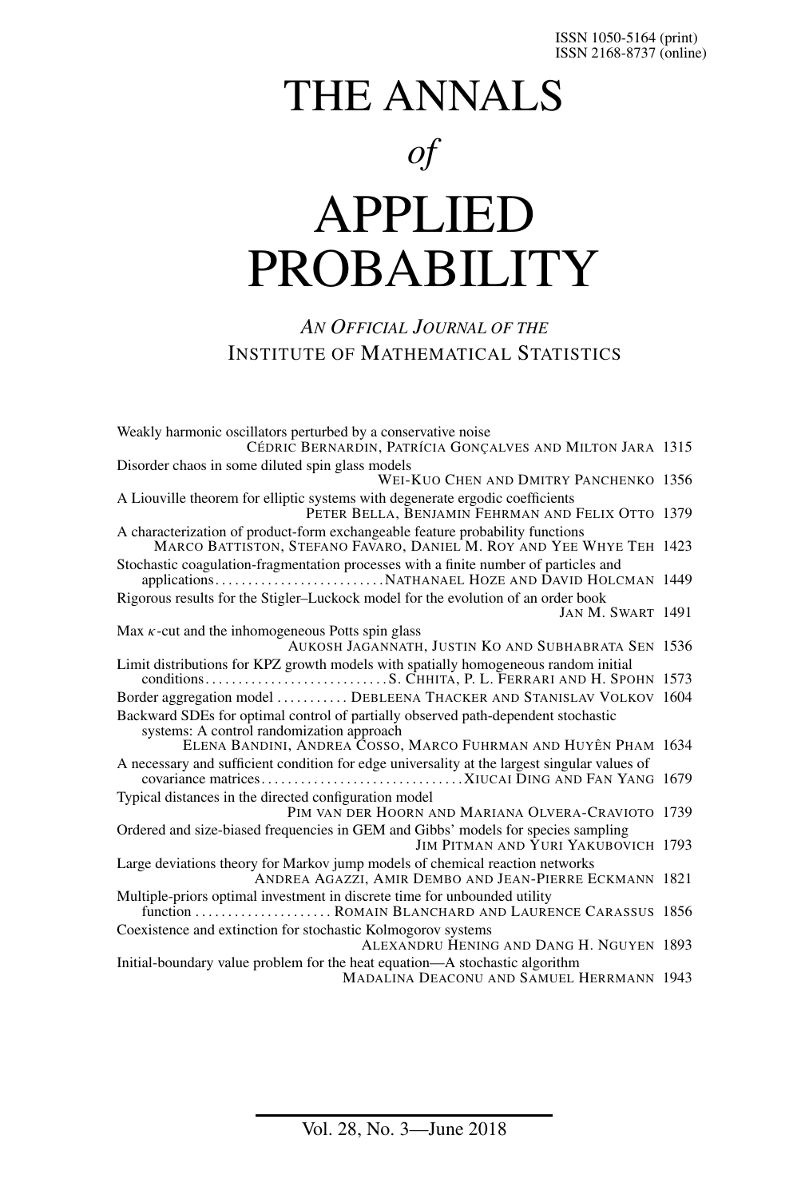ISSN 1050-5164 (print)
ISSN 2168-8737 (online)

# THE ANNALS *of* APPLIED PROBABILITY

*AN OFFICIAL JOURNAL OF THE*
INSTITUTE OF MATHEMATICAL STATISTICS

Weakly harmonic oscillators perturbed by a conservative noise
CÉDRIC BERNARDIN, PATRÍCIA GONÇALVES AND MILTON JARA 1315

Disorder chaos in some diluted spin glass models
WEI-KUO CHEN AND DMITRY PANCHENKO 1356

A Liouville theorem for elliptic systems with degenerate ergodic coefficients
PETER BELLA, BENJAMIN FEHRMAN AND FELIX OTTO 1379

A characterization of product-form exchangeable feature probability functions
MARCO BATTISTON, STEFANO FAVARO, DANIEL M. ROY AND YEE WHYE TEH 1423

Stochastic coagulation-fragmentation processes with a finite number of particles and applications.......................... NATHANAEL HOZE AND DAVID HOLCMAN 1449

Rigorous results for the Stigler–Luckock model for the evolution of an order book
JAN M. SWART 1491

Max $\kappa$-cut and the inhomogeneous Potts spin glass
AUKOSH JAGANNATH, JUSTIN KO AND SUBHABRATA SEN 1536

Limit distributions for KPZ growth models with spatially homogeneous random initial conditions............................ S. CHHITA, P. L. FERRARI AND H. SPOHN 1573

Border aggregation model ........... DEBLEENA THACKER AND STANISLAV VOLKOV 1604

Backward SDEs for optimal control of partially observed path-dependent stochastic systems: A control randomization approach
ELENA BANDINI, ANDREA COSSO, MARCO FUHRMAN AND HUYÊN PHAM 1634

A necessary and sufficient condition for edge universality at the largest singular values of covariance matrices............................... XIUCAI DING AND FAN YANG 1679

Typical distances in the directed configuration model
PIM VAN DER HOORN AND MARIANA OLVERA-CRAVIOTO 1739

Ordered and size-biased frequencies in GEM and Gibbs' models for species sampling
JIM PITMAN AND YURI YAKUBOVICH 1793

Large deviations theory for Markov jump models of chemical reaction networks
ANDREA AGAZZI, AMIR DEMBO AND JEAN-PIERRE ECKMANN 1821

Multiple-priors optimal investment in discrete time for unbounded utility function ..................... ROMAIN BLANCHARD AND LAURENCE CARASSUS 1856

Coexistence and extinction for stochastic Kolmogorov systems
ALEXANDRU HENING AND DANG H. NGUYEN 1893

Initial-boundary value problem for the heat equation—A stochastic algorithm
MADALINA DECONU AND SAMUEL HERRMANN 1943

Vol. 28, No. 3—June 2018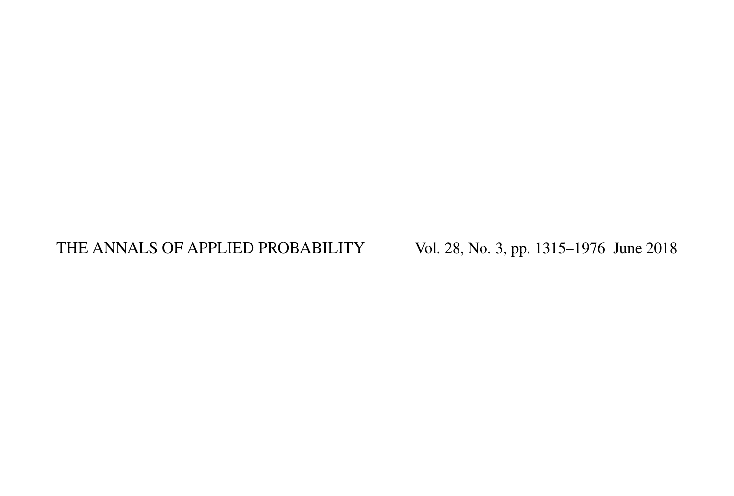THE ANNALS OF APPLIED PROBABILITY Vol. 28, No. 3, pp. 1315–1976 June 2018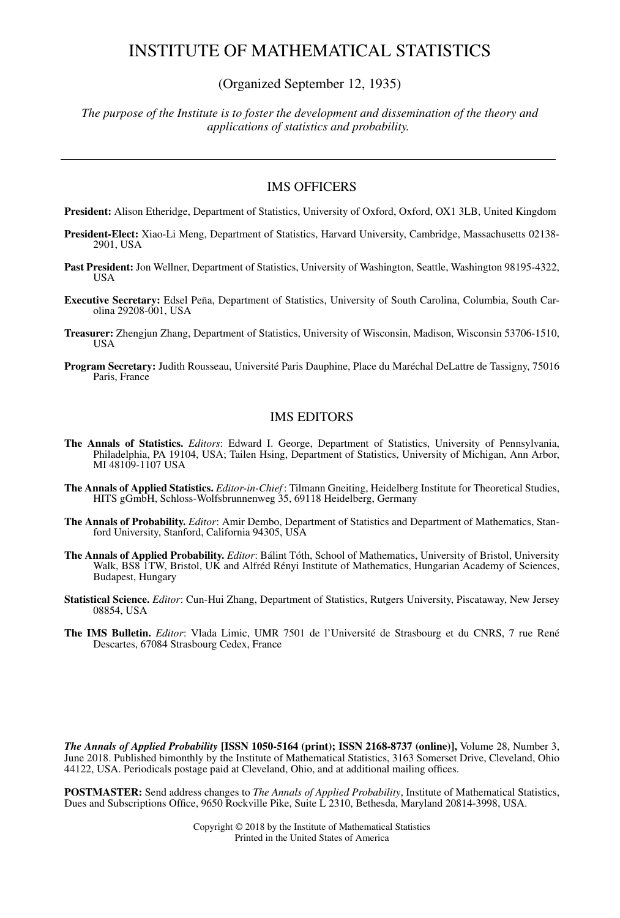# INSTITUTE OF MATHEMATICAL STATISTICS

(Organized September 12, 1935)

*The purpose of the Institute is to foster the development and dissemination of the theory and applications of statistics and probability.*

---

## IMS OFFICERS

**President:** Alison Etheridge, Department of Statistics, University of Oxford, Oxford, OX1 3LB, United Kingdom

**President-Elect:** Xiao-Li Meng, Department of Statistics, Harvard University, Cambridge, Massachusetts 02138-2901, USA

**Past President:** Jon Wellner, Department of Statistics, University of Washington, Seattle, Washington 98195-4322, USA

**Executive Secretary:** Edsel Peña, Department of Statistics, University of South Carolina, Columbia, South Carolina 29208-001, USA

**Treasurer:** Zhengjun Zhang, Department of Statistics, University of Wisconsin, Madison, Wisconsin 53706-1510, USA

**Program Secretary:** Judith Rousseau, Université Paris Dauphine, Place du Maréchal DeLattre de Tassigny, 75016 Paris, France

## IMS EDITORS

**The Annals of Statistics.** *Editors*: Edward I. George, Department of Statistics, University of Pennsylvania, Philadelphia, PA 19104, USA; Tailen Hsing, Department of Statistics, University of Michigan, Ann Arbor, MI 48109-1107 USA

**The Annals of Applied Statistics.** *Editor-in-Chief*: Tilmann Gneiting, Heidelberg Institute for Theoretical Studies, HITS gGmbH, Schloss-Wolfsbrunnenweg 35, 69118 Heidelberg, Germany

**The Annals of Probability.** *Editor*: Amir Dembo, Department of Statistics and Department of Mathematics, Stanford University, Stanford, California 94305, USA

**The Annals of Applied Probability.** *Editor*: Bálint Tóth, School of Mathematics, University of Bristol, University Walk, BS8 1TW, Bristol, UK and Alfréd Rényi Institute of Mathematics, Hungarian Academy of Sciences, Budapest, Hungary

**Statistical Science.** *Editor*: Cun-Hui Zhang, Department of Statistics, Rutgers University, Piscataway, New Jersey 08854, USA

**The IMS Bulletin.** *Editor*: Vlada Limic, UMR 7501 de l'Université de Strasbourg et du CNRS, 7 rue René Descartes, 67084 Strasbourg Cedex, France

***The Annals of Applied Probability*** **[ISSN 1050-5164 (print); ISSN 2168-8737 (online)],** Volume 28, Number 3, June 2018. Published bimonthly by the Institute of Mathematical Statistics, 3163 Somerset Drive, Cleveland, Ohio 44122, USA. Periodicals postage paid at Cleveland, Ohio, and at additional mailing offices.

**POSTMASTER:** Send address changes to *The Annals of Applied Probability*, Institute of Mathematical Statistics, Dues and Subscriptions Office, 9650 Rockville Pike, Suite L 2310, Bethesda, Maryland 20814-3998, USA.

Copyright © 2018 by the Institute of Mathematical Statistics
Printed in the United States of America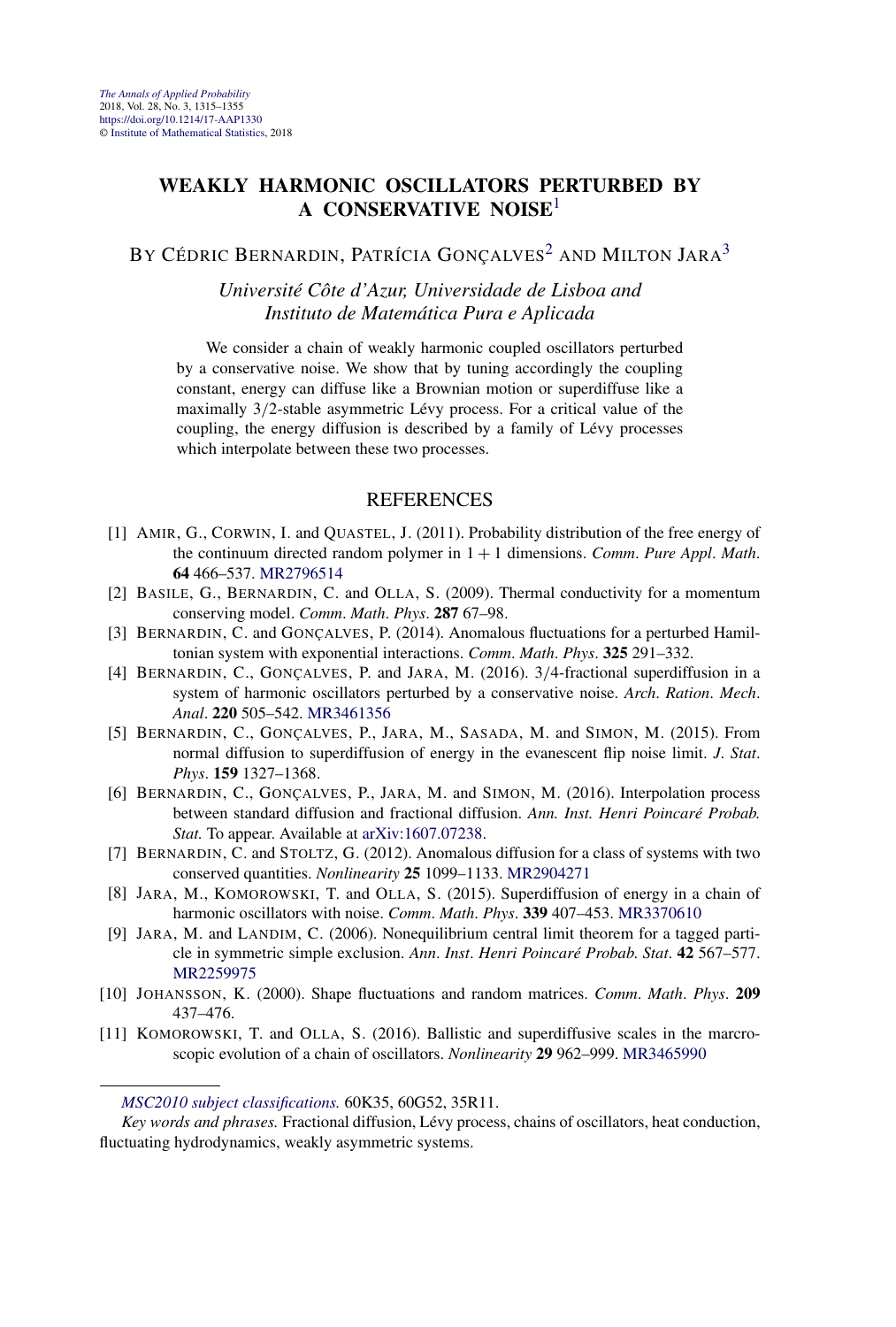# WEAKLY HARMONIC OSCILLATORS PERTURBED BY A CONSERVATIVE NOISE[1]

BY CÉDRIC BERNARDIN, PATRÍCIA GONÇALVES[2] AND MILTON JARA[3]

*Université Côte d'Azur, Universidade de Lisboa and Instituto de Matemática Pura e Aplicada*

We consider a chain of weakly harmonic coupled oscillators perturbed by a conservative noise. We show that by tuning accordingly the coupling constant, energy can diffuse like a Brownian motion or superdiffuse like a maximally 3/2-stable asymmetric Lévy process. For a critical value of the coupling, the energy diffusion is described by a family of Lévy processes which interpolate between these two processes.

## REFERENCES

[1] AMIR, G., CORWIN, I. and QUASTEL, J. (2011). Probability distribution of the free energy of the continuum directed random polymer in $1+1$ dimensions. *Comm. Pure Appl. Math.* **64** 466–537. MR2796514

[2] BASILE, G., BERNARDIN, C. and OLLA, S. (2009). Thermal conductivity for a momentum conserving model. *Comm. Math. Phys.* **287** 67–98.

[3] BERNARDIN, C. and GONÇALVES, P. (2014). Anomalous fluctuations for a perturbed Hamiltonian system with exponential interactions. *Comm. Math. Phys.* **325** 291–332.

[4] BERNARDIN, C., GONÇALVES, P. and JARA, M. (2016). 3/4-fractional superdiffusion in a system of harmonic oscillators perturbed by a conservative noise. *Arch. Ration. Mech. Anal.* **220** 505–542. MR3461356

[5] BERNARDIN, C., GONÇALVES, P., JARA, M., SASADA, M. and SIMON, M. (2015). From normal diffusion to superdiffusion of energy in the evanescent flip noise limit. *J. Stat. Phys.* **159** 1327–1368.

[6] BERNARDIN, C., GONÇALVES, P., JARA, M. and SIMON, M. (2016). Interpolation process between standard diffusion and fractional diffusion. *Ann. Inst. Henri Poincaré Probab. Stat.* To appear. Available at arXiv:1607.07238.

[7] BERNARDIN, C. and STOLTZ, G. (2012). Anomalous diffusion for a class of systems with two conserved quantities. *Nonlinearity* **25** 1099–1133. MR2904271

[8] JARA, M., KOMOROWSKI, T. and OLLA, S. (2015). Superdiffusion of energy in a chain of harmonic oscillators with noise. *Comm. Math. Phys.* **339** 407–453. MR3370610

[9] JARA, M. and LANDIM, C. (2006). Nonequilibrium central limit theorem for a tagged particle in symmetric simple exclusion. *Ann. Inst. Henri Poincaré Probab. Stat.* **42** 567–577. MR2259975

[10] JOHANSSON, K. (2000). Shape fluctuations and random matrices. *Comm. Math. Phys.* **209** 437–476.

[11] KOMOROWSKI, T. and OLLA, S. (2016). Ballistic and superdiffusive scales in the marcroscopic evolution of a chain of oscillators. *Nonlinearity* **29** 962–999. MR3465990

---

*MSC2010 subject classifications.* 60K35, 60G52, 35R11.

*Key words and phrases.* Fractional diffusion, Lévy process, chains of oscillators, heat conduction, fluctuating hydrodynamics, weakly asymmetric systems.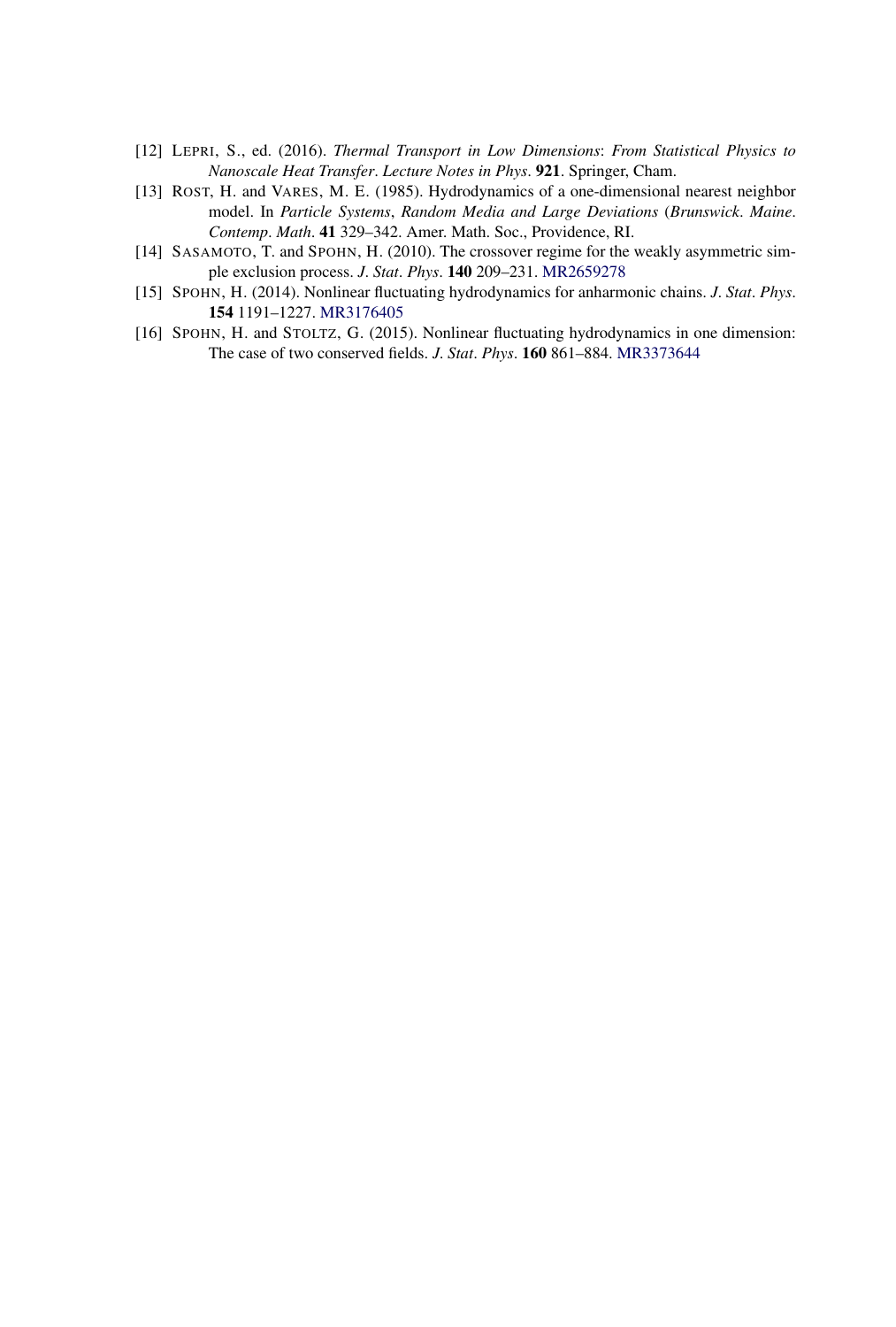[12] LEPRI, S., ed. (2016). *Thermal Transport in Low Dimensions*: *From Statistical Physics to Nanoscale Heat Transfer*. *Lecture Notes in Phys*. **921**. Springer, Cham.

[13] ROST, H. and VARES, M. E. (1985). Hydrodynamics of a one-dimensional nearest neighbor model. In *Particle Systems*, *Random Media and Large Deviations* (*Brunswick*. *Maine*. *Contemp*. *Math*. **41** 329–342. Amer. Math. Soc., Providence, RI.

[14] SASAMOTO, T. and SPOHN, H. (2010). The crossover regime for the weakly asymmetric simple exclusion process. *J*. *Stat*. *Phys*. **140** 209–231. MR2659278

[15] SPOHN, H. (2014). Nonlinear fluctuating hydrodynamics for anharmonic chains. *J*. *Stat*. *Phys*. **154** 1191–1227. MR3176405

[16] SPOHN, H. and STOLTZ, G. (2015). Nonlinear fluctuating hydrodynamics in one dimension: The case of two conserved fields. *J*. *Stat*. *Phys*. **160** 861–884. MR3373644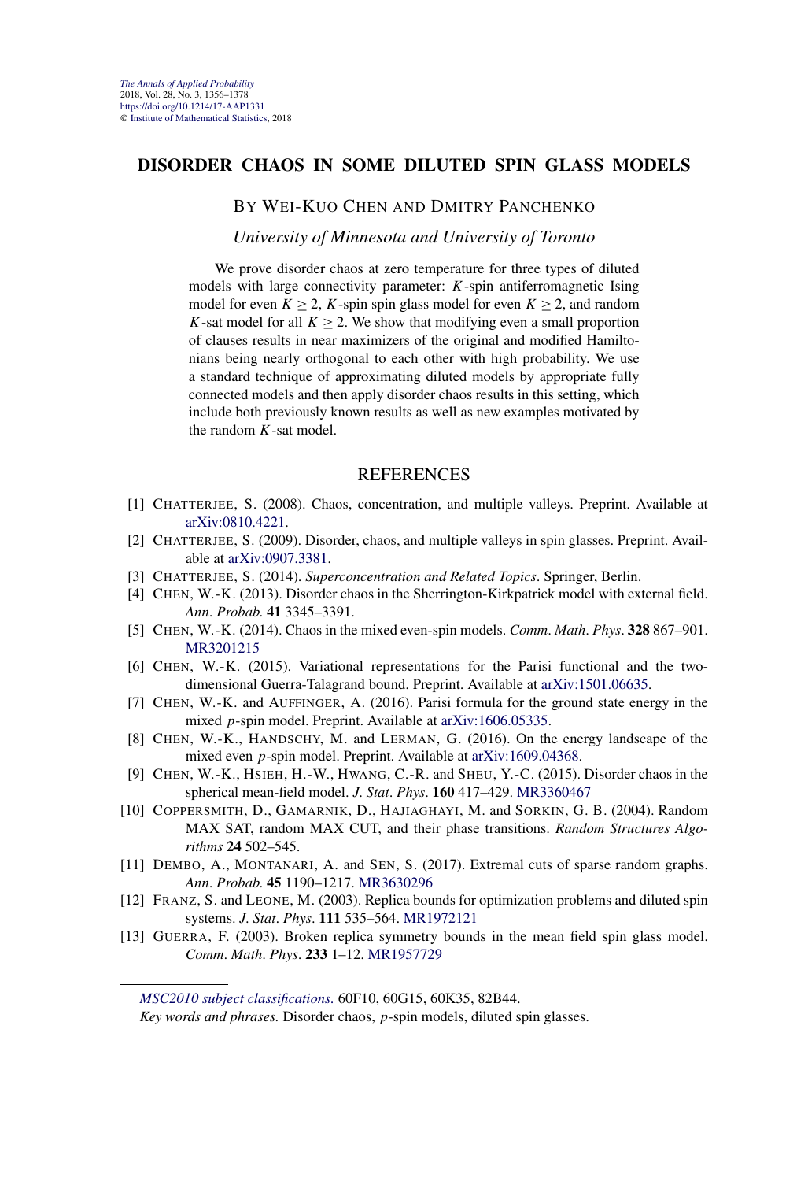# DISORDER CHAOS IN SOME DILUTED SPIN GLASS MODELS

BY WEI-KUO CHEN AND DMITRY PANCHENKO

*University of Minnesota and University of Toronto*

We prove disorder chaos at zero temperature for three types of diluted models with large connectivity parameter: $K$-spin antiferromagnetic Ising model for even $K \geq 2$, $K$-spin spin glass model for even $K \geq 2$, and random $K$-sat model for all $K \geq 2$. We show that modifying even a small proportion of clauses results in near maximizers of the original and modified Hamiltonians being nearly orthogonal to each other with high probability. We use a standard technique of approximating diluted models by appropriate fully connected models and then apply disorder chaos results in this setting, which include both previously known results as well as new examples motivated by the random $K$-sat model.

## REFERENCES

[1] CHATTERJEE, S. (2008). Chaos, concentration, and multiple valleys. Preprint. Available at arXiv:0810.4221.

[2] CHATTERJEE, S. (2009). Disorder, chaos, and multiple valleys in spin glasses. Preprint. Available at arXiv:0907.3381.

[3] CHATTERJEE, S. (2014). *Superconcentration and Related Topics*. Springer, Berlin.

[4] CHEN, W.-K. (2013). Disorder chaos in the Sherrington-Kirkpatrick model with external field. *Ann. Probab.* **41** 3345–3391.

[5] CHEN, W.-K. (2014). Chaos in the mixed even-spin models. *Comm. Math. Phys.* **328** 867–901. MR3201215

[6] CHEN, W.-K. (2015). Variational representations for the Parisi functional and the two-dimensional Guerra-Talagrand bound. Preprint. Available at arXiv:1501.06635.

[7] CHEN, W.-K. and AUFFINGER, A. (2016). Parisi formula for the ground state energy in the mixed $p$-spin model. Preprint. Available at arXiv:1606.05335.

[8] CHEN, W.-K., HANDSCHY, M. and LERMAN, G. (2016). On the energy landscape of the mixed even $p$-spin model. Preprint. Available at arXiv:1609.04368.

[9] CHEN, W.-K., HSIEH, H.-W., HWANG, C.-R. and SHEU, Y.-C. (2015). Disorder chaos in the spherical mean-field model. *J. Stat. Phys.* **160** 417–429. MR3360467

[10] COPPERSMITH, D., GAMARNIK, D., HAJIAGHAYI, M. and SORKIN, G. B. (2004). Random MAX SAT, random MAX CUT, and their phase transitions. *Random Structures Algorithms* **24** 502–545.

[11] DEMBO, A., MONTANARI, A. and SEN, S. (2017). Extremal cuts of sparse random graphs. *Ann. Probab.* **45** 1190–1217. MR3630296

[12] FRANZ, S. and LEONE, M. (2003). Replica bounds for optimization problems and diluted spin systems. *J. Stat. Phys.* **111** 535–564. MR1972121

[13] GUERRA, F. (2003). Broken replica symmetry bounds in the mean field spin glass model. *Comm. Math. Phys.* **233** 1–12. MR1957729

*MSC2010 subject classifications.* 60F10, 60G15, 60K35, 82B44.

*Key words and phrases.* Disorder chaos, $p$-spin models, diluted spin glasses.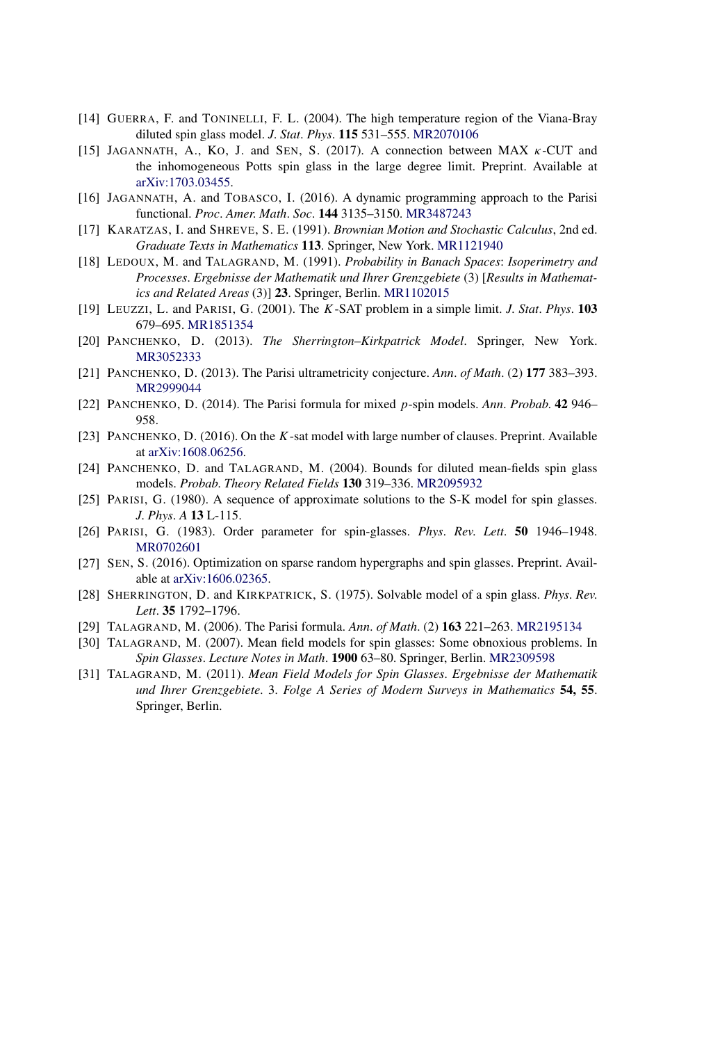[14] GUERRA, F. and TONINELLI, F. L. (2004). The high temperature region of the Viana-Bray diluted spin glass model. *J. Stat. Phys.* **115** 531–555. MR2070106

[15] JAGANNATH, A., KO, J. and SEN, S. (2017). A connection between MAX $\kappa$-CUT and the inhomogeneous Potts spin glass in the large degree limit. Preprint. Available at arXiv:1703.03455.

[16] JAGANNATH, A. and TOBASCO, I. (2016). A dynamic programming approach to the Parisi functional. *Proc. Amer. Math. Soc.* **144** 3135–3150. MR3487243

[17] KARATZAS, I. and SHREVE, S. E. (1991). *Brownian Motion and Stochastic Calculus*, 2nd ed. *Graduate Texts in Mathematics* **113**. Springer, New York. MR1121940

[18] LEDOUX, M. and TALAGRAND, M. (1991). *Probability in Banach Spaces: Isoperimetry and Processes*. *Ergebnisse der Mathematik und Ihrer Grenzgebiete* (3) [*Results in Mathematics and Related Areas* (3)] **23**. Springer, Berlin. MR1102015

[19] LEUZZI, L. and PARISI, G. (2001). The $K$-SAT problem in a simple limit. *J. Stat. Phys.* **103** 679–695. MR1851354

[20] PANCHENKO, D. (2013). *The Sherrington–Kirkpatrick Model*. Springer, New York. MR3052333

[21] PANCHENKO, D. (2013). The Parisi ultrametricity conjecture. *Ann. of Math.* (2) **177** 383–393. MR2999044

[22] PANCHENKO, D. (2014). The Parisi formula for mixed $p$-spin models. *Ann. Probab.* **42** 946–958.

[23] PANCHENKO, D. (2016). On the $K$-sat model with large number of clauses. Preprint. Available at arXiv:1608.06256.

[24] PANCHENKO, D. and TALAGRAND, M. (2004). Bounds for diluted mean-fields spin glass models. *Probab. Theory Related Fields* **130** 319–336. MR2095932

[25] PARISI, G. (1980). A sequence of approximate solutions to the S-K model for spin glasses. *J. Phys. A* **13** L-115.

[26] PARISI, G. (1983). Order parameter for spin-glasses. *Phys. Rev. Lett.* **50** 1946–1948. MR0702601

[27] SEN, S. (2016). Optimization on sparse random hypergraphs and spin glasses. Preprint. Available at arXiv:1606.02365.

[28] SHERRINGTON, D. and KIRKPATRICK, S. (1975). Solvable model of a spin glass. *Phys. Rev. Lett.* **35** 1792–1796.

[29] TALAGRAND, M. (2006). The Parisi formula. *Ann. of Math.* (2) **163** 221–263. MR2195134

[30] TALAGRAND, M. (2007). Mean field models for spin glasses: Some obnoxious problems. In *Spin Glasses*. *Lecture Notes in Math.* **1900** 63–80. Springer, Berlin. MR2309598

[31] TALAGRAND, M. (2011). *Mean Field Models for Spin Glasses*. *Ergebnisse der Mathematik und Ihrer Grenzgebiete*. 3. *Folge A Series of Modern Surveys in Mathematics* **54, 55**. Springer, Berlin.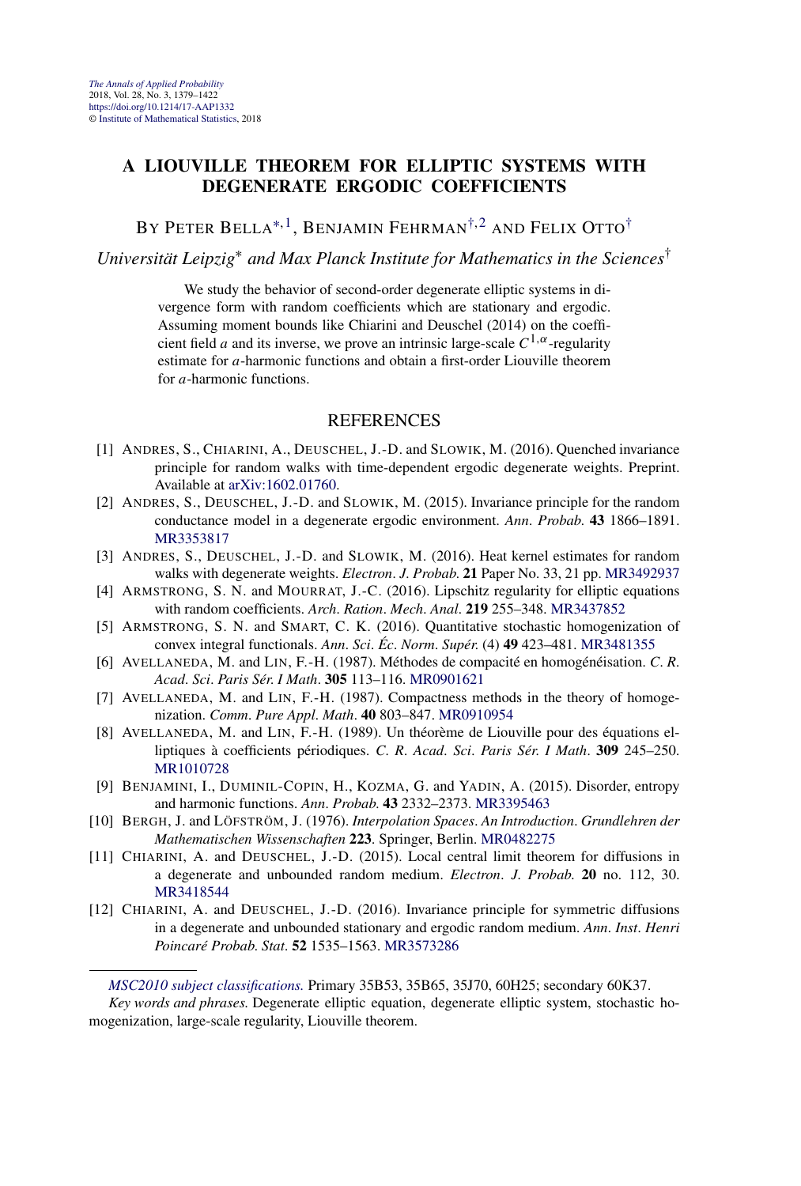# A LIOUVILLE THEOREM FOR ELLIPTIC SYSTEMS WITH DEGENERATE ERGODIC COEFFICIENTS

BY PETER BELLA[*,1], BENJAMIN FEHRMAN[†,2] AND FELIX OTTO[†]

*Universität Leipzig[*] and Max Planck Institute for Mathematics in the Sciences[†]*

We study the behavior of second-order degenerate elliptic systems in divergence form with random coefficients which are stationary and ergodic. Assuming moment bounds like Chiarini and Deuschel (2014) on the coefficient field $a$ and its inverse, we prove an intrinsic large-scale $C^{1,\alpha}$-regularity estimate for $a$-harmonic functions and obtain a first-order Liouville theorem for $a$-harmonic functions.

## REFERENCES

[1] ANDRES, S., CHIARINI, A., DEUSCHEL, J.-D. and SLOWIK, M. (2016). Quenched invariance principle for random walks with time-dependent ergodic degenerate weights. Preprint. Available at arXiv:1602.01760.

[2] ANDRES, S., DEUSCHEL, J.-D. and SLOWIK, M. (2015). Invariance principle for the random conductance model in a degenerate ergodic environment. *Ann. Probab.* **43** 1866–1891. MR3353817

[3] ANDRES, S., DEUSCHEL, J.-D. and SLOWIK, M. (2016). Heat kernel estimates for random walks with degenerate weights. *Electron. J. Probab.* **21** Paper No. 33, 21 pp. MR3492937

[4] ARMSTRONG, S. N. and MOURRAT, J.-C. (2016). Lipschitz regularity for elliptic equations with random coefficients. *Arch. Ration. Mech. Anal.* **219** 255–348. MR3437852

[5] ARMSTRONG, S. N. and SMART, C. K. (2016). Quantitative stochastic homogenization of convex integral functionals. *Ann. Sci. Éc. Norm. Supér.* (4) **49** 423–481. MR3481355

[6] AVELLANEDA, M. and LIN, F.-H. (1987). Méthodes de compacité en homogénéisation. *C. R. Acad. Sci. Paris Sér. I Math.* **305** 113–116. MR0901621

[7] AVELLANEDA, M. and LIN, F.-H. (1987). Compactness methods in the theory of homogenization. *Comm. Pure Appl. Math.* **40** 803–847. MR0910954

[8] AVELLANEDA, M. and LIN, F.-H. (1989). Un théorème de Liouville pour des équations elliptiques à coefficients périodiques. *C. R. Acad. Sci. Paris Sér. I Math.* **309** 245–250. MR1010728

[9] BENJAMINI, I., DUMINIL-COPIN, H., KOZMA, G. and YADIN, A. (2015). Disorder, entropy and harmonic functions. *Ann. Probab.* **43** 2332–2373. MR3395463

[10] BERGH, J. and LÖFSTRÖM, J. (1976). *Interpolation Spaces. An Introduction. Grundlehren der Mathematischen Wissenschaften* **223**. Springer, Berlin. MR0482275

[11] CHIARINI, A. and DEUSCHEL, J.-D. (2015). Local central limit theorem for diffusions in a degenerate and unbounded random medium. *Electron. J. Probab.* **20** no. 112, 30. MR3418544

[12] CHIARINI, A. and DEUSCHEL, J.-D. (2016). Invariance principle for symmetric diffusions in a degenerate and unbounded stationary and ergodic random medium. *Ann. Inst. Henri Poincaré Probab. Stat.* **52** 1535–1563. MR3573286

*MSC2010 subject classifications.* Primary 35B53, 35B65, 35J70, 60H25; secondary 60K37.

*Key words and phrases.* Degenerate elliptic equation, degenerate elliptic system, stochastic homogenization, large-scale regularity, Liouville theorem.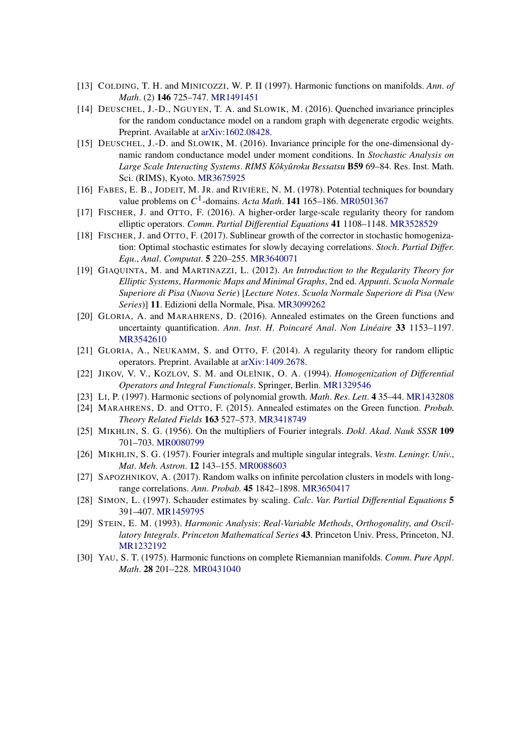[13] Colding, T. H. and Minicozzi, W. P. II (1997). Harmonic functions on manifolds. *Ann. of Math.* (2) **146** 725–747. MR1491451

[14] Deuschel, J.-D., Nguyen, T. A. and Slowik, M. (2016). Quenched invariance principles for the random conductance model on a random graph with degenerate ergodic weights. Preprint. Available at arXiv:1602.08428.

[15] Deuschel, J.-D. and Slowik, M. (2016). Invariance principle for the one-dimensional dynamic random conductance model under moment conditions. In *Stochastic Analysis on Large Scale Interacting Systems*. *RIMS Kôkyûroku Bessatsu* **B59** 69–84. Res. Inst. Math. Sci. (RIMS), Kyoto. MR3675925

[16] Fabes, E. B., Jodeit, M. Jr. and Rivière, N. M. (1978). Potential techniques for boundary value problems on $C^1$-domains. *Acta Math.* **141** 165–186. MR0501367

[17] Fischer, J. and Otto, F. (2016). A higher-order large-scale regularity theory for random elliptic operators. *Comm. Partial Differential Equations* **41** 1108–1148. MR3528529

[18] Fischer, J. and Otto, F. (2017). Sublinear growth of the corrector in stochastic homogenization: Optimal stochastic estimates for slowly decaying correlations. *Stoch. Partial Differ. Equ., Anal. Computat.* **5** 220–255. MR3640071

[19] Giaquinta, M. and Martinazzi, L. (2012). *An Introduction to the Regularity Theory for Elliptic Systems, Harmonic Maps and Minimal Graphs*, 2nd ed. *Appunti. Scuola Normale Superiore di Pisa (Nuova Serie) [Lecture Notes. Scuola Normale Superiore di Pisa (New Series)]* **11**. Edizioni della Normale, Pisa. MR3099262

[20] Gloria, A. and Marahrens, D. (2016). Annealed estimates on the Green functions and uncertainty quantification. *Ann. Inst. H. Poincaré Anal. Non Linéaire* **33** 1153–1197. MR3542610

[21] Gloria, A., Neukamm, S. and Otto, F. (2014). A regularity theory for random elliptic operators. Preprint. Available at arXiv:1409.2678.

[22] Jikov, V. V., Kozlov, S. M. and Oleĭnik, O. A. (1994). *Homogenization of Differential Operators and Integral Functionals*. Springer, Berlin. MR1329546

[23] Li, P. (1997). Harmonic sections of polynomial growth. *Math. Res. Lett.* **4** 35–44. MR1432808

[24] Marahrens, D. and Otto, F. (2015). Annealed estimates on the Green function. *Probab. Theory Related Fields* **163** 527–573. MR3418749

[25] Mikhlin, S. G. (1956). On the multipliers of Fourier integrals. *Dokl. Akad. Nauk SSSR* **109** 701–703. MR0080799

[26] Mikhlin, S. G. (1957). Fourier integrals and multiple singular integrals. *Vestn. Leningr. Univ., Mat. Meh. Astron.* **12** 143–155. MR0088603

[27] Sapozhnikov, A. (2017). Random walks on infinite percolation clusters in models with long-range correlations. *Ann. Probab.* **45** 1842–1898. MR3650417

[28] Simon, L. (1997). Schauder estimates by scaling. *Calc. Var. Partial Differential Equations* **5** 391–407. MR1459795

[29] Stein, E. M. (1993). *Harmonic Analysis: Real-Variable Methods, Orthogonality, and Oscillatory Integrals*. *Princeton Mathematical Series* **43**. Princeton Univ. Press, Princeton, NJ. MR1232192

[30] Yau, S. T. (1975). Harmonic functions on complete Riemannian manifolds. *Comm. Pure Appl. Math.* **28** 201–228. MR0431040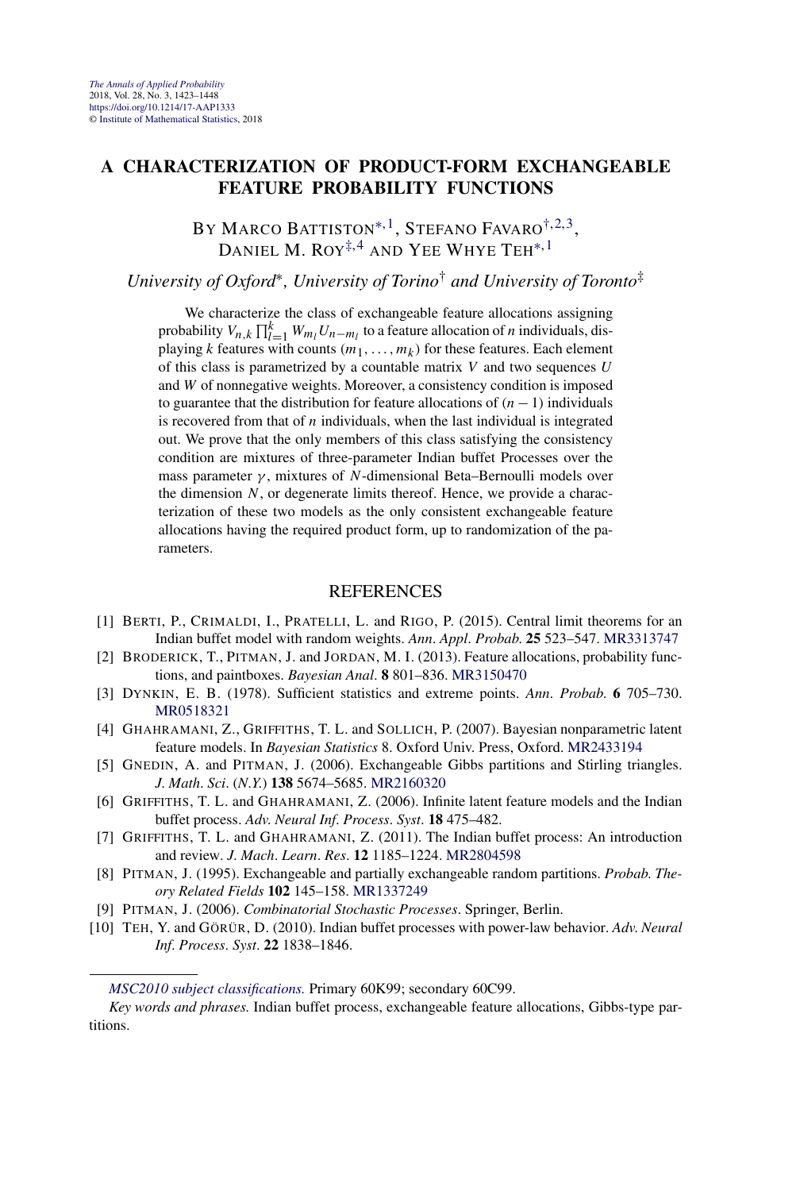# A CHARACTERIZATION OF PRODUCT-FORM EXCHANGEABLE FEATURE PROBABILITY FUNCTIONS

BY MARCO BATTISTON[*,1], STEFANO FAVARO[†,2,3], DANIEL M. ROY[‡,4] AND YEE WHYE TEH[*,1]

*University of Oxford*[*], *University of Torino*[†] *and University of Toronto*[‡]

We characterize the class of exchangeable feature allocations assigning probability $V_{n,k}\prod_{l=1}^{k}W_{m_l}U_{n-m_l}$ to a feature allocation of $n$ individuals, displaying $k$ features with counts $(m_1,\dots,m_k)$ for these features. Each element of this class is parametrized by a countable matrix $V$ and two sequences $U$ and $W$ of nonnegative weights. Moreover, a consistency condition is imposed to guarantee that the distribution for feature allocations of $(n-1)$ individuals is recovered from that of $n$ individuals, when the last individual is integrated out. We prove that the only members of this class satisfying the consistency condition are mixtures of three-parameter Indian buffet Processes over the mass parameter $\gamma$, mixtures of $N$-dimensional Beta–Bernoulli models over the dimension $N$, or degenerate limits thereof. Hence, we provide a characterization of these two models as the only consistent exchangeable feature allocations having the required product form, up to randomization of the parameters.

## REFERENCES

[1] BERTI, P., CRIMALDI, I., PRATELLI, L. and RIGO, P. (2015). Central limit theorems for an Indian buffet model with random weights. *Ann. Appl. Probab.* **25** 523–547. MR3313747

[2] BRODERICK, T., PITMAN, J. and JORDAN, M. I. (2013). Feature allocations, probability functions, and paintboxes. *Bayesian Anal.* **8** 801–836. MR3150470

[3] DYNKIN, E. B. (1978). Sufficient statistics and extreme points. *Ann. Probab.* **6** 705–730. MR0518321

[4] GHAHRAMANI, Z., GRIFFITHS, T. L. and SOLLICH, P. (2007). Bayesian nonparametric latent feature models. In *Bayesian Statistics* 8. Oxford Univ. Press, Oxford. MR2433194

[5] GNEDIN, A. and PITMAN, J. (2006). Exchangeable Gibbs partitions and Stirling triangles. *J. Math. Sci.* (*N.Y.*) **138** 5674–5685. MR2160320

[6] GRIFFITHS, T. L. and GHAHRAMANI, Z. (2006). Infinite latent feature models and the Indian buffet process. *Adv. Neural Inf. Process. Syst.* **18** 475–482.

[7] GRIFFITHS, T. L. and GHAHRAMANI, Z. (2011). The Indian buffet process: An introduction and review. *J. Mach. Learn. Res.* **12** 1185–1224. MR2804598

[8] PITMAN, J. (1995). Exchangeable and partially exchangeable random partitions. *Probab. Theory Related Fields* **102** 145–158. MR1337249

[9] PITMAN, J. (2006). *Combinatorial Stochastic Processes*. Springer, Berlin.

[10] TEH, Y. and GÖRÜR, D. (2010). Indian buffet processes with power-law behavior. *Adv. Neural Inf. Process. Syst.* **22** 1838–1846.

*MSC2010 subject classifications.* Primary 60K99; secondary 60C99.

*Key words and phrases.* Indian buffet process, exchangeable feature allocations, Gibbs-type partitions.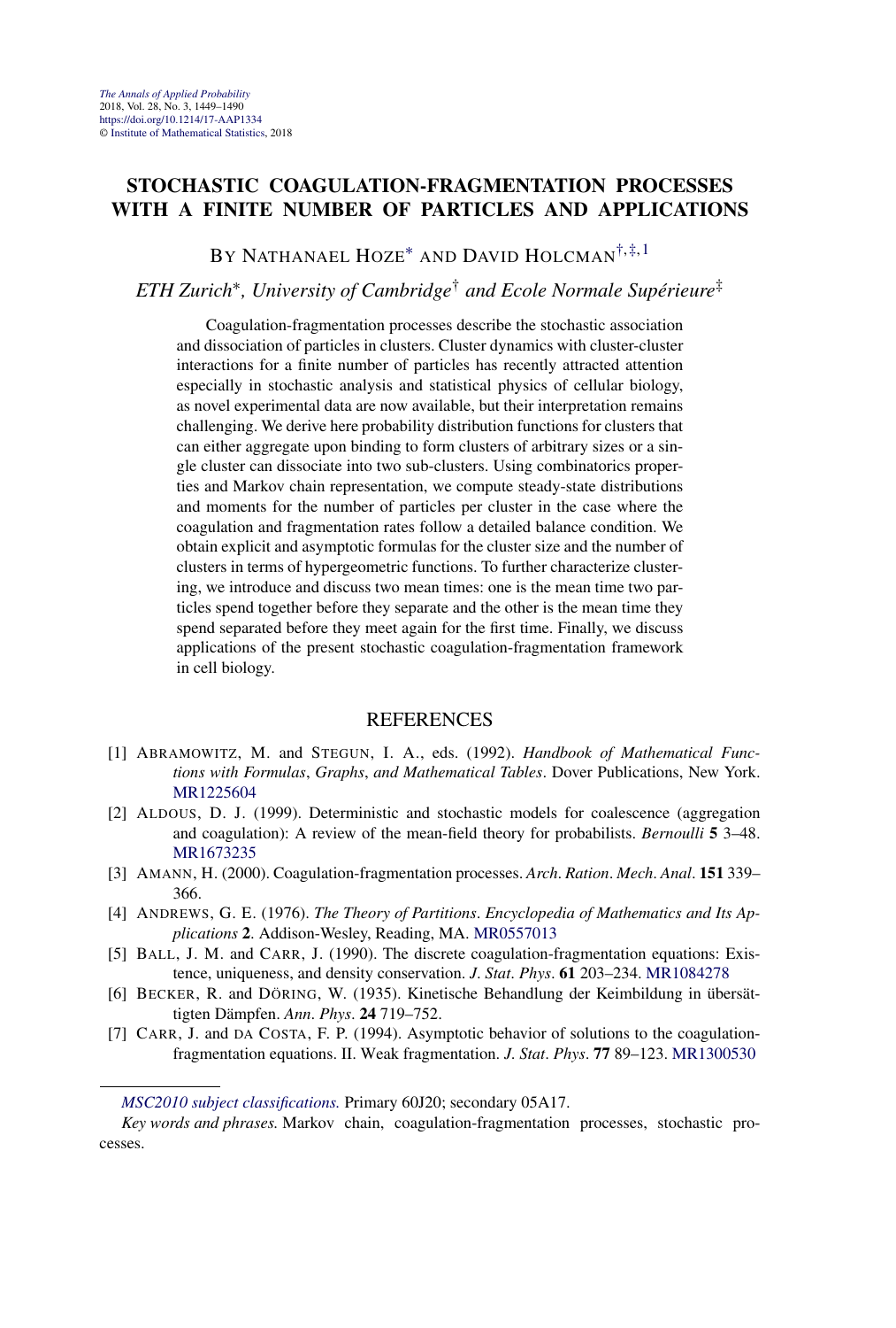*The Annals of Applied Probability*
2018, Vol. 28, No. 3, 1449–1490
https://doi.org/10.1214/17-AAP1334
© Institute of Mathematical Statistics, 2018

# STOCHASTIC COAGULATION-FRAGMENTATION PROCESSES WITH A FINITE NUMBER OF PARTICLES AND APPLICATIONS

BY NATHANAEL HOZE[*] AND DAVID HOLCMAN[†,‡,1]

*ETH Zurich*[*], *University of Cambridge*[†] *and Ecole Normale Supérieure*[‡]

Coagulation-fragmentation processes describe the stochastic association and dissociation of particles in clusters. Cluster dynamics with cluster-cluster interactions for a finite number of particles has recently attracted attention especially in stochastic analysis and statistical physics of cellular biology, as novel experimental data are now available, but their interpretation remains challenging. We derive here probability distribution functions for clusters that can either aggregate upon binding to form clusters of arbitrary sizes or a single cluster can dissociate into two sub-clusters. Using combinatorics properties and Markov chain representation, we compute steady-state distributions and moments for the number of particles per cluster in the case where the coagulation and fragmentation rates follow a detailed balance condition. We obtain explicit and asymptotic formulas for the cluster size and the number of clusters in terms of hypergeometric functions. To further characterize clustering, we introduce and discuss two mean times: one is the mean time two particles spend together before they separate and the other is the mean time they spend separated before they meet again for the first time. Finally, we discuss applications of the present stochastic coagulation-fragmentation framework in cell biology.

## REFERENCES

[1] ABRAMOWITZ, M. and STEGUN, I. A., eds. (1992). *Handbook of Mathematical Functions with Formulas, Graphs, and Mathematical Tables*. Dover Publications, New York. MR1225604

[2] ALDOUS, D. J. (1999). Deterministic and stochastic models for coalescence (aggregation and coagulation): A review of the mean-field theory for probabilists. *Bernoulli* **5** 3–48. MR1673235

[3] AMANN, H. (2000). Coagulation-fragmentation processes. *Arch. Ration. Mech. Anal.* **151** 339–366.

[4] ANDREWS, G. E. (1976). *The Theory of Partitions*. *Encyclopedia of Mathematics and Its Applications* **2**. Addison-Wesley, Reading, MA. MR0557013

[5] BALL, J. M. and CARR, J. (1990). The discrete coagulation-fragmentation equations: Existence, uniqueness, and density conservation. *J. Stat. Phys.* **61** 203–234. MR1084278

[6] BECKER, R. and DÖRING, W. (1935). Kinetische Behandlung der Keimbildung in übersättigten Dämpfen. *Ann. Phys.* **24** 719–752.

[7] CARR, J. and DA COSTA, F. P. (1994). Asymptotic behavior of solutions to the coagulation-fragmentation equations. II. Weak fragmentation. *J. Stat. Phys.* **77** 89–123. MR1300530

*MSC2010 subject classifications.* Primary 60J20; secondary 05A17.

*Key words and phrases.* Markov chain, coagulation-fragmentation processes, stochastic processes.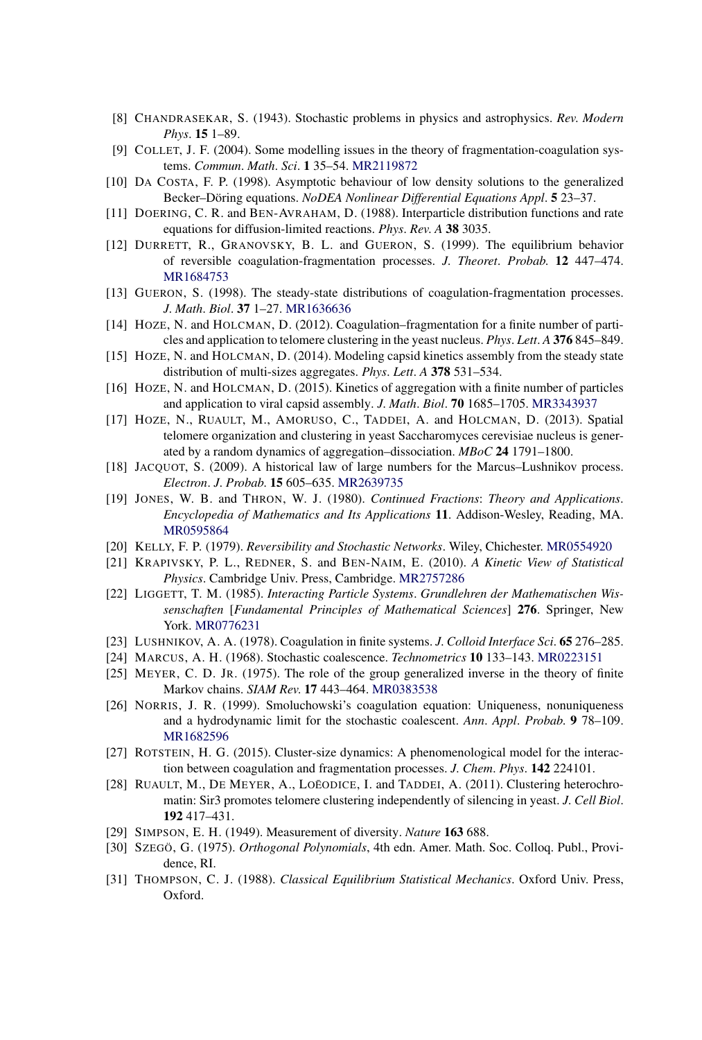[8] CHANDRASEKAR, S. (1943). Stochastic problems in physics and astrophysics. *Rev. Modern Phys.* **15** 1–89.

[9] COLLET, J. F. (2004). Some modelling issues in the theory of fragmentation-coagulation systems. *Commun. Math. Sci.* **1** 35–54. MR2119872

[10] DA COSTA, F. P. (1998). Asymptotic behaviour of low density solutions to the generalized Becker–Döring equations. *NoDEA Nonlinear Differential Equations Appl.* **5** 23–37.

[11] DOERING, C. R. and BEN-AVRAHAM, D. (1988). Interparticle distribution functions and rate equations for diffusion-limited reactions. *Phys. Rev. A* **38** 3035.

[12] DURRETT, R., GRANOVSKY, B. L. and GUERON, S. (1999). The equilibrium behavior of reversible coagulation-fragmentation processes. *J. Theoret. Probab.* **12** 447–474. MR1684753

[13] GUERON, S. (1998). The steady-state distributions of coagulation-fragmentation processes. *J. Math. Biol.* **37** 1–27. MR1636636

[14] HOZE, N. and HOLCMAN, D. (2012). Coagulation–fragmentation for a finite number of particles and application to telomere clustering in the yeast nucleus. *Phys. Lett. A* **376** 845–849.

[15] HOZE, N. and HOLCMAN, D. (2014). Modeling capsid kinetics assembly from the steady state distribution of multi-sizes aggregates. *Phys. Lett. A* **378** 531–534.

[16] HOZE, N. and HOLCMAN, D. (2015). Kinetics of aggregation with a finite number of particles and application to viral capsid assembly. *J. Math. Biol.* **70** 1685–1705. MR3343937

[17] HOZE, N., RUAULT, M., AMORUSO, C., TADDEI, A. and HOLCMAN, D. (2013). Spatial telomere organization and clustering in yeast Saccharomyces cerevisiae nucleus is generated by a random dynamics of aggregation–dissociation. *MBoC* **24** 1791–1800.

[18] JACQUOT, S. (2009). A historical law of large numbers for the Marcus–Lushnikov process. *Electron. J. Probab.* **15** 605–635. MR2639735

[19] JONES, W. B. and THRON, W. J. (1980). *Continued Fractions: Theory and Applications. Encyclopedia of Mathematics and Its Applications* **11**. Addison-Wesley, Reading, MA. MR0595864

[20] KELLY, F. P. (1979). *Reversibility and Stochastic Networks*. Wiley, Chichester. MR0554920

[21] KRAPIVSKY, P. L., REDNER, S. and BEN-NAIM, E. (2010). *A Kinetic View of Statistical Physics*. Cambridge Univ. Press, Cambridge. MR2757286

[22] LIGGETT, T. M. (1985). *Interacting Particle Systems. Grundlehren der Mathematischen Wissenschaften* [*Fundamental Principles of Mathematical Sciences*] **276**. Springer, New York. MR0776231

[23] LUSHNIKOV, A. A. (1978). Coagulation in finite systems. *J. Colloid Interface Sci.* **65** 276–285.

[24] MARCUS, A. H. (1968). Stochastic coalescence. *Technometrics* **10** 133–143. MR0223151

[25] MEYER, C. D. JR. (1975). The role of the group generalized inverse in the theory of finite Markov chains. *SIAM Rev.* **17** 443–464. MR0383538

[26] NORRIS, J. R. (1999). Smoluchowski's coagulation equation: Uniqueness, nonuniqueness and a hydrodynamic limit for the stochastic coalescent. *Ann. Appl. Probab.* **9** 78–109. MR1682596

[27] ROTSTEIN, H. G. (2015). Cluster-size dynamics: A phenomenological model for the interaction between coagulation and fragmentation processes. *J. Chem. Phys.* **142** 224101.

[28] RUAULT, M., DE MEYER, A., LOÏODICE, I. and TADDEI, A. (2011). Clustering heterochromatin: Sir3 promotes telomere clustering independently of silencing in yeast. *J. Cell Biol.* **192** 417–431.

[29] SIMPSON, E. H. (1949). Measurement of diversity. *Nature* **163** 688.

[30] SZEGÖ, G. (1975). *Orthogonal Polynomials*, 4th edn. Amer. Math. Soc. Colloq. Publ., Providence, RI.

[31] THOMPSON, C. J. (1988). *Classical Equilibrium Statistical Mechanics*. Oxford Univ. Press, Oxford.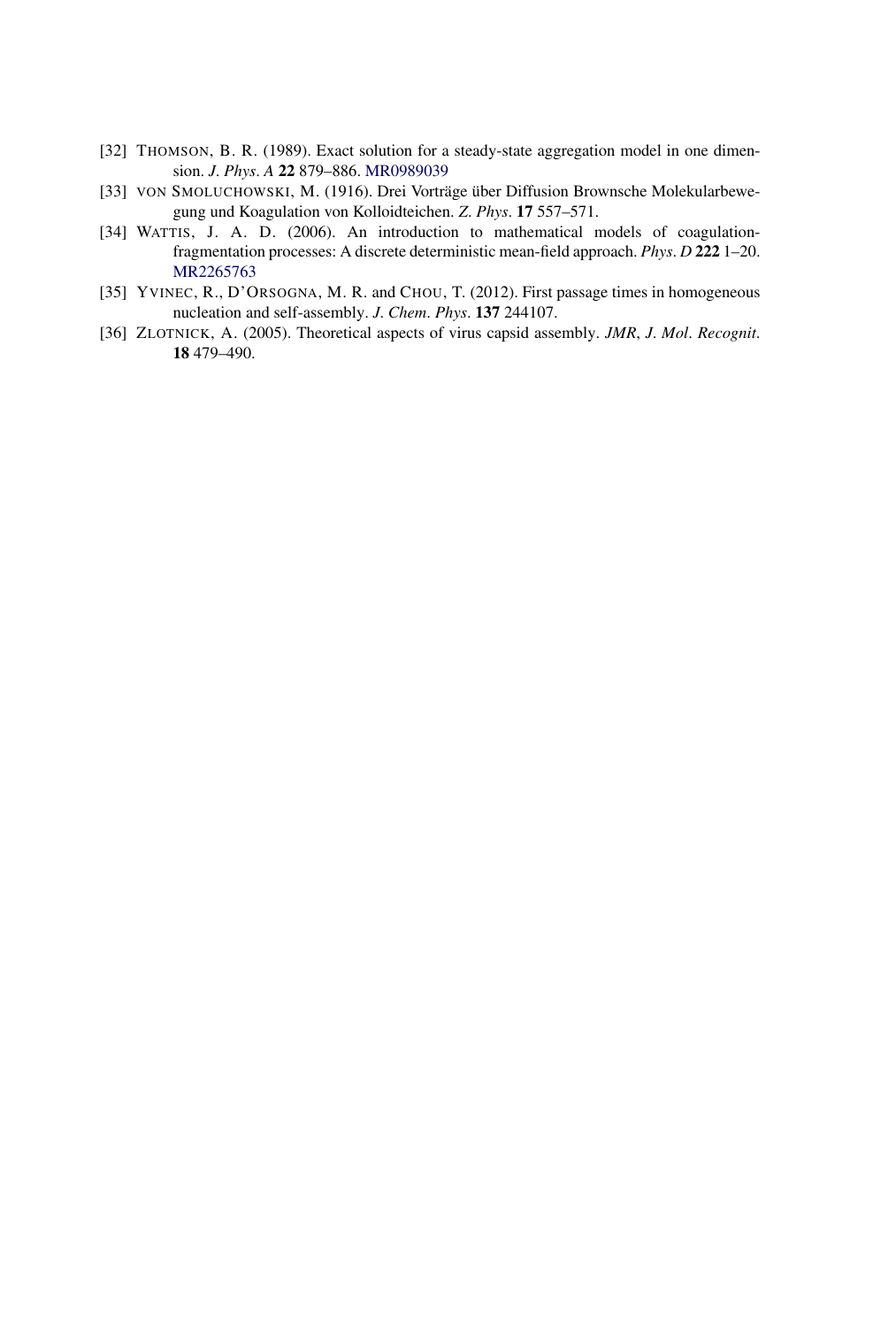[32] THOMSON, B. R. (1989). Exact solution for a steady-state aggregation model in one dimension. *J. Phys. A* **22** 879–886. MR0989039

[33] VON SMOLUCHOWSKI, M. (1916). Drei Vorträge über Diffusion Brownsche Molekularbewegung und Koagulation von Kolloidteichen. *Z. Phys.* **17** 557–571.

[34] WATTIS, J. A. D. (2006). An introduction to mathematical models of coagulation-fragmentation processes: A discrete deterministic mean-field approach. *Phys. D* **222** 1–20. MR2265763

[35] YVINEC, R., D'ORSOGNA, M. R. and CHOU, T. (2012). First passage times in homogeneous nucleation and self-assembly. *J. Chem. Phys.* **137** 244107.

[36] ZLOTNICK, A. (2005). Theoretical aspects of virus capsid assembly. *JMR, J. Mol. Recognit.* **18** 479–490.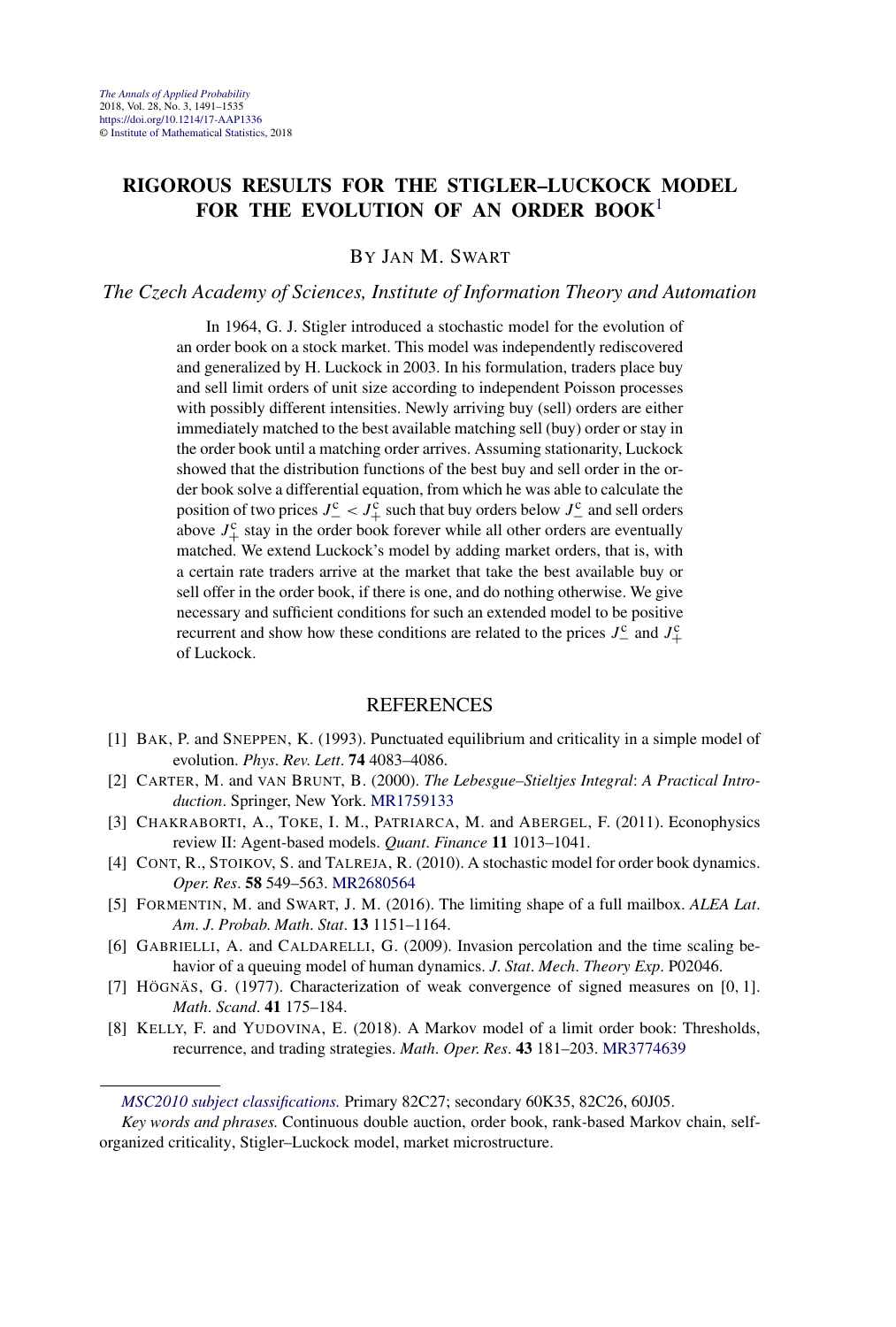# RIGOROUS RESULTS FOR THE STIGLER–LUCKOCK MODEL FOR THE EVOLUTION OF AN ORDER BOOK[1]

BY JAN M. SWART

*The Czech Academy of Sciences, Institute of Information Theory and Automation*

In 1964, G. J. Stigler introduced a stochastic model for the evolution of an order book on a stock market. This model was independently rediscovered and generalized by H. Luckock in 2003. In his formulation, traders place buy and sell limit orders of unit size according to independent Poisson processes with possibly different intensities. Newly arriving buy (sell) orders are either immediately matched to the best available matching sell (buy) order or stay in the order book until a matching order arrives. Assuming stationarity, Luckock showed that the distribution functions of the best buy and sell order in the order book solve a differential equation, from which he was able to calculate the position of two prices $J_-^{\rm c} < J_+^{\rm c}$ such that buy orders below $J_-^{\rm c}$ and sell orders above $J_+^{\rm c}$ stay in the order book forever while all other orders are eventually matched. We extend Luckock's model by adding market orders, that is, with a certain rate traders arrive at the market that take the best available buy or sell offer in the order book, if there is one, and do nothing otherwise. We give necessary and sufficient conditions for such an extended model to be positive recurrent and show how these conditions are related to the prices $J_-^{\rm c}$ and $J_+^{\rm c}$ of Luckock.

## REFERENCES

[1] BAK, P. and SNEPPEN, K. (1993). Punctuated equilibrium and criticality in a simple model of evolution. *Phys. Rev. Lett.* **74** 4083–4086.

[2] CARTER, M. and VAN BRUNT, B. (2000). *The Lebesgue–Stieltjes Integral: A Practical Introduction*. Springer, New York. MR1759133

[3] CHAKRABORTI, A., TOKE, I. M., PATRIARCA, M. and ABERGEL, F. (2011). Econophysics review II: Agent-based models. *Quant. Finance* **11** 1013–1041.

[4] CONT, R., STOIKOV, S. and TALREJA, R. (2010). A stochastic model for order book dynamics. *Oper. Res.* **58** 549–563. MR2680564

[5] FORMENTIN, M. and SWART, J. M. (2016). The limiting shape of a full mailbox. *ALEA Lat. Am. J. Probab. Math. Stat.* **13** 1151–1164.

[6] GABRIELLI, A. and CALDARELLI, G. (2009). Invasion percolation and the time scaling behavior of a queuing model of human dynamics. *J. Stat. Mech. Theory Exp.* P02046.

[7] HÖGNÄS, G. (1977). Characterization of weak convergence of signed measures on [0, 1]. *Math. Scand.* **41** 175–184.

[8] KELLY, F. and YUDOVINA, E. (2018). A Markov model of a limit order book: Thresholds, recurrence, and trading strategies. *Math. Oper. Res.* **43** 181–203. MR3774639

---

*MSC2010 subject classifications.* Primary 82C27; secondary 60K35, 82C26, 60J05.

*Key words and phrases.* Continuous double auction, order book, rank-based Markov chain, self-organized criticality, Stigler–Luckock model, market microstructure.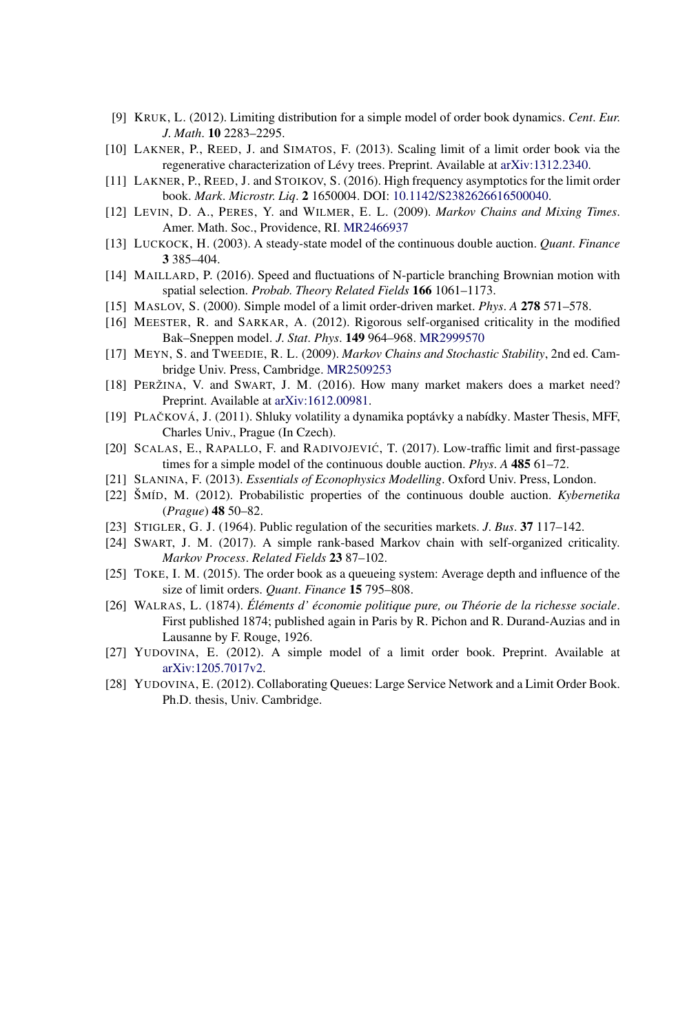[9] Kruk, L. (2012). Limiting distribution for a simple model of order book dynamics. *Cent. Eur. J. Math.* **10** 2283–2295.

[10] Lakner, P., Reed, J. and Simatos, F. (2013). Scaling limit of a limit order book via the regenerative characterization of Lévy trees. Preprint. Available at arXiv:1312.2340.

[11] Lakner, P., Reed, J. and Stoikov, S. (2016). High frequency asymptotics for the limit order book. *Mark. Microstr. Liq.* **2** 1650004. DOI: 10.1142/S2382626616500040.

[12] Levin, D. A., Peres, Y. and Wilmer, E. L. (2009). *Markov Chains and Mixing Times*. Amer. Math. Soc., Providence, RI. MR2466937

[13] Luckock, H. (2003). A steady-state model of the continuous double auction. *Quant. Finance* **3** 385–404.

[14] Maillard, P. (2016). Speed and fluctuations of N-particle branching Brownian motion with spatial selection. *Probab. Theory Related Fields* **166** 1061–1173.

[15] Maslov, S. (2000). Simple model of a limit order-driven market. *Phys. A* **278** 571–578.

[16] Meester, R. and Sarkar, A. (2012). Rigorous self-organised criticality in the modified Bak–Sneppen model. *J. Stat. Phys.* **149** 964–968. MR2999570

[17] Meyn, S. and Tweedie, R. L. (2009). *Markov Chains and Stochastic Stability*, 2nd ed. Cambridge Univ. Press, Cambridge. MR2509253

[18] Peržina, V. and Swart, J. M. (2016). How many market makers does a market need? Preprint. Available at arXiv:1612.00981.

[19] Plačková, J. (2011). Shluky volatility a dynamika poptávky a nabídky. Master Thesis, MFF, Charles Univ., Prague (In Czech).

[20] Scalas, E., Rapallo, F. and Radivojević, T. (2017). Low-traffic limit and first-passage times for a simple model of the continuous double auction. *Phys. A* **485** 61–72.

[21] Slanina, F. (2013). *Essentials of Econophysics Modelling*. Oxford Univ. Press, London.

[22] Šmíd, M. (2012). Probabilistic properties of the continuous double auction. *Kybernetika (Prague)* **48** 50–82.

[23] Stigler, G. J. (1964). Public regulation of the securities markets. *J. Bus.* **37** 117–142.

[24] Swart, J. M. (2017). A simple rank-based Markov chain with self-organized criticality. *Markov Process. Related Fields* **23** 87–102.

[25] Toke, I. M. (2015). The order book as a queueing system: Average depth and influence of the size of limit orders. *Quant. Finance* **15** 795–808.

[26] Walras, L. (1874). *Éléments d' économie politique pure, ou Théorie de la richesse sociale*. First published 1874; published again in Paris by R. Pichon and R. Durand-Auzias and in Lausanne by F. Rouge, 1926.

[27] Yudovina, E. (2012). A simple model of a limit order book. Preprint. Available at arXiv:1205.7017v2.

[28] Yudovina, E. (2012). Collaborating Queues: Large Service Network and a Limit Order Book. Ph.D. thesis, Univ. Cambridge.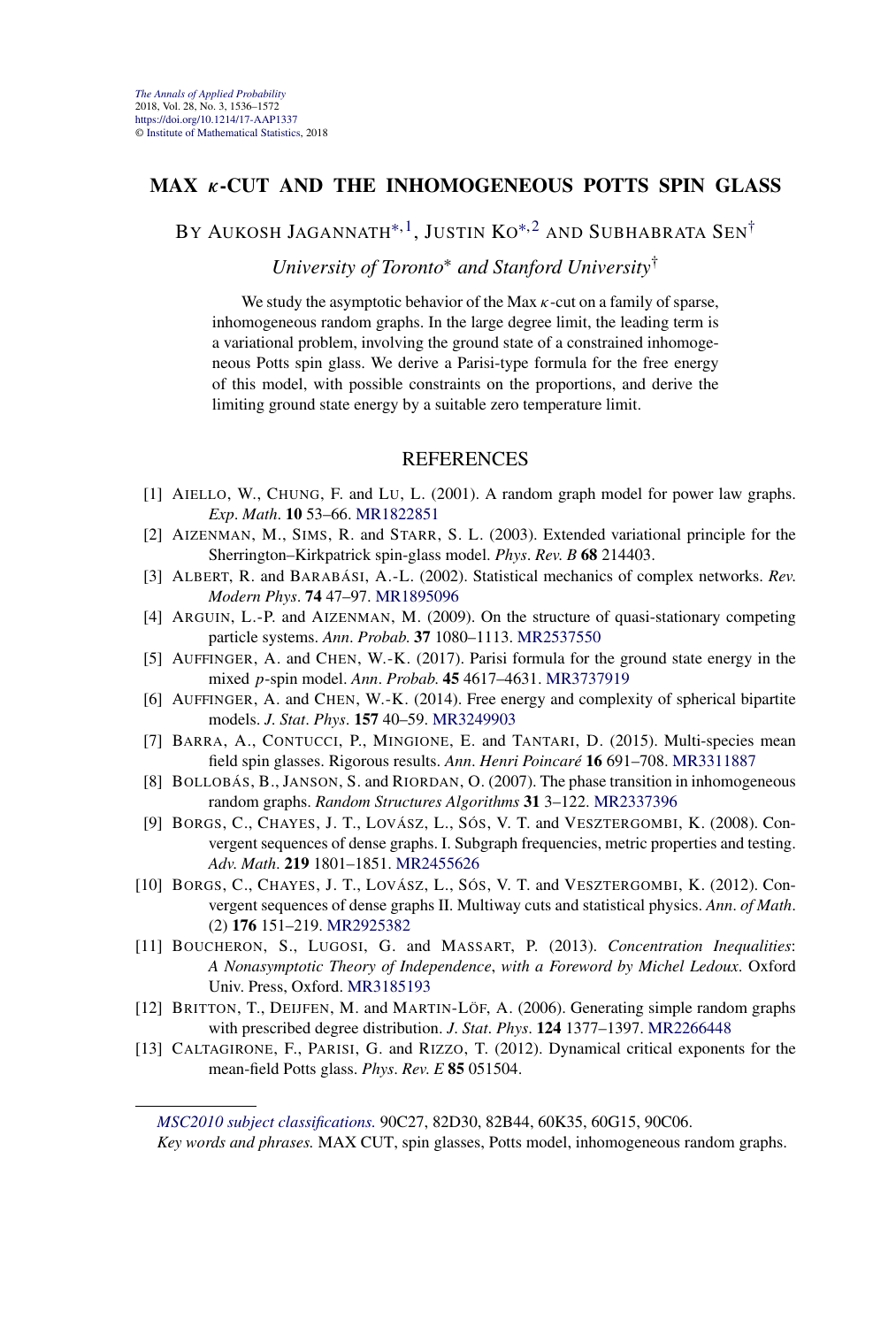# MAX $\kappa$-CUT AND THE INHOMOGENEOUS POTTS SPIN GLASS

BY AUKOSH JAGANNATH[*,1], JUSTIN KO[*,2] AND SUBHABRATA SEN[†]

*University of Toronto*[*] *and Stanford University*[†]

We study the asymptotic behavior of the Max $\kappa$-cut on a family of sparse, inhomogeneous random graphs. In the large degree limit, the leading term is a variational problem, involving the ground state of a constrained inhomogeneous Potts spin glass. We derive a Parisi-type formula for the free energy of this model, with possible constraints on the proportions, and derive the limiting ground state energy by a suitable zero temperature limit.

## REFERENCES

[1] AIELLO, W., CHUNG, F. and LU, L. (2001). A random graph model for power law graphs. *Exp. Math.* **10** 53–66. MR1822851

[2] AIZENMAN, M., SIMS, R. and STARR, S. L. (2003). Extended variational principle for the Sherrington–Kirkpatrick spin-glass model. *Phys. Rev. B* **68** 214403.

[3] ALBERT, R. and BARABÁSI, A.-L. (2002). Statistical mechanics of complex networks. *Rev. Modern Phys.* **74** 47–97. MR1895096

[4] ARGUIN, L.-P. and AIZENMAN, M. (2009). On the structure of quasi-stationary competing particle systems. *Ann. Probab.* **37** 1080–1113. MR2537550

[5] AUFFINGER, A. and CHEN, W.-K. (2017). Parisi formula for the ground state energy in the mixed $p$-spin model. *Ann. Probab.* **45** 4617–4631. MR3737919

[6] AUFFINGER, A. and CHEN, W.-K. (2014). Free energy and complexity of spherical bipartite models. *J. Stat. Phys.* **157** 40–59. MR3249903

[7] BARRA, A., CONTUCCI, P., MINGIONE, E. and TANTARI, D. (2015). Multi-species mean field spin glasses. Rigorous results. *Ann. Henri Poincaré* **16** 691–708. MR3311887

[8] BOLLOBÁS, B., JANSON, S. and RIORDAN, O. (2007). The phase transition in inhomogeneous random graphs. *Random Structures Algorithms* **31** 3–122. MR2337396

[9] BORGS, C., CHAYES, J. T., LOVÁSZ, L., SÓS, V. T. and VESZTERGOMBI, K. (2008). Convergent sequences of dense graphs. I. Subgraph frequencies, metric properties and testing. *Adv. Math.* **219** 1801–1851. MR2455626

[10] BORGS, C., CHAYES, J. T., LOVÁSZ, L., SÓS, V. T. and VESZTERGOMBI, K. (2012). Convergent sequences of dense graphs II. Multiway cuts and statistical physics. *Ann. of Math.* (2) **176** 151–219. MR2925382

[11] BOUCHERON, S., LUGOSI, G. and MASSART, P. (2013). *Concentration Inequalities: A Nonasymptotic Theory of Independence, with a Foreword by Michel Ledoux*. Oxford Univ. Press, Oxford. MR3185193

[12] BRITTON, T., DEIJFEN, M. and MARTIN-LÖF, A. (2006). Generating simple random graphs with prescribed degree distribution. *J. Stat. Phys.* **124** 1377–1397. MR2266448

[13] CALTAGIRONE, F., PARISI, G. and RIZZO, T. (2012). Dynamical critical exponents for the mean-field Potts glass. *Phys. Rev. E* **85** 051504.

*MSC2010 subject classifications.* 90C27, 82D30, 82B44, 60K35, 60G15, 90C06.

*Key words and phrases.* MAX CUT, spin glasses, Potts model, inhomogeneous random graphs.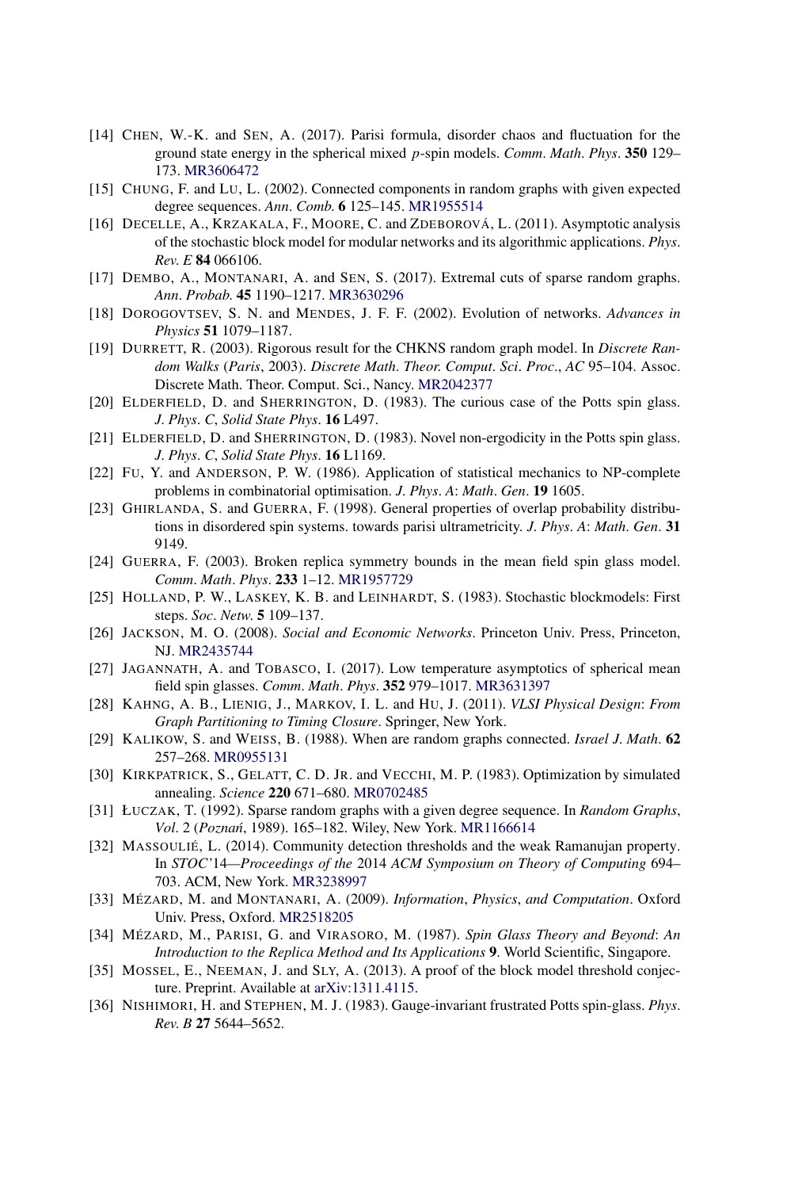[14] Chen, W.-K. and Sen, A. (2017). Parisi formula, disorder chaos and fluctuation for the ground state energy in the spherical mixed $p$-spin models. *Comm. Math. Phys.* **350** 129–173. MR3606472

[15] Chung, F. and Lu, L. (2002). Connected components in random graphs with given expected degree sequences. *Ann. Comb.* **6** 125–145. MR1955514

[16] Decelle, A., Krzakala, F., Moore, C. and Zdeborová, L. (2011). Asymptotic analysis of the stochastic block model for modular networks and its algorithmic applications. *Phys. Rev. E* **84** 066106.

[17] Dembo, A., Montanari, A. and Sen, S. (2017). Extremal cuts of sparse random graphs. *Ann. Probab.* **45** 1190–1217. MR3630296

[18] Dorogovtsev, S. N. and Mendes, J. F. F. (2002). Evolution of networks. *Advances in Physics* **51** 1079–1187.

[19] Durrett, R. (2003). Rigorous result for the CHKNS random graph model. In *Discrete Random Walks* (*Paris*, 2003). *Discrete Math. Theor. Comput. Sci. Proc.*, *AC* 95–104. Assoc. Discrete Math. Theor. Comput. Sci., Nancy. MR2042377

[20] Elderfield, D. and Sherrington, D. (1983). The curious case of the Potts spin glass. *J. Phys. C*, *Solid State Phys.* **16** L497.

[21] Elderfield, D. and Sherrington, D. (1983). Novel non-ergodicity in the Potts spin glass. *J. Phys. C*, *Solid State Phys.* **16** L1169.

[22] Fu, Y. and Anderson, P. W. (1986). Application of statistical mechanics to NP-complete problems in combinatorial optimisation. *J. Phys. A*: *Math. Gen.* **19** 1605.

[23] Ghirlanda, S. and Guerra, F. (1998). General properties of overlap probability distributions in disordered spin systems. towards parisi ultrametricity. *J. Phys. A*: *Math. Gen.* **31** 9149.

[24] Guerra, F. (2003). Broken replica symmetry bounds in the mean field spin glass model. *Comm. Math. Phys.* **233** 1–12. MR1957729

[25] Holland, P. W., Laskey, K. B. and Leinhardt, S. (1983). Stochastic blockmodels: First steps. *Soc. Netw.* **5** 109–137.

[26] Jackson, M. O. (2008). *Social and Economic Networks*. Princeton Univ. Press, Princeton, NJ. MR2435744

[27] Jagannath, A. and Tobasco, I. (2017). Low temperature asymptotics of spherical mean field spin glasses. *Comm. Math. Phys.* **352** 979–1017. MR3631397

[28] Kahng, A. B., Lienig, J., Markov, I. L. and Hu, J. (2011). *VLSI Physical Design*: *From Graph Partitioning to Timing Closure*. Springer, New York.

[29] Kalikow, S. and Weiss, B. (1988). When are random graphs connected. *Israel J. Math.* **62** 257–268. MR0955131

[30] Kirkpatrick, S., Gelatt, C. D. Jr. and Vecchi, M. P. (1983). Optimization by simulated annealing. *Science* **220** 671–680. MR0702485

[31] Łuczak, T. (1992). Sparse random graphs with a given degree sequence. In *Random Graphs*, *Vol.* 2 (*Poznań*, 1989). 165–182. Wiley, New York. MR1166614

[32] Massoulié, L. (2014). Community detection thresholds and the weak Ramanujan property. In *STOC'*14—*Proceedings of the* 2014 *ACM Symposium on Theory of Computing* 694–703. ACM, New York. MR3238997

[33] Mézard, M. and Montanari, A. (2009). *Information*, *Physics*, *and Computation*. Oxford Univ. Press, Oxford. MR2518205

[34] Mézard, M., Parisi, G. and Virasoro, M. (1987). *Spin Glass Theory and Beyond*: *An Introduction to the Replica Method and Its Applications* **9**. World Scientific, Singapore.

[35] Mossel, E., Neeman, J. and Sly, A. (2013). A proof of the block model threshold conjecture. Preprint. Available at arXiv:1311.4115.

[36] Nishimori, H. and Stephen, M. J. (1983). Gauge-invariant frustrated Potts spin-glass. *Phys. Rev. B* **27** 5644–5652.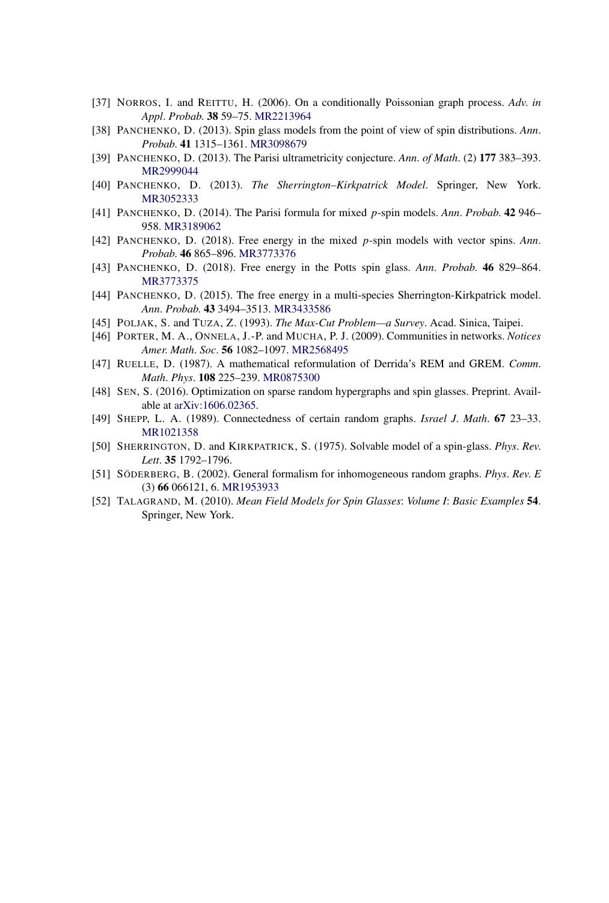[37] Norros, I. and Reittu, H. (2006). On a conditionally Poissonian graph process. *Adv. in Appl. Probab.* **38** 59–75. MR2213964

[38] Panchenko, D. (2013). Spin glass models from the point of view of spin distributions. *Ann. Probab.* **41** 1315–1361. MR3098679

[39] Panchenko, D. (2013). The Parisi ultrametricity conjecture. *Ann. of Math.* (2) **177** 383–393. MR2999044

[40] Panchenko, D. (2013). *The Sherrington–Kirkpatrick Model*. Springer, New York. MR3052333

[41] Panchenko, D. (2014). The Parisi formula for mixed $p$-spin models. *Ann. Probab.* **42** 946–958. MR3189062

[42] Panchenko, D. (2018). Free energy in the mixed $p$-spin models with vector spins. *Ann. Probab.* **46** 865–896. MR3773376

[43] Panchenko, D. (2018). Free energy in the Potts spin glass. *Ann. Probab.* **46** 829–864. MR3773375

[44] Panchenko, D. (2015). The free energy in a multi-species Sherrington-Kirkpatrick model. *Ann. Probab.* **43** 3494–3513. MR3433586

[45] Poljak, S. and Tuza, Z. (1993). *The Max-Cut Problem—a Survey*. Acad. Sinica, Taipei.

[46] Porter, M. A., Onnela, J.-P. and Mucha, P. J. (2009). Communities in networks. *Notices Amer. Math. Soc.* **56** 1082–1097. MR2568495

[47] Ruelle, D. (1987). A mathematical reformulation of Derrida's REM and GREM. *Comm. Math. Phys.* **108** 225–239. MR0875300

[48] Sen, S. (2016). Optimization on sparse random hypergraphs and spin glasses. Preprint. Available at arXiv:1606.02365.

[49] Shepp, L. A. (1989). Connectedness of certain random graphs. *Israel J. Math.* **67** 23–33. MR1021358

[50] Sherrington, D. and Kirkpatrick, S. (1975). Solvable model of a spin-glass. *Phys. Rev. Lett.* **35** 1792–1796.

[51] Söderberg, B. (2002). General formalism for inhomogeneous random graphs. *Phys. Rev. E* (3) **66** 066121, 6. MR1953933

[52] Talagrand, M. (2010). *Mean Field Models for Spin Glasses: Volume I: Basic Examples* **54**. Springer, New York.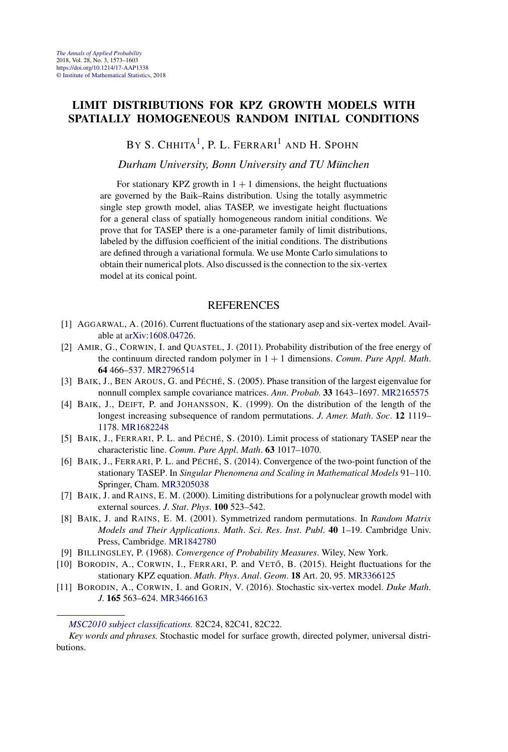# LIMIT DISTRIBUTIONS FOR KPZ GROWTH MODELS WITH SPATIALLY HOMOGENEOUS RANDOM INITIAL CONDITIONS

BY S. CHHITA[1], P. L. FERRARI[1] AND H. SPOHN

*Durham University, Bonn University and TU München*

For stationary KPZ growth in $1+1$ dimensions, the height fluctuations are governed by the Baik–Rains distribution. Using the totally asymmetric single step growth model, alias TASEP, we investigate height fluctuations for a general class of spatially homogeneous random initial conditions. We prove that for TASEP there is a one-parameter family of limit distributions, labeled by the diffusion coefficient of the initial conditions. The distributions are defined through a variational formula. We use Monte Carlo simulations to obtain their numerical plots. Also discussed is the connection to the six-vertex model at its conical point.

## REFERENCES

[1] AGGARWAL, A. (2016). Current fluctuations of the stationary asep and six-vertex model. Available at arXiv:1608.04726.

[2] AMIR, G., CORWIN, I. and QUASTEL, J. (2011). Probability distribution of the free energy of the continuum directed random polymer in $1+1$ dimensions. *Comm. Pure Appl. Math.* **64** 466–537. MR2796514

[3] BAIK, J., BEN AROUS, G. and PÉCHÉ, S. (2005). Phase transition of the largest eigenvalue for nonnull complex sample covariance matrices. *Ann. Probab.* **33** 1643–1697. MR2165575

[4] BAIK, J., DEIFT, P. and JOHANSSON, K. (1999). On the distribution of the length of the longest increasing subsequence of random permutations. *J. Amer. Math. Soc.* **12** 1119–1178. MR1682248

[5] BAIK, J., FERRARI, P. L. and PÉCHÉ, S. (2010). Limit process of stationary TASEP near the characteristic line. *Comm. Pure Appl. Math.* **63** 1017–1070.

[6] BAIK, J., FERRARI, P. L. and PÉCHÉ, S. (2014). Convergence of the two-point function of the stationary TASEP. In *Singular Phenomena and Scaling in Mathematical Models* 91–110. Springer, Cham. MR3205038

[7] BAIK, J. and RAINS, E. M. (2000). Limiting distributions for a polynuclear growth model with external sources. *J. Stat. Phys.* **100** 523–542.

[8] BAIK, J. and RAINS, E. M. (2001). Symmetrized random permutations. In *Random Matrix Models and Their Applications. Math. Sci. Res. Inst. Publ.* **40** 1–19. Cambridge Univ. Press, Cambridge. MR1842780

[9] BILLINGSLEY, P. (1968). *Convergence of Probability Measures*. Wiley, New York.

[10] BORODIN, A., CORWIN, I., FERRARI, P. and VETŐ, B. (2015). Height fluctuations for the stationary KPZ equation. *Math. Phys. Anal. Geom.* **18** Art. 20, 95. MR3366125

[11] BORODIN, A., CORWIN, I. and GORIN, V. (2016). Stochastic six-vertex model. *Duke Math. J.* **165** 563–624. MR3466163

---

*MSC2010 subject classifications.* 82C24, 82C41, 82C22.

*Key words and phrases.* Stochastic model for surface growth, directed polymer, universal distributions.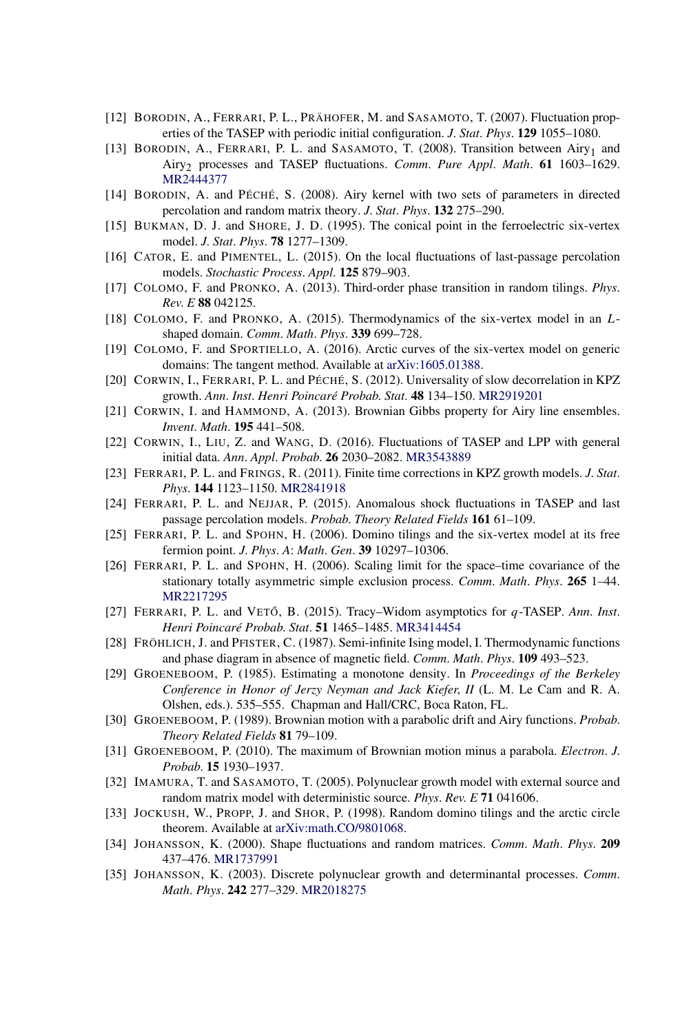[12] BORODIN, A., FERRARI, P. L., PRÄHOFER, M. and SASAMOTO, T. (2007). Fluctuation properties of the TASEP with periodic initial configuration. *J. Stat. Phys.* **129** 1055–1080.

[13] BORODIN, A., FERRARI, P. L. and SASAMOTO, T. (2008). Transition between $\text{Airy}_1$ and $\text{Airy}_2$ processes and TASEP fluctuations. *Comm. Pure Appl. Math.* **61** 1603–1629. MR2444377

[14] BORODIN, A. and PÉCHÉ, S. (2008). Airy kernel with two sets of parameters in directed percolation and random matrix theory. *J. Stat. Phys.* **132** 275–290.

[15] BUKMAN, D. J. and SHORE, J. D. (1995). The conical point in the ferroelectric six-vertex model. *J. Stat. Phys.* **78** 1277–1309.

[16] CATOR, E. and PIMENTEL, L. (2015). On the local fluctuations of last-passage percolation models. *Stochastic Process. Appl.* **125** 879–903.

[17] COLOMO, F. and PRONKO, A. (2013). Third-order phase transition in random tilings. *Phys. Rev. E* **88** 042125.

[18] COLOMO, F. and PRONKO, A. (2015). Thermodynamics of the six-vertex model in an $L$-shaped domain. *Comm. Math. Phys.* **339** 699–728.

[19] COLOMO, F. and SPORTIELLO, A. (2016). Arctic curves of the six-vertex model on generic domains: The tangent method. Available at arXiv:1605.01388.

[20] CORWIN, I., FERRARI, P. L. and PÉCHÉ, S. (2012). Universality of slow decorrelation in KPZ growth. *Ann. Inst. Henri Poincaré Probab. Stat.* **48** 134–150. MR2919201

[21] CORWIN, I. and HAMMOND, A. (2013). Brownian Gibbs property for Airy line ensembles. *Invent. Math.* **195** 441–508.

[22] CORWIN, I., LIU, Z. and WANG, D. (2016). Fluctuations of TASEP and LPP with general initial data. *Ann. Appl. Probab.* **26** 2030–2082. MR3543889

[23] FERRARI, P. L. and FRINGS, R. (2011). Finite time corrections in KPZ growth models. *J. Stat. Phys.* **144** 1123–1150. MR2841918

[24] FERRARI, P. L. and NEJJAR, P. (2015). Anomalous shock fluctuations in TASEP and last passage percolation models. *Probab. Theory Related Fields* **161** 61–109.

[25] FERRARI, P. L. and SPOHN, H. (2006). Domino tilings and the six-vertex model at its free fermion point. *J. Phys. A: Math. Gen.* **39** 10297–10306.

[26] FERRARI, P. L. and SPOHN, H. (2006). Scaling limit for the space–time covariance of the stationary totally asymmetric simple exclusion process. *Comm. Math. Phys.* **265** 1–44. MR2217295

[27] FERRARI, P. L. and VETŐ, B. (2015). Tracy–Widom asymptotics for $q$-TASEP. *Ann. Inst. Henri Poincaré Probab. Stat.* **51** 1465–1485. MR3414454

[28] FRÖHLICH, J. and PFISTER, C. (1987). Semi-infinite Ising model, I. Thermodynamic functions and phase diagram in absence of magnetic field. *Comm. Math. Phys.* **109** 493–523.

[29] GROENEBOOM, P. (1985). Estimating a monotone density. In *Proceedings of the Berkeley Conference in Honor of Jerzy Neyman and Jack Kiefer, II* (L. M. Le Cam and R. A. Olshen, eds.). 535–555. Chapman and Hall/CRC, Boca Raton, FL.

[30] GROENEBOOM, P. (1989). Brownian motion with a parabolic drift and Airy functions. *Probab. Theory Related Fields* **81** 79–109.

[31] GROENEBOOM, P. (2010). The maximum of Brownian motion minus a parabola. *Electron. J. Probab.* **15** 1930–1937.

[32] IMAMURA, T. and SASAMOTO, T. (2005). Polynuclear growth model with external source and random matrix model with deterministic source. *Phys. Rev. E* **71** 041606.

[33] JOCKUSH, W., PROPP, J. and SHOR, P. (1998). Random domino tilings and the arctic circle theorem. Available at arXiv:math.CO/9801068.

[34] JOHANSSON, K. (2000). Shape fluctuations and random matrices. *Comm. Math. Phys.* **209** 437–476. MR1737991

[35] JOHANSSON, K. (2003). Discrete polynuclear growth and determinantal processes. *Comm. Math. Phys.* **242** 277–329. MR2018275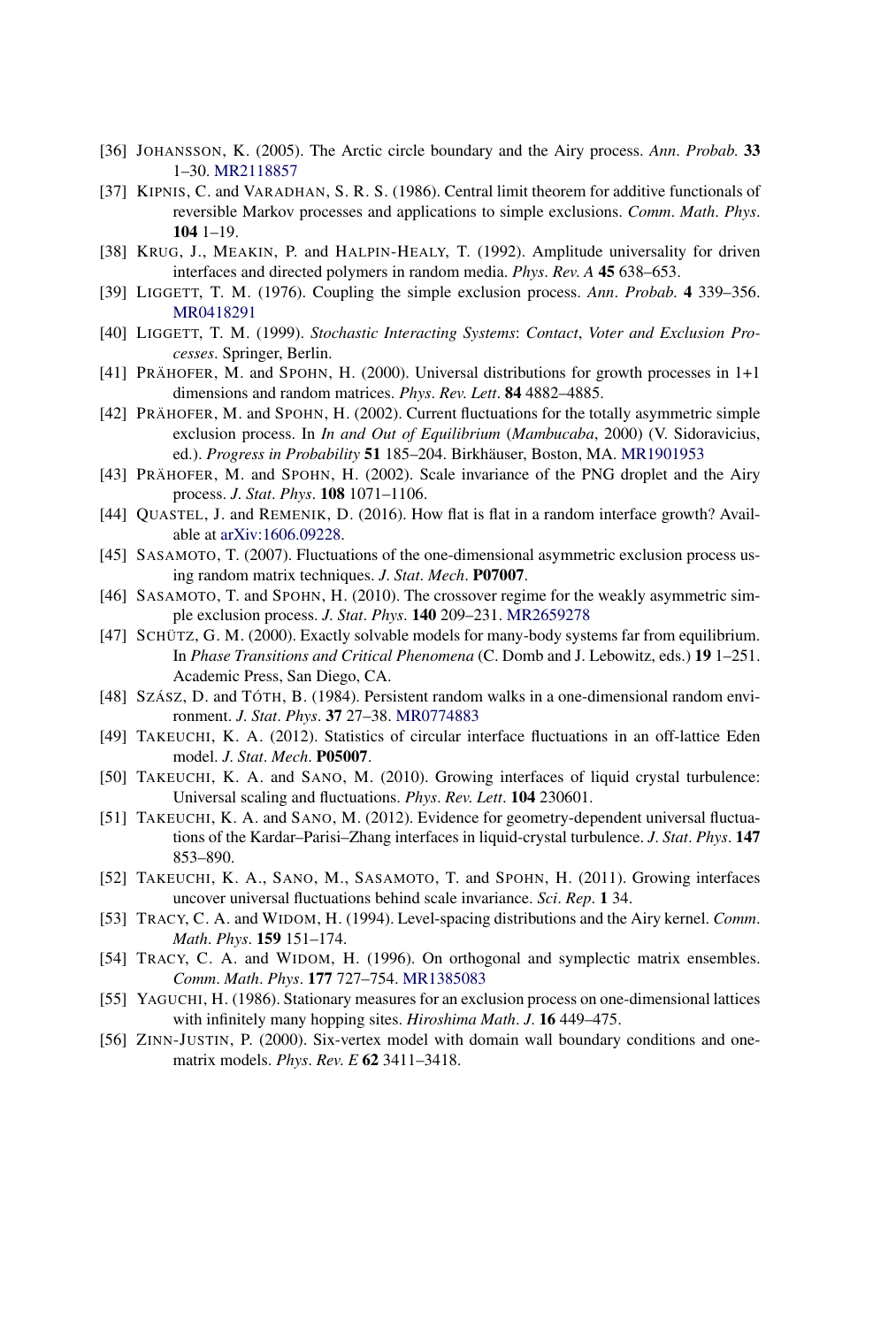[36] Johansson, K. (2005). The Arctic circle boundary and the Airy process. *Ann. Probab.* **33** 1–30. MR2118857

[37] Kipnis, C. and Varadhan, S. R. S. (1986). Central limit theorem for additive functionals of reversible Markov processes and applications to simple exclusions. *Comm. Math. Phys.* **104** 1–19.

[38] Krug, J., Meakin, P. and Halpin-Healy, T. (1992). Amplitude universality for driven interfaces and directed polymers in random media. *Phys. Rev. A* **45** 638–653.

[39] Liggett, T. M. (1976). Coupling the simple exclusion process. *Ann. Probab.* **4** 339–356. MR0418291

[40] Liggett, T. M. (1999). *Stochastic Interacting Systems: Contact, Voter and Exclusion Processes*. Springer, Berlin.

[41] Prähofer, M. and Spohn, H. (2000). Universal distributions for growth processes in 1+1 dimensions and random matrices. *Phys. Rev. Lett.* **84** 4882–4885.

[42] Prähofer, M. and Spohn, H. (2002). Current fluctuations for the totally asymmetric simple exclusion process. In *In and Out of Equilibrium* (*Mambucaba*, 2000) (V. Sidoravicius, ed.). *Progress in Probability* **51** 185–204. Birkhäuser, Boston, MA. MR1901953

[43] Prähofer, M. and Spohn, H. (2002). Scale invariance of the PNG droplet and the Airy process. *J. Stat. Phys.* **108** 1071–1106.

[44] Quastel, J. and Remenik, D. (2016). How flat is flat in a random interface growth? Available at arXiv:1606.09228.

[45] Sasamoto, T. (2007). Fluctuations of the one-dimensional asymmetric exclusion process using random matrix techniques. *J. Stat. Mech.* **P07007**.

[46] Sasamoto, T. and Spohn, H. (2010). The crossover regime for the weakly asymmetric simple exclusion process. *J. Stat. Phys.* **140** 209–231. MR2659278

[47] Schütz, G. M. (2000). Exactly solvable models for many-body systems far from equilibrium. In *Phase Transitions and Critical Phenomena* (C. Domb and J. Lebowitz, eds.) **19** 1–251. Academic Press, San Diego, CA.

[48] Szász, D. and Tóth, B. (1984). Persistent random walks in a one-dimensional random environment. *J. Stat. Phys.* **37** 27–38. MR0774883

[49] Takeuchi, K. A. (2012). Statistics of circular interface fluctuations in an off-lattice Eden model. *J. Stat. Mech.* **P05007**.

[50] Takeuchi, K. A. and Sano, M. (2010). Growing interfaces of liquid crystal turbulence: Universal scaling and fluctuations. *Phys. Rev. Lett.* **104** 230601.

[51] Takeuchi, K. A. and Sano, M. (2012). Evidence for geometry-dependent universal fluctuations of the Kardar–Parisi–Zhang interfaces in liquid-crystal turbulence. *J. Stat. Phys.* **147** 853–890.

[52] Takeuchi, K. A., Sano, M., Sasamoto, T. and Spohn, H. (2011). Growing interfaces uncover universal fluctuations behind scale invariance. *Sci. Rep.* **1** 34.

[53] Tracy, C. A. and Widom, H. (1994). Level-spacing distributions and the Airy kernel. *Comm. Math. Phys.* **159** 151–174.

[54] Tracy, C. A. and Widom, H. (1996). On orthogonal and symplectic matrix ensembles. *Comm. Math. Phys.* **177** 727–754. MR1385083

[55] Yaguchi, H. (1986). Stationary measures for an exclusion process on one-dimensional lattices with infinitely many hopping sites. *Hiroshima Math. J.* **16** 449–475.

[56] Zinn-Justin, P. (2000). Six-vertex model with domain wall boundary conditions and one-matrix models. *Phys. Rev. E* **62** 3411–3418.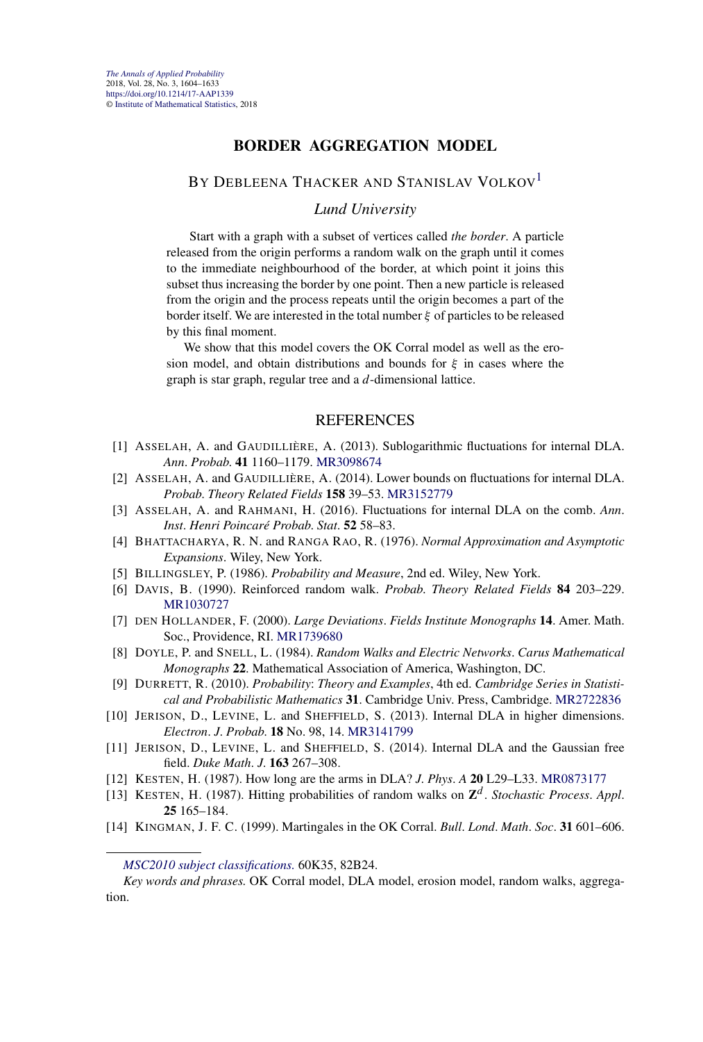# BORDER AGGREGATION MODEL

BY DEBLEENA THACKER AND STANISLAV VOLKOV[1]

*Lund University*

Start with a graph with a subset of vertices called *the border*. A particle released from the origin performs a random walk on the graph until it comes to the immediate neighbourhood of the border, at which point it joins this subset thus increasing the border by one point. Then a new particle is released from the origin and the process repeats until the origin becomes a part of the border itself. We are interested in the total number $\xi$ of particles to be released by this final moment.

We show that this model covers the OK Corral model as well as the erosion model, and obtain distributions and bounds for $\xi$ in cases where the graph is star graph, regular tree and a $d$-dimensional lattice.

## REFERENCES

[1] ASSELAH, A. and GAUDILLIÈRE, A. (2013). Sublogarithmic fluctuations for internal DLA. *Ann. Probab.* **41** 1160–1179. MR3098674

[2] ASSELAH, A. and GAUDILLIÈRE, A. (2014). Lower bounds on fluctuations for internal DLA. *Probab. Theory Related Fields* **158** 39–53. MR3152779

[3] ASSELAH, A. and RAHMANI, H. (2016). Fluctuations for internal DLA on the comb. *Ann. Inst. Henri Poincaré Probab. Stat.* **52** 58–83.

[4] BHATTACHARYA, R. N. and RANGA RAO, R. (1976). *Normal Approximation and Asymptotic Expansions*. Wiley, New York.

[5] BILLINGSLEY, P. (1986). *Probability and Measure*, 2nd ed. Wiley, New York.

[6] DAVIS, B. (1990). Reinforced random walk. *Probab. Theory Related Fields* **84** 203–229. MR1030727

[7] DEN HOLLANDER, F. (2000). *Large Deviations*. *Fields Institute Monographs* **14**. Amer. Math. Soc., Providence, RI. MR1739680

[8] DOYLE, P. and SNELL, L. (1984). *Random Walks and Electric Networks*. *Carus Mathematical Monographs* **22**. Mathematical Association of America, Washington, DC.

[9] DURRETT, R. (2010). *Probability: Theory and Examples*, 4th ed. *Cambridge Series in Statistical and Probabilistic Mathematics* **31**. Cambridge Univ. Press, Cambridge. MR2722836

[10] JERISON, D., LEVINE, L. and SHEFFIELD, S. (2013). Internal DLA in higher dimensions. *Electron. J. Probab.* **18** No. 98, 14. MR3141799

[11] JERISON, D., LEVINE, L. and SHEFFIELD, S. (2014). Internal DLA and the Gaussian free field. *Duke Math. J.* **163** 267–308.

[12] KESTEN, H. (1987). How long are the arms in DLA? *J. Phys. A* **20** L29–L33. MR0873177

[13] KESTEN, H. (1987). Hitting probabilities of random walks on $\mathbf{Z}^d$. *Stochastic Process. Appl.* **25** 165–184.

[14] KINGMAN, J. F. C. (1999). Martingales in the OK Corral. *Bull. Lond. Math. Soc.* **31** 601–606.

---

*MSC2010 subject classifications.* 60K35, 82B24.

*Key words and phrases.* OK Corral model, DLA model, erosion model, random walks, aggregation.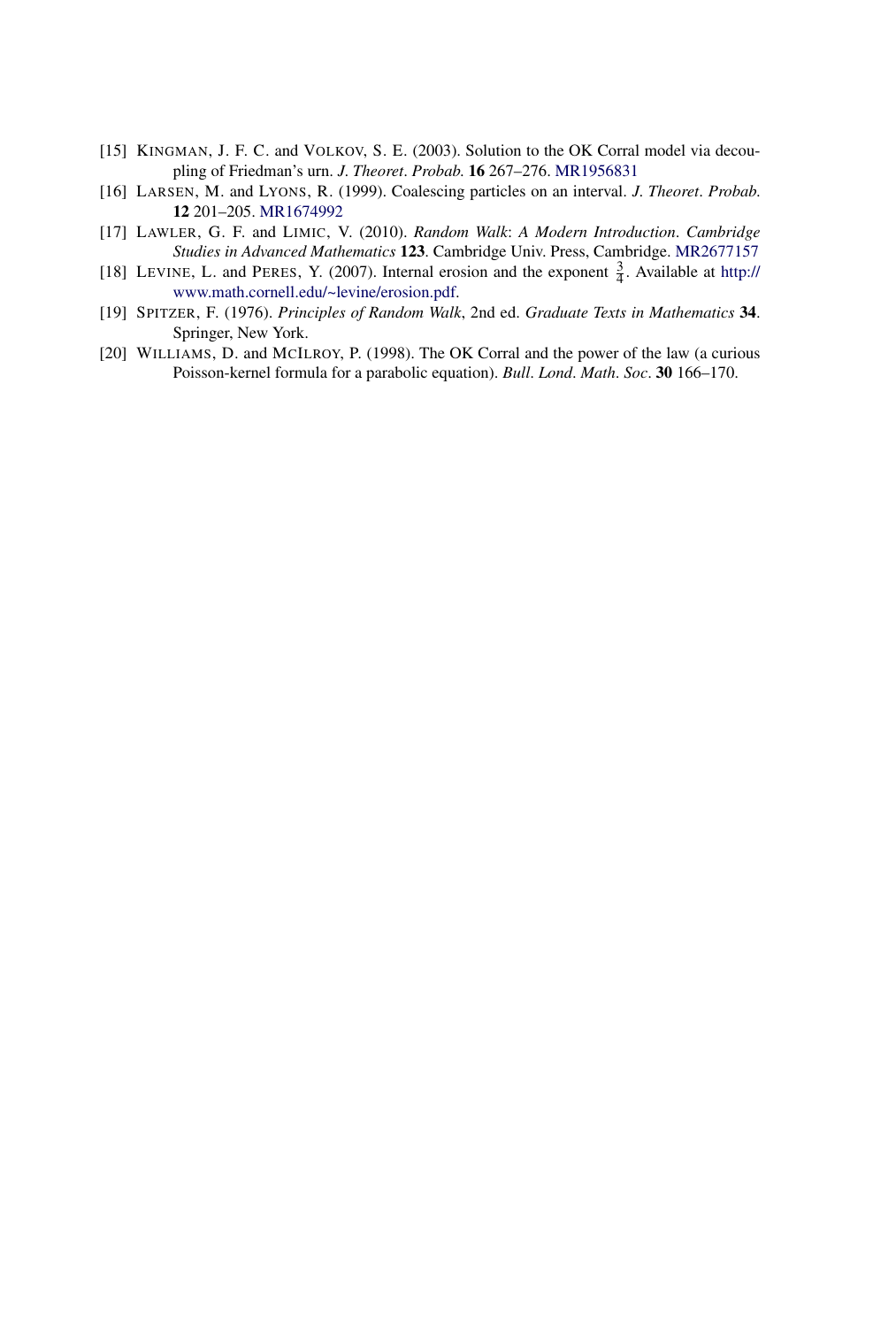[15] Kingman, J. F. C. and Volkov, S. E. (2003). Solution to the OK Corral model via decoupling of Friedman's urn. *J. Theoret. Probab.* **16** 267–276. MR1956831

[16] Larsen, M. and Lyons, R. (1999). Coalescing particles on an interval. *J. Theoret. Probab.* **12** 201–205. MR1674992

[17] Lawler, G. F. and Limic, V. (2010). *Random Walk: A Modern Introduction. Cambridge Studies in Advanced Mathematics* **123**. Cambridge Univ. Press, Cambridge. MR2677157

[18] Levine, L. and Peres, Y. (2007). Internal erosion and the exponent $\frac{3}{4}$. Available at http://www.math.cornell.edu/~levine/erosion.pdf.

[19] Spitzer, F. (1976). *Principles of Random Walk*, 2nd ed. *Graduate Texts in Mathematics* **34**. Springer, New York.

[20] Williams, D. and McIlroy, P. (1998). The OK Corral and the power of the law (a curious Poisson-kernel formula for a parabolic equation). *Bull. Lond. Math. Soc.* **30** 166–170.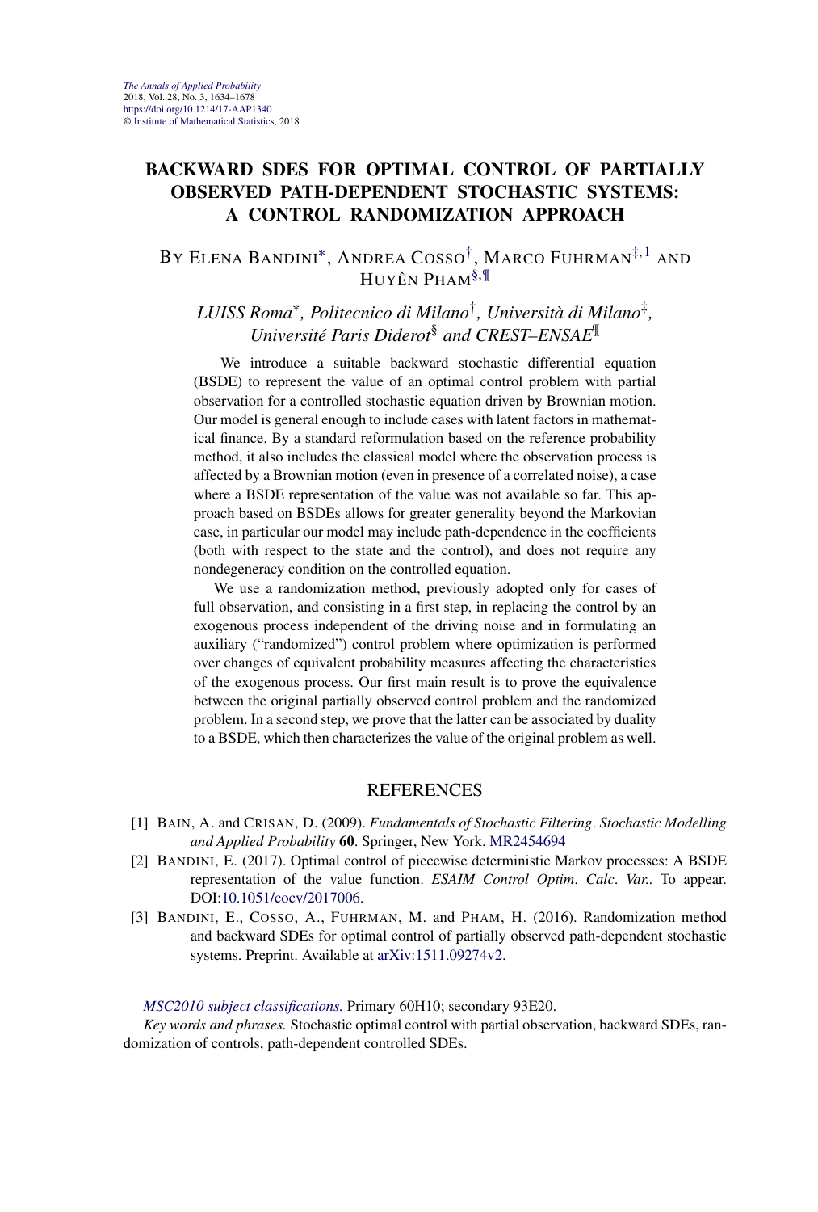# BACKWARD SDES FOR OPTIMAL CONTROL OF PARTIALLY OBSERVED PATH-DEPENDENT STOCHASTIC SYSTEMS: A CONTROL RANDOMIZATION APPROACH

By Elena Bandini[*], Andrea Cosso[†], Marco Fuhrman[‡,1] and Huyên Pham[§,¶]

*LUISS Roma*[*], *Politecnico di Milano*[†], *Università di Milano*[‡], *Université Paris Diderot*[§] *and CREST–ENSAE*[¶]

We introduce a suitable backward stochastic differential equation (BSDE) to represent the value of an optimal control problem with partial observation for a controlled stochastic equation driven by Brownian motion. Our model is general enough to include cases with latent factors in mathematical finance. By a standard reformulation based on the reference probability method, it also includes the classical model where the observation process is affected by a Brownian motion (even in presence of a correlated noise), a case where a BSDE representation of the value was not available so far. This approach based on BSDEs allows for greater generality beyond the Markovian case, in particular our model may include path-dependence in the coefficients (both with respect to the state and the control), and does not require any nondegeneracy condition on the controlled equation.

We use a randomization method, previously adopted only for cases of full observation, and consisting in a first step, in replacing the control by an exogenous process independent of the driving noise and in formulating an auxiliary ("randomized") control problem where optimization is performed over changes of equivalent probability measures affecting the characteristics of the exogenous process. Our first main result is to prove the equivalence between the original partially observed control problem and the randomized problem. In a second step, we prove that the latter can be associated by duality to a BSDE, which then characterizes the value of the original problem as well.

## REFERENCES

[1] Bain, A. and Crisan, D. (2009). *Fundamentals of Stochastic Filtering*. *Stochastic Modelling and Applied Probability* **60**. Springer, New York. MR2454694

[2] Bandini, E. (2017). Optimal control of piecewise deterministic Markov processes: A BSDE representation of the value function. *ESAIM Control Optim*. *Calc*. *Var*.. To appear. DOI:10.1051/cocv/2017006.

[3] Bandini, E., Cosso, A., Fuhrman, M. and Pham, H. (2016). Randomization method and backward SDEs for optimal control of partially observed path-dependent stochastic systems. Preprint. Available at arXiv:1511.09274v2.

---

*MSC2010 subject classifications.* Primary 60H10; secondary 93E20.

*Key words and phrases.* Stochastic optimal control with partial observation, backward SDEs, randomization of controls, path-dependent controlled SDEs.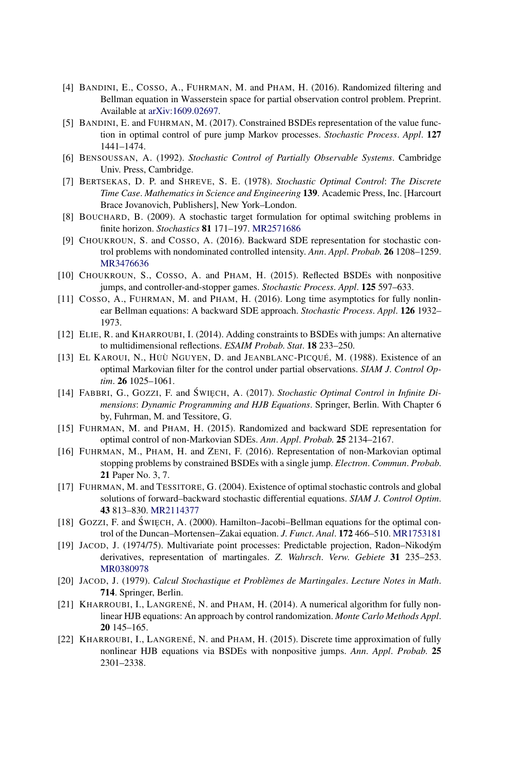[4] BANDINI, E., COSSO, A., FUHRMAN, M. and PHAM, H. (2016). Randomized filtering and Bellman equation in Wasserstein space for partial observation control problem. Preprint. Available at arXiv:1609.02697.

[5] BANDINI, E. and FUHRMAN, M. (2017). Constrained BSDEs representation of the value function in optimal control of pure jump Markov processes. *Stochastic Process. Appl.* **127** 1441–1474.

[6] BENSOUSSAN, A. (1992). *Stochastic Control of Partially Observable Systems*. Cambridge Univ. Press, Cambridge.

[7] BERTSEKAS, D. P. and SHREVE, S. E. (1978). *Stochastic Optimal Control: The Discrete Time Case. Mathematics in Science and Engineering* **139**. Academic Press, Inc. [Harcourt Brace Jovanovich, Publishers], New York–London.

[8] BOUCHARD, B. (2009). A stochastic target formulation for optimal switching problems in finite horizon. *Stochastics* **81** 171–197. MR2571686

[9] CHOUKROUN, S. and COSSO, A. (2016). Backward SDE representation for stochastic control problems with nondominated controlled intensity. *Ann. Appl. Probab.* **26** 1208–1259. MR3476636

[10] CHOUKROUN, S., COSSO, A. and PHAM, H. (2015). Reflected BSDEs with nonpositive jumps, and controller-and-stopper games. *Stochastic Process. Appl.* **125** 597–633.

[11] COSSO, A., FUHRMAN, M. and PHAM, H. (2016). Long time asymptotics for fully nonlinear Bellman equations: A backward SDE approach. *Stochastic Process. Appl.* **126** 1932–1973.

[12] ELIE, R. and KHARROUBI, I. (2014). Adding constraints to BSDEs with jumps: An alternative to multidimensional reflections. *ESAIM Probab. Stat.* **18** 233–250.

[13] EL KAROUI, N., HỦÙ NGUYEN, D. and JEANBLANC-PICQUÉ, M. (1988). Existence of an optimal Markovian filter for the control under partial observations. *SIAM J. Control Optim.* **26** 1025–1061.

[14] FABBRI, G., GOZZI, F. and ŚWIĘCH, A. (2017). *Stochastic Optimal Control in Infinite Dimensions: Dynamic Programming and HJB Equations*. Springer, Berlin. With Chapter 6 by, Fuhrman, M. and Tessitore, G.

[15] FUHRMAN, M. and PHAM, H. (2015). Randomized and backward SDE representation for optimal control of non-Markovian SDEs. *Ann. Appl. Probab.* **25** 2134–2167.

[16] FUHRMAN, M., PHAM, H. and ZENI, F. (2016). Representation of non-Markovian optimal stopping problems by constrained BSDEs with a single jump. *Electron. Commun. Probab.* **21** Paper No. 3, 7.

[17] FUHRMAN, M. and TESSITORE, G. (2004). Existence of optimal stochastic controls and global solutions of forward–backward stochastic differential equations. *SIAM J. Control Optim.* **43** 813–830. MR2114377

[18] GOZZI, F. and ŚWIĘCH, A. (2000). Hamilton–Jacobi–Bellman equations for the optimal control of the Duncan–Mortensen–Zakai equation. *J. Funct. Anal.* **172** 466–510. MR1753181

[19] JACOD, J. (1974/75). Multivariate point processes: Predictable projection, Radon–Nikodým derivatives, representation of martingales. *Z. Wahrsch. Verw. Gebiete* **31** 235–253. MR0380978

[20] JACOD, J. (1979). *Calcul Stochastique et Problèmes de Martingales. Lecture Notes in Math.* **714**. Springer, Berlin.

[21] KHARROUBI, I., LANGRENÉ, N. and PHAM, H. (2014). A numerical algorithm for fully nonlinear HJB equations: An approach by control randomization. *Monte Carlo Methods Appl.* **20** 145–165.

[22] KHARROUBI, I., LANGRENÉ, N. and PHAM, H. (2015). Discrete time approximation of fully nonlinear HJB equations via BSDEs with nonpositive jumps. *Ann. Appl. Probab.* **25** 2301–2338.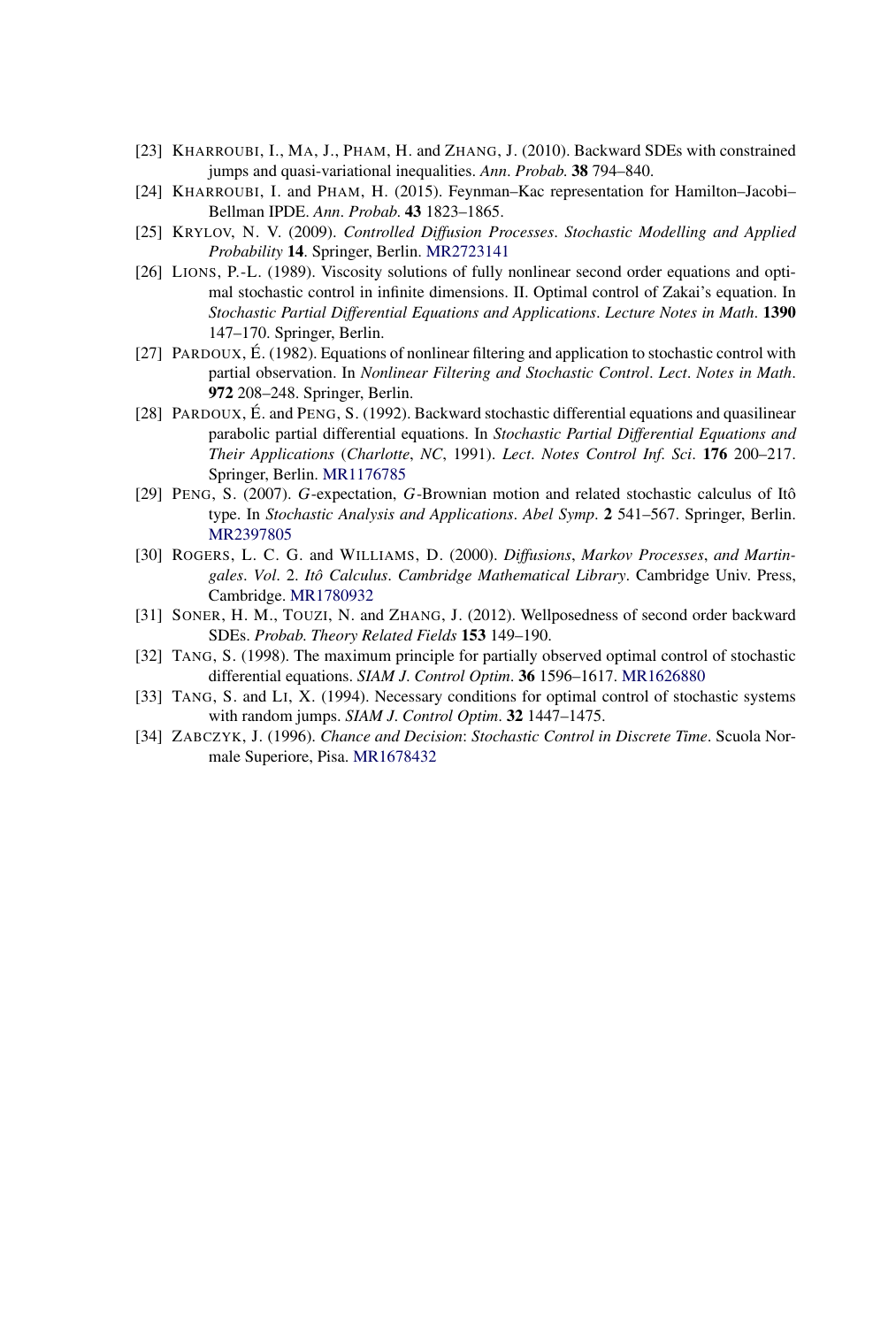[23] KHARROUBI, I., MA, J., PHAM, H. and ZHANG, J. (2010). Backward SDEs with constrained jumps and quasi-variational inequalities. *Ann. Probab.* **38** 794–840.

[24] KHARROUBI, I. and PHAM, H. (2015). Feynman–Kac representation for Hamilton–Jacobi–Bellman IPDE. *Ann. Probab.* **43** 1823–1865.

[25] KRYLOV, N. V. (2009). *Controlled Diffusion Processes. Stochastic Modelling and Applied Probability* **14**. Springer, Berlin. MR2723141

[26] LIONS, P.-L. (1989). Viscosity solutions of fully nonlinear second order equations and optimal stochastic control in infinite dimensions. II. Optimal control of Zakai's equation. In *Stochastic Partial Differential Equations and Applications. Lecture Notes in Math.* **1390** 147–170. Springer, Berlin.

[27] PARDOUX, É. (1982). Equations of nonlinear filtering and application to stochastic control with partial observation. In *Nonlinear Filtering and Stochastic Control. Lect. Notes in Math.* **972** 208–248. Springer, Berlin.

[28] PARDOUX, É. and PENG, S. (1992). Backward stochastic differential equations and quasilinear parabolic partial differential equations. In *Stochastic Partial Differential Equations and Their Applications* (*Charlotte*, *NC*, 1991). *Lect. Notes Control Inf. Sci.* **176** 200–217. Springer, Berlin. MR1176785

[29] PENG, S. (2007). *G*-expectation, *G*-Brownian motion and related stochastic calculus of Itô type. In *Stochastic Analysis and Applications. Abel Symp.* **2** 541–567. Springer, Berlin. MR2397805

[30] ROGERS, L. C. G. and WILLIAMS, D. (2000). *Diffusions, Markov Processes, and Martingales. Vol.* 2. *Itô Calculus. Cambridge Mathematical Library*. Cambridge Univ. Press, Cambridge. MR1780932

[31] SONER, H. M., TOUZI, N. and ZHANG, J. (2012). Wellposedness of second order backward SDEs. *Probab. Theory Related Fields* **153** 149–190.

[32] TANG, S. (1998). The maximum principle for partially observed optimal control of stochastic differential equations. *SIAM J. Control Optim.* **36** 1596–1617. MR1626880

[33] TANG, S. and LI, X. (1994). Necessary conditions for optimal control of stochastic systems with random jumps. *SIAM J. Control Optim.* **32** 1447–1475.

[34] ZABCZYK, J. (1996). *Chance and Decision*: *Stochastic Control in Discrete Time*. Scuola Normale Superiore, Pisa. MR1678432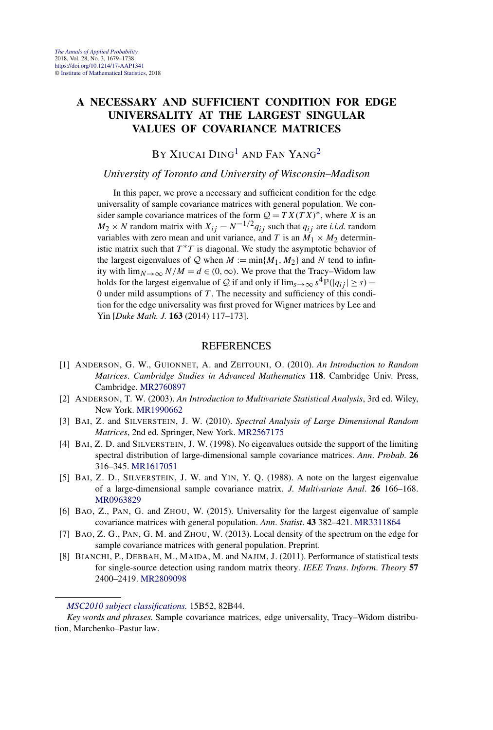# A NECESSARY AND SUFFICIENT CONDITION FOR EDGE UNIVERSALITY AT THE LARGEST SINGULAR VALUES OF COVARIANCE MATRICES

BY XIUCAI DING[1] AND FAN YANG[2]

*University of Toronto and University of Wisconsin–Madison*

In this paper, we prove a necessary and sufficient condition for the edge universality of sample covariance matrices with general population. We consider sample covariance matrices of the form $\mathcal{Q} = TX(TX)^*$, where $X$ is an $M_2 \times N$ random matrix with $X_{ij} = N^{-1/2}q_{ij}$ such that $q_{ij}$ are *i.i.d.* random variables with zero mean and unit variance, and $T$ is an $M_1 \times M_2$ deterministic matrix such that $T^*T$ is diagonal. We study the asymptotic behavior of the largest eigenvalues of $\mathcal{Q}$ when $M := \min\{M_1, M_2\}$ and $N$ tend to infinity with $\lim_{N\to\infty} N/M = d \in (0, \infty)$. We prove that the Tracy–Widom law holds for the largest eigenvalue of $\mathcal{Q}$ if and only if $\lim_{s\to\infty} s^4\mathbb{P}(|q_{ij}| \geq s) = 0$ under mild assumptions of $T$. The necessity and sufficiency of this condition for the edge universality was first proved for Wigner matrices by Lee and Yin [*Duke Math. J.* **163** (2014) 117–173].

## REFERENCES

[1] ANDERSON, G. W., GUIONNET, A. and ZEITOUNI, O. (2010). *An Introduction to Random Matrices*. *Cambridge Studies in Advanced Mathematics* **118**. Cambridge Univ. Press, Cambridge. MR2760897

[2] ANDERSON, T. W. (2003). *An Introduction to Multivariate Statistical Analysis*, 3rd ed. Wiley, New York. MR1990662

[3] BAI, Z. and SILVERSTEIN, J. W. (2010). *Spectral Analysis of Large Dimensional Random Matrices*, 2nd ed. Springer, New York. MR2567175

[4] BAI, Z. D. and SILVERSTEIN, J. W. (1998). No eigenvalues outside the support of the limiting spectral distribution of large-dimensional sample covariance matrices. *Ann. Probab.* **26** 316–345. MR1617051

[5] BAI, Z. D., SILVERSTEIN, J. W. and YIN, Y. Q. (1988). A note on the largest eigenvalue of a large-dimensional sample covariance matrix. *J. Multivariate Anal.* **26** 166–168. MR0963829

[6] BAO, Z., PAN, G. and ZHOU, W. (2015). Universality for the largest eigenvalue of sample covariance matrices with general population. *Ann. Statist.* **43** 382–421. MR3311864

[7] BAO, Z. G., PAN, G. M. and ZHOU, W. (2013). Local density of the spectrum on the edge for sample covariance matrices with general population. Preprint.

[8] BIANCHI, P., DEBBAH, M., MAIDA, M. and NAJIM, J. (2011). Performance of statistical tests for single-source detection using random matrix theory. *IEEE Trans. Inform. Theory* **57** 2400–2419. MR2809098

---

*MSC2010 subject classifications.* 15B52, 82B44.

*Key words and phrases.* Sample covariance matrices, edge universality, Tracy–Widom distribution, Marchenko–Pastur law.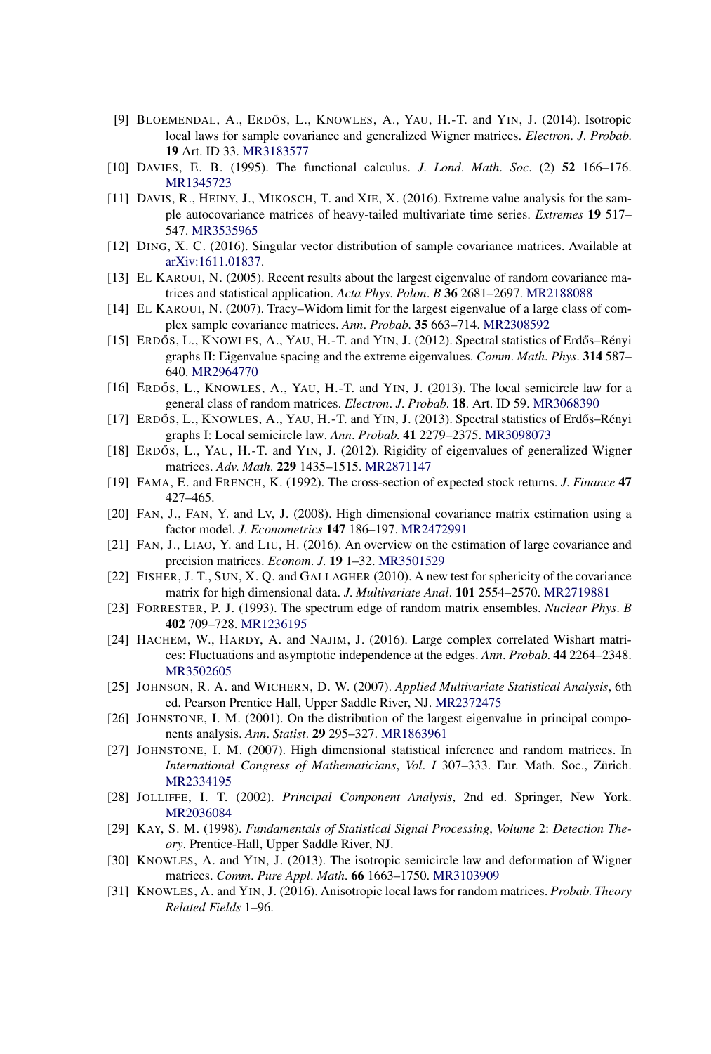[9] BLOEMENDAL, A., ERDŐS, L., KNOWLES, A., YAU, H.-T. and YIN, J. (2014). Isotropic local laws for sample covariance and generalized Wigner matrices. *Electron. J. Probab.* **19** Art. ID 33. MR3183577

[10] DAVIES, E. B. (1995). The functional calculus. *J. Lond. Math. Soc.* (2) **52** 166–176. MR1345723

[11] DAVIS, R., HEINY, J., MIKOSCH, T. and XIE, X. (2016). Extreme value analysis for the sample autocovariance matrices of heavy-tailed multivariate time series. *Extremes* **19** 517–547. MR3535965

[12] DING, X. C. (2016). Singular vector distribution of sample covariance matrices. Available at arXiv:1611.01837.

[13] EL KAROUI, N. (2005). Recent results about the largest eigenvalue of random covariance matrices and statistical application. *Acta Phys. Polon. B* **36** 2681–2697. MR2188088

[14] EL KAROUI, N. (2007). Tracy–Widom limit for the largest eigenvalue of a large class of complex sample covariance matrices. *Ann. Probab.* **35** 663–714. MR2308592

[15] ERDŐS, L., KNOWLES, A., YAU, H.-T. and YIN, J. (2012). Spectral statistics of Erdős–Rényi graphs II: Eigenvalue spacing and the extreme eigenvalues. *Comm. Math. Phys.* **314** 587–640. MR2964770

[16] ERDŐS, L., KNOWLES, A., YAU, H.-T. and YIN, J. (2013). The local semicircle law for a general class of random matrices. *Electron. J. Probab.* **18**. Art. ID 59. MR3068390

[17] ERDŐS, L., KNOWLES, A., YAU, H.-T. and YIN, J. (2013). Spectral statistics of Erdős–Rényi graphs I: Local semicircle law. *Ann. Probab.* **41** 2279–2375. MR3098073

[18] ERDŐS, L., YAU, H.-T. and YIN, J. (2012). Rigidity of eigenvalues of generalized Wigner matrices. *Adv. Math.* **229** 1435–1515. MR2871147

[19] FAMA, E. and FRENCH, K. (1992). The cross-section of expected stock returns. *J. Finance* **47** 427–465.

[20] FAN, J., FAN, Y. and LV, J. (2008). High dimensional covariance matrix estimation using a factor model. *J. Econometrics* **147** 186–197. MR2472991

[21] FAN, J., LIAO, Y. and LIU, H. (2016). An overview on the estimation of large covariance and precision matrices. *Econom. J.* **19** 1–32. MR3501529

[22] FISHER, J. T., SUN, X. Q. and GALLAGHER (2010). A new test for sphericity of the covariance matrix for high dimensional data. *J. Multivariate Anal.* **101** 2554–2570. MR2719881

[23] FORRESTER, P. J. (1993). The spectrum edge of random matrix ensembles. *Nuclear Phys. B* **402** 709–728. MR1236195

[24] HACHEM, W., HARDY, A. and NAJIM, J. (2016). Large complex correlated Wishart matrices: Fluctuations and asymptotic independence at the edges. *Ann. Probab.* **44** 2264–2348. MR3502605

[25] JOHNSON, R. A. and WICHERN, D. W. (2007). *Applied Multivariate Statistical Analysis*, 6th ed. Pearson Prentice Hall, Upper Saddle River, NJ. MR2372475

[26] JOHNSTONE, I. M. (2001). On the distribution of the largest eigenvalue in principal components analysis. *Ann. Statist.* **29** 295–327. MR1863961

[27] JOHNSTONE, I. M. (2007). High dimensional statistical inference and random matrices. In *International Congress of Mathematicians*, *Vol. I* 307–333. Eur. Math. Soc., Zürich. MR2334195

[28] JOLLIFFE, I. T. (2002). *Principal Component Analysis*, 2nd ed. Springer, New York. MR2036084

[29] KAY, S. M. (1998). *Fundamentals of Statistical Signal Processing*, *Volume* 2: *Detection Theory*. Prentice-Hall, Upper Saddle River, NJ.

[30] KNOWLES, A. and YIN, J. (2013). The isotropic semicircle law and deformation of Wigner matrices. *Comm. Pure Appl. Math.* **66** 1663–1750. MR3103909

[31] KNOWLES, A. and YIN, J. (2016). Anisotropic local laws for random matrices. *Probab. Theory Related Fields* 1–96.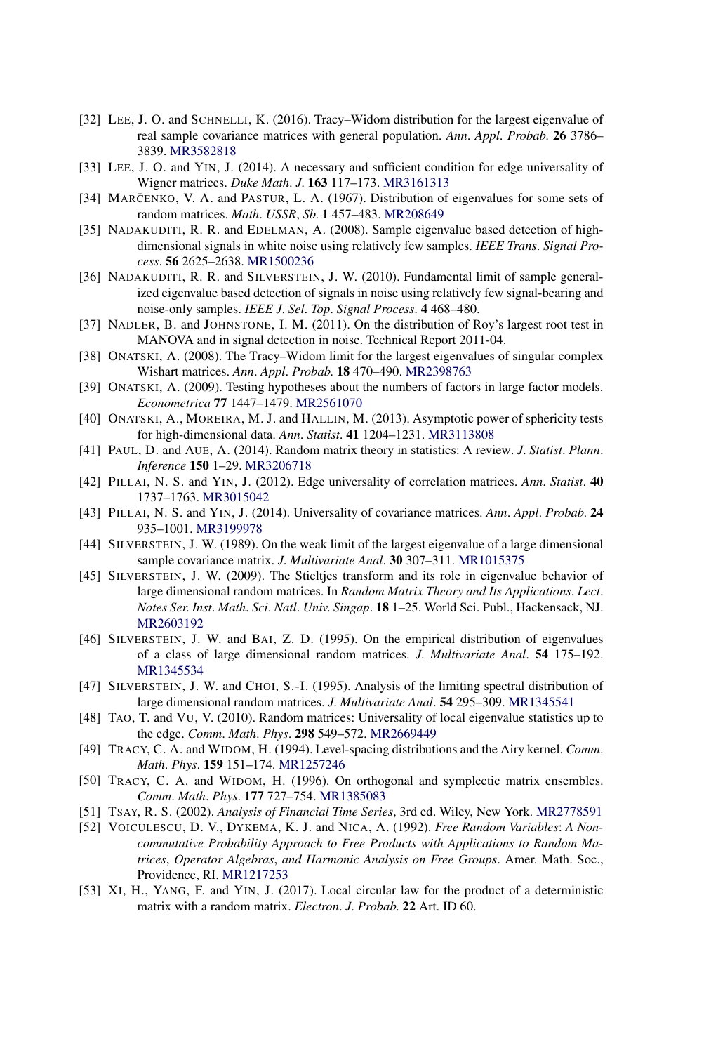[32] LEE, J. O. and SCHNELLI, K. (2016). Tracy–Widom distribution for the largest eigenvalue of real sample covariance matrices with general population. *Ann. Appl. Probab.* **26** 3786–3839. MR3582818

[33] LEE, J. O. and YIN, J. (2014). A necessary and sufficient condition for edge universality of Wigner matrices. *Duke Math. J.* **163** 117–173. MR3161313

[34] MARČENKO, V. A. and PASTUR, L. A. (1967). Distribution of eigenvalues for some sets of random matrices. *Math. USSR, Sb.* **1** 457–483. MR208649

[35] NADAKUDITI, R. R. and EDELMAN, A. (2008). Sample eigenvalue based detection of high-dimensional signals in white noise using relatively few samples. *IEEE Trans. Signal Process.* **56** 2625–2638. MR1500236

[36] NADAKUDITI, R. R. and SILVERSTEIN, J. W. (2010). Fundamental limit of sample generalized eigenvalue based detection of signals in noise using relatively few signal-bearing and noise-only samples. *IEEE J. Sel. Top. Signal Process.* **4** 468–480.

[37] NADLER, B. and JOHNSTONE, I. M. (2011). On the distribution of Roy's largest root test in MANOVA and in signal detection in noise. Technical Report 2011-04.

[38] ONATSKI, A. (2008). The Tracy–Widom limit for the largest eigenvalues of singular complex Wishart matrices. *Ann. Appl. Probab.* **18** 470–490. MR2398763

[39] ONATSKI, A. (2009). Testing hypotheses about the numbers of factors in large factor models. *Econometrica* **77** 1447–1479. MR2561070

[40] ONATSKI, A., MOREIRA, M. J. and HALLIN, M. (2013). Asymptotic power of sphericity tests for high-dimensional data. *Ann. Statist.* **41** 1204–1231. MR3113808

[41] PAUL, D. and AUE, A. (2014). Random matrix theory in statistics: A review. *J. Statist. Plann. Inference* **150** 1–29. MR3206718

[42] PILLAI, N. S. and YIN, J. (2012). Edge universality of correlation matrices. *Ann. Statist.* **40** 1737–1763. MR3015042

[43] PILLAI, N. S. and YIN, J. (2014). Universality of covariance matrices. *Ann. Appl. Probab.* **24** 935–1001. MR3199978

[44] SILVERSTEIN, J. W. (1989). On the weak limit of the largest eigenvalue of a large dimensional sample covariance matrix. *J. Multivariate Anal.* **30** 307–311. MR1015375

[45] SILVERSTEIN, J. W. (2009). The Stieltjes transform and its role in eigenvalue behavior of large dimensional random matrices. In *Random Matrix Theory and Its Applications*. *Lect. Notes Ser. Inst. Math. Sci. Natl. Univ. Singap.* **18** 1–25. World Sci. Publ., Hackensack, NJ. MR2603192

[46] SILVERSTEIN, J. W. and BAI, Z. D. (1995). On the empirical distribution of eigenvalues of a class of large dimensional random matrices. *J. Multivariate Anal.* **54** 175–192. MR1345534

[47] SILVERSTEIN, J. W. and CHOI, S.-I. (1995). Analysis of the limiting spectral distribution of large dimensional random matrices. *J. Multivariate Anal.* **54** 295–309. MR1345541

[48] TAO, T. and VU, V. (2010). Random matrices: Universality of local eigenvalue statistics up to the edge. *Comm. Math. Phys.* **298** 549–572. MR2669449

[49] TRACY, C. A. and WIDOM, H. (1994). Level-spacing distributions and the Airy kernel. *Comm. Math. Phys.* **159** 151–174. MR1257246

[50] TRACY, C. A. and WIDOM, H. (1996). On orthogonal and symplectic matrix ensembles. *Comm. Math. Phys.* **177** 727–754. MR1385083

[51] TSAY, R. S. (2002). *Analysis of Financial Time Series*, 3rd ed. Wiley, New York. MR2778591

[52] VOICULESCU, D. V., DYKEMA, K. J. and NICA, A. (1992). *Free Random Variables: A Noncommutative Probability Approach to Free Products with Applications to Random Matrices, Operator Algebras, and Harmonic Analysis on Free Groups*. Amer. Math. Soc., Providence, RI. MR1217253

[53] XI, H., YANG, F. and YIN, J. (2017). Local circular law for the product of a deterministic matrix with a random matrix. *Electron. J. Probab.* **22** Art. ID 60.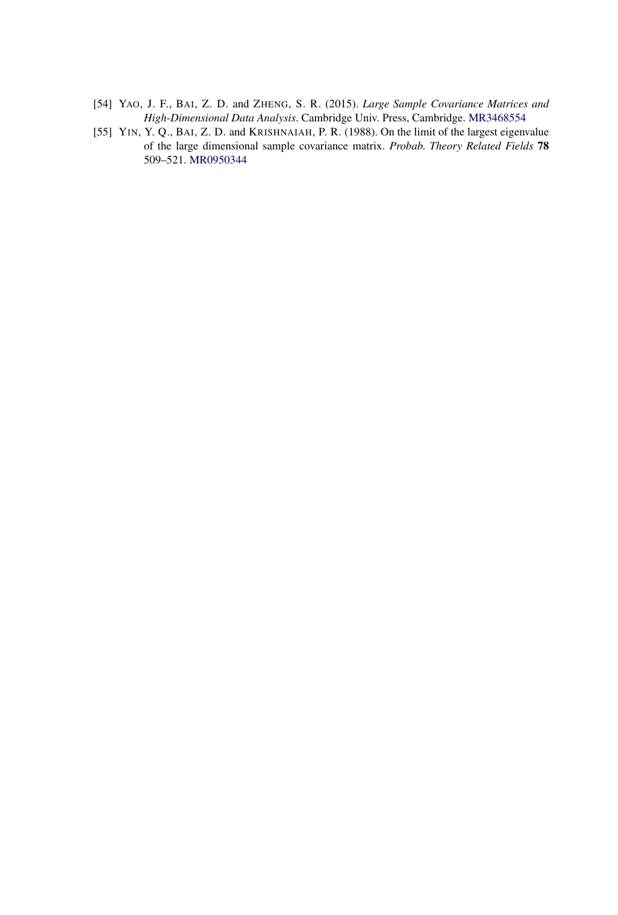[54] YAO, J. F., BAI, Z. D. and ZHENG, S. R. (2015). *Large Sample Covariance Matrices and High-Dimensional Data Analysis*. Cambridge Univ. Press, Cambridge. MR3468554

[55] YIN, Y. Q., BAI, Z. D. and KRISHNAIAH, P. R. (1988). On the limit of the largest eigenvalue of the large dimensional sample covariance matrix. *Probab. Theory Related Fields* **78** 509–521. MR0950344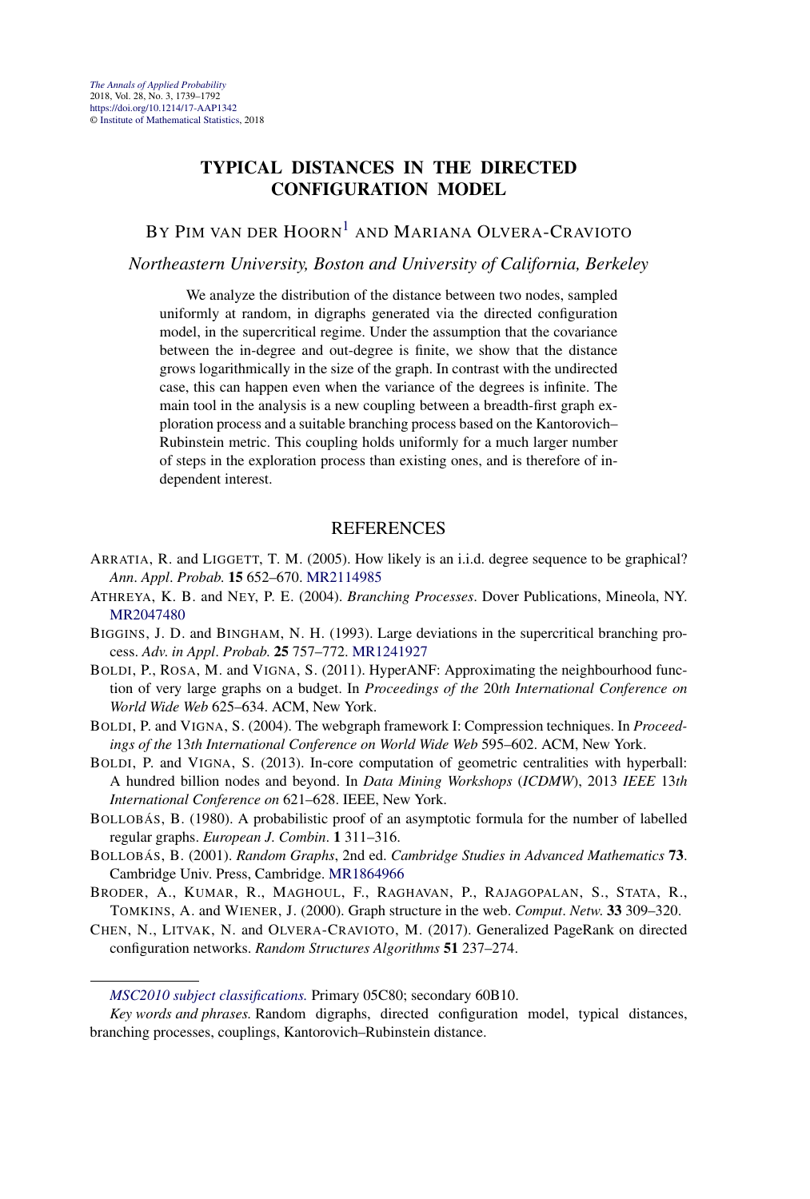# TYPICAL DISTANCES IN THE DIRECTED CONFIGURATION MODEL

BY PIM VAN DER HOORN[1] AND MARIANA OLVERA-CRAVIOTO

*Northeastern University, Boston and University of California, Berkeley*

We analyze the distribution of the distance between two nodes, sampled uniformly at random, in digraphs generated via the directed configuration model, in the supercritical regime. Under the assumption that the covariance between the in-degree and out-degree is finite, we show that the distance grows logarithmically in the size of the graph. In contrast with the undirected case, this can happen even when the variance of the degrees is infinite. The main tool in the analysis is a new coupling between a breadth-first graph exploration process and a suitable branching process based on the Kantorovich–Rubinstein metric. This coupling holds uniformly for a much larger number of steps in the exploration process than existing ones, and is therefore of independent interest.

## REFERENCES

ARRATIA, R. and LIGGETT, T. M. (2005). How likely is an i.i.d. degree sequence to be graphical? *Ann. Appl. Probab.* **15** 652–670. MR2114985

ATHREYA, K. B. and NEY, P. E. (2004). *Branching Processes*. Dover Publications, Mineola, NY. MR2047480

BIGGINS, J. D. and BINGHAM, N. H. (1993). Large deviations in the supercritical branching process. *Adv. in Appl. Probab.* **25** 757–772. MR1241927

BOLDI, P., ROSA, M. and VIGNA, S. (2011). HyperANF: Approximating the neighbourhood function of very large graphs on a budget. In *Proceedings of the* 20*th International Conference on World Wide Web* 625–634. ACM, New York.

BOLDI, P. and VIGNA, S. (2004). The webgraph framework I: Compression techniques. In *Proceedings of the* 13*th International Conference on World Wide Web* 595–602. ACM, New York.

BOLDI, P. and VIGNA, S. (2013). In-core computation of geometric centralities with hyperball: A hundred billion nodes and beyond. In *Data Mining Workshops* (*ICDMW*), 2013 *IEEE* 13*th International Conference on* 621–628. IEEE, New York.

BOLLOBÁS, B. (1980). A probabilistic proof of an asymptotic formula for the number of labelled regular graphs. *European J. Combin.* **1** 311–316.

BOLLOBÁS, B. (2001). *Random Graphs*, 2nd ed. *Cambridge Studies in Advanced Mathematics* **73**. Cambridge Univ. Press, Cambridge. MR1864966

BRODER, A., KUMAR, R., MAGHOUL, F., RAGHAVAN, P., RAJAGOPALAN, S., STATA, R., TOMKINS, A. and WIENER, J. (2000). Graph structure in the web. *Comput. Netw.* **33** 309–320.

CHEN, N., LITVAK, N. and OLVERA-CRAVIOTO, M. (2017). Generalized PageRank on directed configuration networks. *Random Structures Algorithms* **51** 237–274.

---

*MSC2010 subject classifications.* Primary 05C80; secondary 60B10.

*Key words and phrases.* Random digraphs, directed configuration model, typical distances, branching processes, couplings, Kantorovich–Rubinstein distance.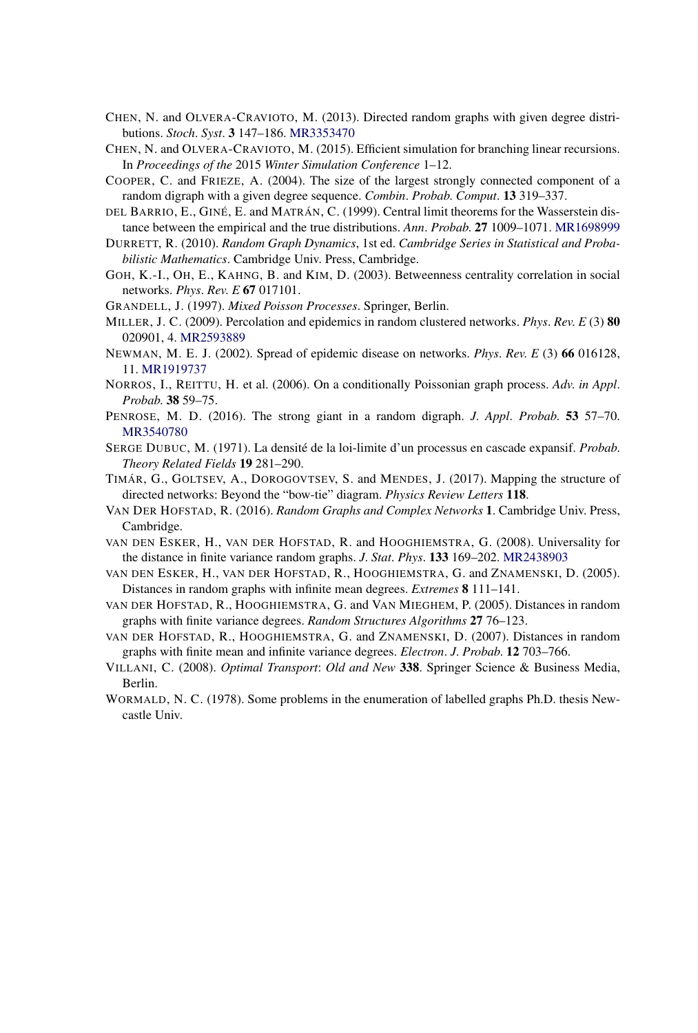CHEN, N. and OLVERA-CRAVIOTO, M. (2013). Directed random graphs with given degree distributions. *Stoch. Syst.* **3** 147–186. MR3353470

CHEN, N. and OLVERA-CRAVIOTO, M. (2015). Efficient simulation for branching linear recursions. In *Proceedings of the* 2015 *Winter Simulation Conference* 1–12.

COOPER, C. and FRIEZE, A. (2004). The size of the largest strongly connected component of a random digraph with a given degree sequence. *Combin. Probab. Comput.* **13** 319–337.

DEL BARRIO, E., GINÉ, E. and MATRÁN, C. (1999). Central limit theorems for the Wasserstein distance between the empirical and the true distributions. *Ann. Probab.* **27** 1009–1071. MR1698999

DURRETT, R. (2010). *Random Graph Dynamics*, 1st ed. *Cambridge Series in Statistical and Probabilistic Mathematics*. Cambridge Univ. Press, Cambridge.

GOH, K.-I., OH, E., KAHNG, B. and KIM, D. (2003). Betweenness centrality correlation in social networks. *Phys. Rev. E* **67** 017101.

GRANDELL, J. (1997). *Mixed Poisson Processes*. Springer, Berlin.

MILLER, J. C. (2009). Percolation and epidemics in random clustered networks. *Phys. Rev. E* (3) **80** 020901, 4. MR2593889

NEWMAN, M. E. J. (2002). Spread of epidemic disease on networks. *Phys. Rev. E* (3) **66** 016128, 11. MR1919737

NORROS, I., REITTU, H. et al. (2006). On a conditionally Poissonian graph process. *Adv. in Appl. Probab.* **38** 59–75.

PENROSE, M. D. (2016). The strong giant in a random digraph. *J. Appl. Probab.* **53** 57–70. MR3540780

SERGE DUBUC, M. (1971). La densité de la loi-limite d'un processus en cascade expansif. *Probab. Theory Related Fields* **19** 281–290.

TIMÁR, G., GOLTSEV, A., DOROGOVTSEV, S. and MENDES, J. (2017). Mapping the structure of directed networks: Beyond the "bow-tie" diagram. *Physics Review Letters* **118**.

VAN DER HOFSTAD, R. (2016). *Random Graphs and Complex Networks* **1**. Cambridge Univ. Press, Cambridge.

VAN DEN ESKER, H., VAN DER HOFSTAD, R. and HOOGHIEMSTRA, G. (2008). Universality for the distance in finite variance random graphs. *J. Stat. Phys.* **133** 169–202. MR2438903

VAN DEN ESKER, H., VAN DER HOFSTAD, R., HOOGHIEMSTRA, G. and ZNAMENSKI, D. (2005). Distances in random graphs with infinite mean degrees. *Extremes* **8** 111–141.

VAN DER HOFSTAD, R., HOOGHIEMSTRA, G. and VAN MIEGHEM, P. (2005). Distances in random graphs with finite variance degrees. *Random Structures Algorithms* **27** 76–123.

VAN DER HOFSTAD, R., HOOGHIEMSTRA, G. and ZNAMENSKI, D. (2007). Distances in random graphs with finite mean and infinite variance degrees. *Electron. J. Probab.* **12** 703–766.

VILLANI, C. (2008). *Optimal Transport*: *Old and New* **338**. Springer Science & Business Media, Berlin.

WORMALD, N. C. (1978). Some problems in the enumeration of labelled graphs Ph.D. thesis Newcastle Univ.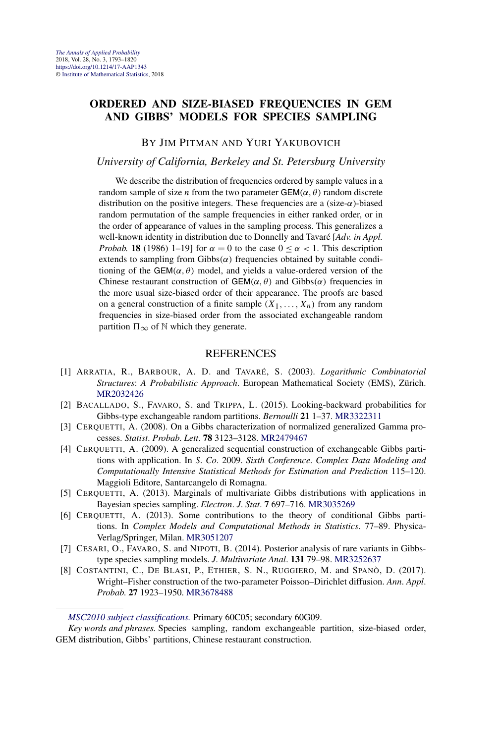# ORDERED AND SIZE-BIASED FREQUENCIES IN GEM AND GIBBS' MODELS FOR SPECIES SAMPLING

BY JIM PITMAN AND YURI YAKUBOVICH

*University of California, Berkeley and St. Petersburg University*

We describe the distribution of frequencies ordered by sample values in a random sample of size $n$ from the two parameter $\mathsf{GEM}(\alpha, \theta)$ random discrete distribution on the positive integers. These frequencies are a (size-$\alpha$)-biased random permutation of the sample frequencies in either ranked order, or in the order of appearance of values in the sampling process. This generalizes a well-known identity in distribution due to Donnelly and Tavaré [*Adv. in Appl. Probab.* **18** (1986) 1–19] for $\alpha = 0$ to the case $0 \le \alpha < 1$. This description extends to sampling from Gibbs($\alpha$) frequencies obtained by suitable conditioning of the $\mathsf{GEM}(\alpha, \theta)$ model, and yields a value-ordered version of the Chinese restaurant construction of $\mathsf{GEM}(\alpha, \theta)$ and Gibbs($\alpha$) frequencies in the more usual size-biased order of their appearance. The proofs are based on a general construction of a finite sample $(X_1, \dots, X_n)$ from any random frequencies in size-biased order from the associated exchangeable random partition $\Pi_\infty$ of $\mathbb{N}$ which they generate.

## REFERENCES

[1] ARRATIA, R., BARBOUR, A. D. and TAVARÉ, S. (2003). *Logarithmic Combinatorial Structures*: *A Probabilistic Approach*. European Mathematical Society (EMS), Zürich. MR2032426

[2] BACALLADO, S., FAVARO, S. and TRIPPA, L. (2015). Looking-backward probabilities for Gibbs-type exchangeable random partitions. *Bernoulli* **21** 1–37. MR3322311

[3] CERQUETTI, A. (2008). On a Gibbs characterization of normalized generalized Gamma processes. *Statist*. *Probab*. *Lett*. **78** 3123–3128. MR2479467

[4] CERQUETTI, A. (2009). A generalized sequential construction of exchangeable Gibbs partitions with application. In *S. Co*. 2009. *Sixth Conference*. *Complex Data Modeling and Computationally Intensive Statistical Methods for Estimation and Prediction* 115–120. Maggioli Editore, Santarcangelo di Romagna.

[5] CERQUETTI, A. (2013). Marginals of multivariate Gibbs distributions with applications in Bayesian species sampling. *Electron*. *J*. *Stat*. **7** 697–716. MR3035269

[6] CERQUETTI, A. (2013). Some contributions to the theory of conditional Gibbs partitions. In *Complex Models and Computational Methods in Statistics*. 77–89. Physica-Verlag/Springer, Milan. MR3051207

[7] CESARI, O., FAVARO, S. and NIPOTI, B. (2014). Posterior analysis of rare variants in Gibbs-type species sampling models. *J*. *Multivariate Anal*. **131** 79–98. MR3252637

[8] COSTANTINI, C., DE BLASI, P., ETHIER, S. N., RUGGIERO, M. and SPANÒ, D. (2017). Wright–Fisher construction of the two-parameter Poisson–Dirichlet diffusion. *Ann*. *Appl*. *Probab.* **27** 1923–1950. MR3678488

---

*MSC2010 subject classifications.* Primary 60C05; secondary 60G09.

*Key words and phrases.* Species sampling, random exchangeable partition, size-biased order, GEM distribution, Gibbs' partitions, Chinese restaurant construction.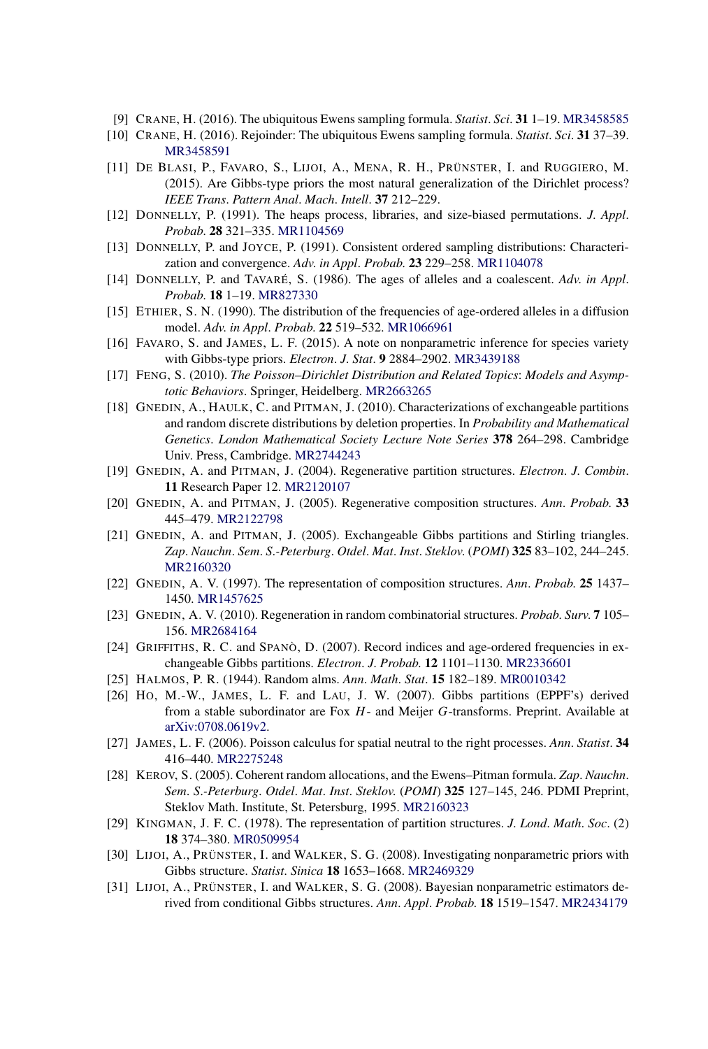[9] CRANE, H. (2016). The ubiquitous Ewens sampling formula. *Statist. Sci.* **31** 1–19. MR3458585

[10] CRANE, H. (2016). Rejoinder: The ubiquitous Ewens sampling formula. *Statist. Sci.* **31** 37–39. MR3458591

[11] DE BLASI, P., FAVARO, S., LIJOI, A., MENA, R. H., PRÜNSTER, I. and RUGGIERO, M. (2015). Are Gibbs-type priors the most natural generalization of the Dirichlet process? *IEEE Trans. Pattern Anal. Mach. Intell.* **37** 212–229.

[12] DONNELLY, P. (1991). The heaps process, libraries, and size-biased permutations. *J. Appl. Probab.* **28** 321–335. MR1104569

[13] DONNELLY, P. and JOYCE, P. (1991). Consistent ordered sampling distributions: Characterization and convergence. *Adv. in Appl. Probab.* **23** 229–258. MR1104078

[14] DONNELLY, P. and TAVARÉ, S. (1986). The ages of alleles and a coalescent. *Adv. in Appl. Probab.* **18** 1–19. MR827330

[15] ETHIER, S. N. (1990). The distribution of the frequencies of age-ordered alleles in a diffusion model. *Adv. in Appl. Probab.* **22** 519–532. MR1066961

[16] FAVARO, S. and JAMES, L. F. (2015). A note on nonparametric inference for species variety with Gibbs-type priors. *Electron. J. Stat.* **9** 2884–2902. MR3439188

[17] FENG, S. (2010). *The Poisson–Dirichlet Distribution and Related Topics: Models and Asymptotic Behaviors*. Springer, Heidelberg. MR2663265

[18] GNEDIN, A., HAULK, C. and PITMAN, J. (2010). Characterizations of exchangeable partitions and random discrete distributions by deletion properties. In *Probability and Mathematical Genetics*. *London Mathematical Society Lecture Note Series* **378** 264–298. Cambridge Univ. Press, Cambridge. MR2744243

[19] GNEDIN, A. and PITMAN, J. (2004). Regenerative partition structures. *Electron. J. Combin.* **11** Research Paper 12. MR2120107

[20] GNEDIN, A. and PITMAN, J. (2005). Regenerative composition structures. *Ann. Probab.* **33** 445–479. MR2122798

[21] GNEDIN, A. and PITMAN, J. (2005). Exchangeable Gibbs partitions and Stirling triangles. *Zap. Nauchn. Sem. S.-Peterburg. Otdel. Mat. Inst. Steklov.* (*POMI*) **325** 83–102, 244–245. MR2160320

[22] GNEDIN, A. V. (1997). The representation of composition structures. *Ann. Probab.* **25** 1437–1450. MR1457625

[23] GNEDIN, A. V. (2010). Regeneration in random combinatorial structures. *Probab. Surv.* **7** 105–156. MR2684164

[24] GRIFFITHS, R. C. and SPANÒ, D. (2007). Record indices and age-ordered frequencies in exchangeable Gibbs partitions. *Electron. J. Probab.* **12** 1101–1130. MR2336601

[25] HALMOS, P. R. (1944). Random alms. *Ann. Math. Stat.* **15** 182–189. MR0010342

[26] HO, M.-W., JAMES, L. F. and LAU, J. W. (2007). Gibbs partitions (EPPF's) derived from a stable subordinator are Fox $H$- and Meijer $G$-transforms. Preprint. Available at arXiv:0708.0619v2.

[27] JAMES, L. F. (2006). Poisson calculus for spatial neutral to the right processes. *Ann. Statist.* **34** 416–440. MR2275248

[28] KEROV, S. (2005). Coherent random allocations, and the Ewens–Pitman formula. *Zap. Nauchn. Sem. S.-Peterburg. Otdel. Mat. Inst. Steklov.* (*POMI*) **325** 127–145, 246. PDMI Preprint, Steklov Math. Institute, St. Petersburg, 1995. MR2160323

[29] KINGMAN, J. F. C. (1978). The representation of partition structures. *J. Lond. Math. Soc.* (2) **18** 374–380. MR0509954

[30] LIJOI, A., PRÜNSTER, I. and WALKER, S. G. (2008). Investigating nonparametric priors with Gibbs structure. *Statist. Sinica* **18** 1653–1668. MR2469329

[31] LIJOI, A., PRÜNSTER, I. and WALKER, S. G. (2008). Bayesian nonparametric estimators derived from conditional Gibbs structures. *Ann. Appl. Probab.* **18** 1519–1547. MR2434179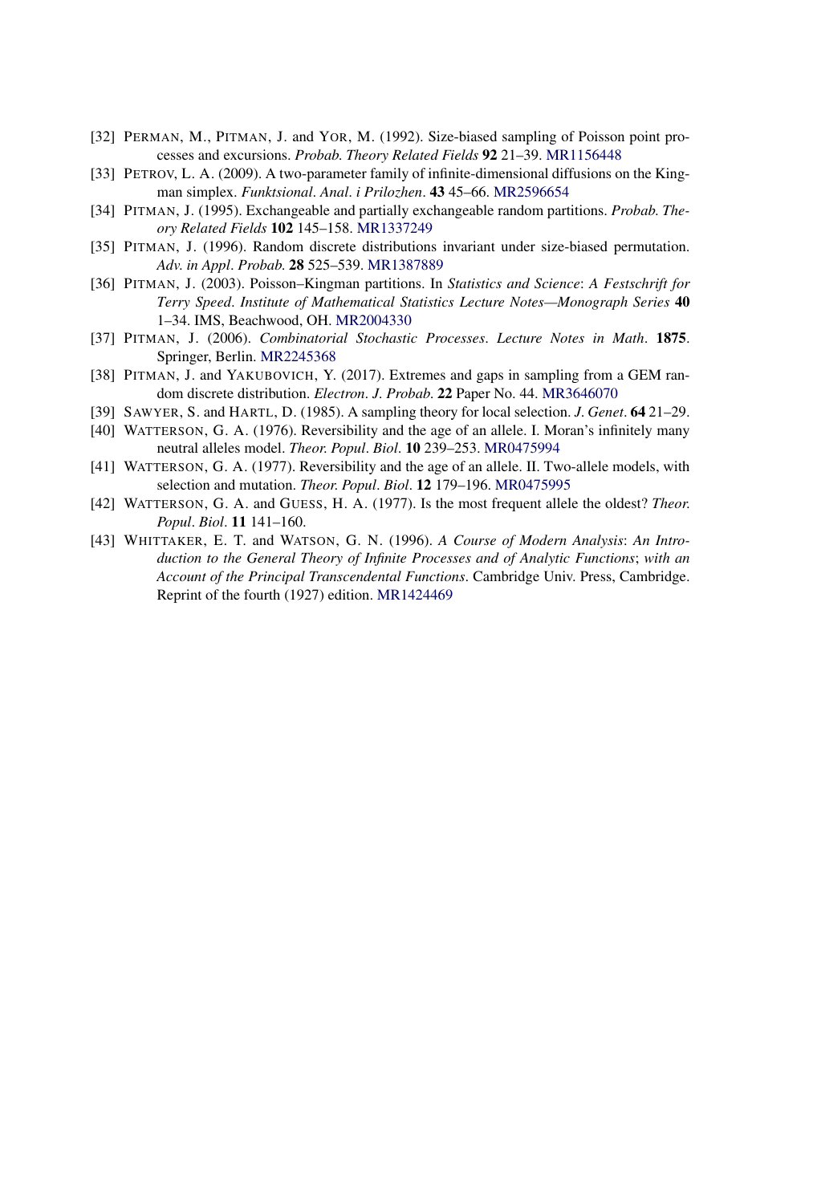[32] PERMAN, M., PITMAN, J. and YOR, M. (1992). Size-biased sampling of Poisson point processes and excursions. *Probab. Theory Related Fields* **92** 21–39. MR1156448

[33] PETROV, L. A. (2009). A two-parameter family of infinite-dimensional diffusions on the Kingman simplex. *Funktsional. Anal. i Prilozhen*. **43** 45–66. MR2596654

[34] PITMAN, J. (1995). Exchangeable and partially exchangeable random partitions. *Probab. Theory Related Fields* **102** 145–158. MR1337249

[35] PITMAN, J. (1996). Random discrete distributions invariant under size-biased permutation. *Adv. in Appl. Probab.* **28** 525–539. MR1387889

[36] PITMAN, J. (2003). Poisson–Kingman partitions. In *Statistics and Science: A Festschrift for Terry Speed. Institute of Mathematical Statistics Lecture Notes—Monograph Series* **40** 1–34. IMS, Beachwood, OH. MR2004330

[37] PITMAN, J. (2006). *Combinatorial Stochastic Processes. Lecture Notes in Math*. **1875**. Springer, Berlin. MR2245368

[38] PITMAN, J. and YAKUBOVICH, Y. (2017). Extremes and gaps in sampling from a GEM random discrete distribution. *Electron. J. Probab.* **22** Paper No. 44. MR3646070

[39] SAWYER, S. and HARTL, D. (1985). A sampling theory for local selection. *J. Genet*. **64** 21–29.

[40] WATTERSON, G. A. (1976). Reversibility and the age of an allele. I. Moran's infinitely many neutral alleles model. *Theor. Popul. Biol*. **10** 239–253. MR0475994

[41] WATTERSON, G. A. (1977). Reversibility and the age of an allele. II. Two-allele models, with selection and mutation. *Theor. Popul. Biol*. **12** 179–196. MR0475995

[42] WATTERSON, G. A. and GUESS, H. A. (1977). Is the most frequent allele the oldest? *Theor. Popul. Biol*. **11** 141–160.

[43] WHITTAKER, E. T. and WATSON, G. N. (1996). *A Course of Modern Analysis: An Introduction to the General Theory of Infinite Processes and of Analytic Functions; with an Account of the Principal Transcendental Functions*. Cambridge Univ. Press, Cambridge. Reprint of the fourth (1927) edition. MR1424469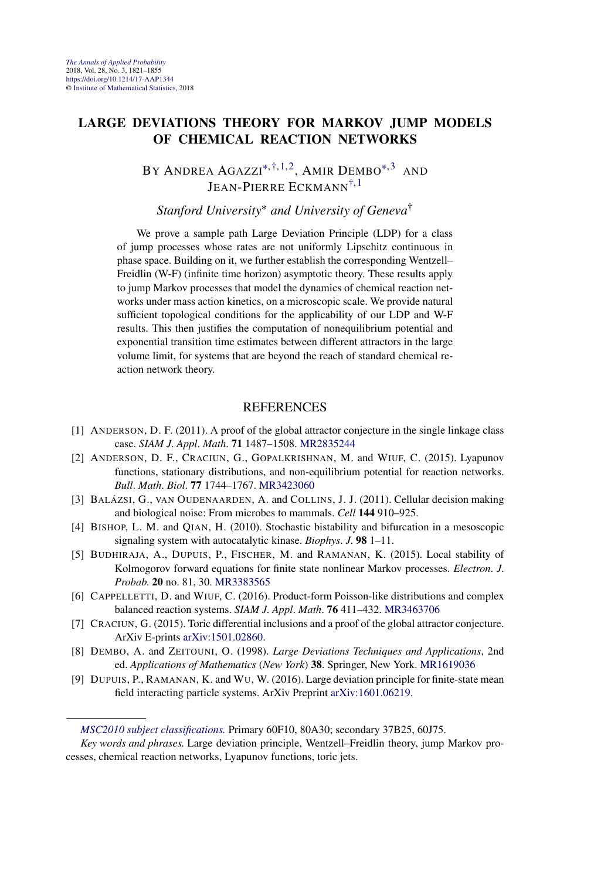# LARGE DEVIATIONS THEORY FOR MARKOV JUMP MODELS OF CHEMICAL REACTION NETWORKS

BY ANDREA AGAZZI[*,†,1,2], AMIR DEMBO[*,3] AND JEAN-PIERRE ECKMANN[†,1]

*Stanford University*[*] *and University of Geneva*[†]

We prove a sample path Large Deviation Principle (LDP) for a class of jump processes whose rates are not uniformly Lipschitz continuous in phase space. Building on it, we further establish the corresponding Wentzell–Freidlin (W-F) (infinite time horizon) asymptotic theory. These results apply to jump Markov processes that model the dynamics of chemical reaction networks under mass action kinetics, on a microscopic scale. We provide natural sufficient topological conditions for the applicability of our LDP and W-F results. This then justifies the computation of nonequilibrium potential and exponential transition time estimates between different attractors in the large volume limit, for systems that are beyond the reach of standard chemical reaction network theory.

## REFERENCES

[1] ANDERSON, D. F. (2011). A proof of the global attractor conjecture in the single linkage class case. *SIAM J. Appl. Math.* **71** 1487–1508. MR2835244

[2] ANDERSON, D. F., CRACIUN, G., GOPALKRISHNAN, M. and WIUF, C. (2015). Lyapunov functions, stationary distributions, and non-equilibrium potential for reaction networks. *Bull. Math. Biol.* **77** 1744–1767. MR3423060

[3] BALÁZSI, G., VAN OUDENAARDEN, A. and COLLINS, J. J. (2011). Cellular decision making and biological noise: From microbes to mammals. *Cell* **144** 910–925.

[4] BISHOP, L. M. and QIAN, H. (2010). Stochastic bistability and bifurcation in a mesoscopic signaling system with autocatalytic kinase. *Biophys. J.* **98** 1–11.

[5] BUDHIRAJA, A., DUPUIS, P., FISCHER, M. and RAMANAN, K. (2015). Local stability of Kolmogorov forward equations for finite state nonlinear Markov processes. *Electron. J. Probab.* **20** no. 81, 30. MR3383565

[6] CAPPELLETTI, D. and WIUF, C. (2016). Product-form Poisson-like distributions and complex balanced reaction systems. *SIAM J. Appl. Math.* **76** 411–432. MR3463706

[7] CRACIUN, G. (2015). Toric differential inclusions and a proof of the global attractor conjecture. ArXiv E-prints arXiv:1501.02860.

[8] DEMBO, A. and ZEITOUNI, O. (1998). *Large Deviations Techniques and Applications*, 2nd ed. *Applications of Mathematics* (*New York*) **38**. Springer, New York. MR1619036

[9] DUPUIS, P., RAMANAN, K. and WU, W. (2016). Large deviation principle for finite-state mean field interacting particle systems. ArXiv Preprint arXiv:1601.06219.

---

*MSC2010 subject classifications.* Primary 60F10, 80A30; secondary 37B25, 60J75.

*Key words and phrases.* Large deviation principle, Wentzell–Freidlin theory, jump Markov processes, chemical reaction networks, Lyapunov functions, toric jets.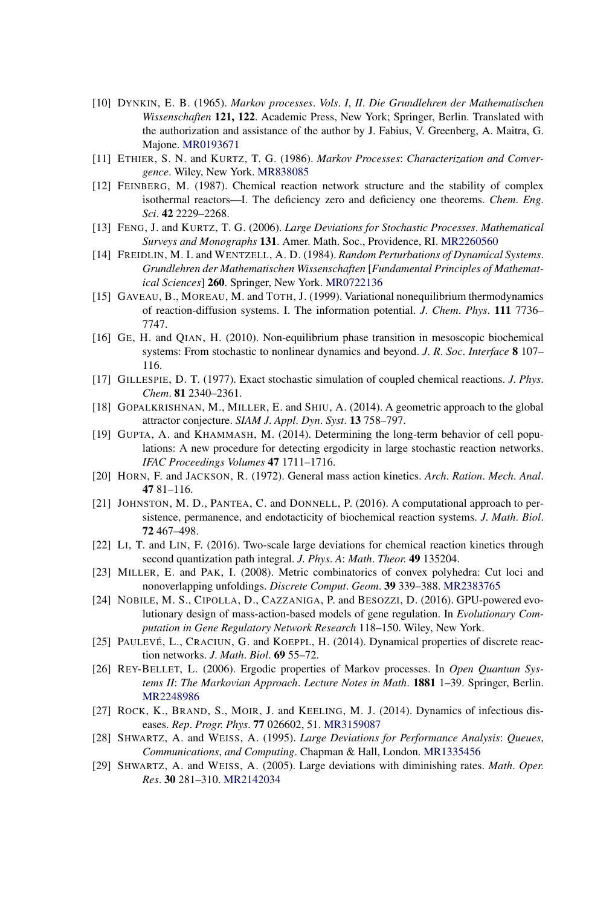[10] DYNKIN, E. B. (1965). *Markov processes*. *Vols*. *I*, *II*. *Die Grundlehren der Mathematischen Wissenschaften* **121, 122**. Academic Press, New York; Springer, Berlin. Translated with the authorization and assistance of the author by J. Fabius, V. Greenberg, A. Maitra, G. Majone. MR0193671

[11] ETHIER, S. N. and KURTZ, T. G. (1986). *Markov Processes*: *Characterization and Convergence*. Wiley, New York. MR838085

[12] FEINBERG, M. (1987). Chemical reaction network structure and the stability of complex isothermal reactors—I. The deficiency zero and deficiency one theorems. *Chem*. *Eng*. *Sci*. **42** 2229–2268.

[13] FENG, J. and KURTZ, T. G. (2006). *Large Deviations for Stochastic Processes*. *Mathematical Surveys and Monographs* **131**. Amer. Math. Soc., Providence, RI. MR2260560

[14] FREIDLIN, M. I. and WENTZELL, A. D. (1984). *Random Perturbations of Dynamical Systems*. *Grundlehren der Mathematischen Wissenschaften* [*Fundamental Principles of Mathematical Sciences*] **260**. Springer, New York. MR0722136

[15] GAVEAU, B., MOREAU, M. and TOTH, J. (1999). Variational nonequilibrium thermodynamics of reaction-diffusion systems. I. The information potential. *J*. *Chem*. *Phys*. **111** 7736–7747.

[16] GE, H. and QIAN, H. (2010). Non-equilibrium phase transition in mesoscopic biochemical systems: From stochastic to nonlinear dynamics and beyond. *J*. *R*. *Soc*. *Interface* **8** 107–116.

[17] GILLESPIE, D. T. (1977). Exact stochastic simulation of coupled chemical reactions. *J*. *Phys*. *Chem*. **81** 2340–2361.

[18] GOPALKRISHNAN, M., MILLER, E. and SHIU, A. (2014). A geometric approach to the global attractor conjecture. *SIAM J*. *Appl*. *Dyn*. *Syst*. **13** 758–797.

[19] GUPTA, A. and KHAMMASH, M. (2014). Determining the long-term behavior of cell populations: A new procedure for detecting ergodicity in large stochastic reaction networks. *IFAC Proceedings Volumes* **47** 1711–1716.

[20] HORN, F. and JACKSON, R. (1972). General mass action kinetics. *Arch*. *Ration*. *Mech*. *Anal*. **47** 81–116.

[21] JOHNSTON, M. D., PANTEA, C. and DONNELL, P. (2016). A computational approach to persistence, permanence, and endotacticity of biochemical reaction systems. *J*. *Math*. *Biol*. **72** 467–498.

[22] LI, T. and LIN, F. (2016). Two-scale large deviations for chemical reaction kinetics through second quantization path integral. *J*. *Phys*. *A*: *Math*. *Theor*. **49** 135204.

[23] MILLER, E. and PAK, I. (2008). Metric combinatorics of convex polyhedra: Cut loci and nonoverlapping unfoldings. *Discrete Comput*. *Geom*. **39** 339–388. MR2383765

[24] NOBILE, M. S., CIPOLLA, D., CAZZANIGA, P. and BESOZZI, D. (2016). GPU-powered evolutionary design of mass-action-based models of gene regulation. In *Evolutionary Computation in Gene Regulatory Network Research* 118–150. Wiley, New York.

[25] PAULEVÉ, L., CRACIUN, G. and KOEPPL, H. (2014). Dynamical properties of discrete reaction networks. *J*. *Math*. *Biol*. **69** 55–72.

[26] REY-BELLET, L. (2006). Ergodic properties of Markov processes. In *Open Quantum Systems II*: *The Markovian Approach*. *Lecture Notes in Math*. **1881** 1–39. Springer, Berlin. MR2248986

[27] ROCK, K., BRAND, S., MOIR, J. and KEELING, M. J. (2014). Dynamics of infectious diseases. *Rep*. *Progr*. *Phys*. **77** 026602, 51. MR3159087

[28] SHWARTZ, A. and WEISS, A. (1995). *Large Deviations for Performance Analysis*: *Queues*, *Communications*, *and Computing*. Chapman & Hall, London. MR1335456

[29] SHWARTZ, A. and WEISS, A. (2005). Large deviations with diminishing rates. *Math*. *Oper*. *Res*. **30** 281–310. MR2142034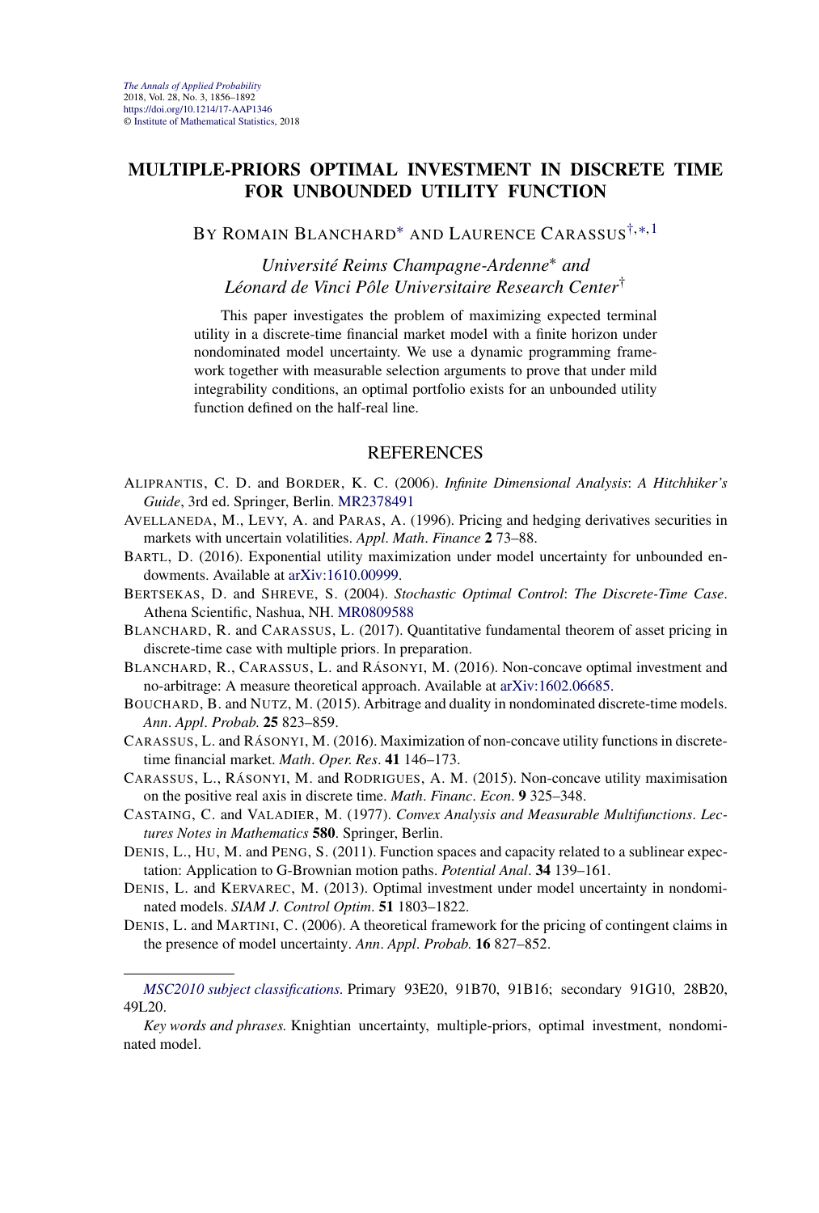# MULTIPLE-PRIORS OPTIMAL INVESTMENT IN DISCRETE TIME FOR UNBOUNDED UTILITY FUNCTION

BY ROMAIN BLANCHARD* AND LAURENCE CARASSUS†,*,1

*Université Reims Champagne-Ardenne\* and Léonard de Vinci Pôle Universitaire Research Center†*

This paper investigates the problem of maximizing expected terminal utility in a discrete-time financial market model with a finite horizon under nondominated model uncertainty. We use a dynamic programming framework together with measurable selection arguments to prove that under mild integrability conditions, an optimal portfolio exists for an unbounded utility function defined on the half-real line.

## REFERENCES

ALIPRANTIS, C. D. and BORDER, K. C. (2006). *Infinite Dimensional Analysis*: *A Hitchhiker's Guide*, 3rd ed. Springer, Berlin. MR2378491

AVELLANEDA, M., LEVY, A. and PARAS, A. (1996). Pricing and hedging derivatives securities in markets with uncertain volatilities. *Appl*. *Math*. *Finance* **2** 73–88.

BARTL, D. (2016). Exponential utility maximization under model uncertainty for unbounded endowments. Available at arXiv:1610.00999.

BERTSEKAS, D. and SHREVE, S. (2004). *Stochastic Optimal Control*: *The Discrete-Time Case*. Athena Scientific, Nashua, NH. MR0809588

BLANCHARD, R. and CARASSUS, L. (2017). Quantitative fundamental theorem of asset pricing in discrete-time case with multiple priors. In preparation.

BLANCHARD, R., CARASSUS, L. and RÁSONYI, M. (2016). Non-concave optimal investment and no-arbitrage: A measure theoretical approach. Available at arXiv:1602.06685.

BOUCHARD, B. and NUTZ, M. (2015). Arbitrage and duality in nondominated discrete-time models. *Ann*. *Appl*. *Probab.* **25** 823–859.

CARASSUS, L. and RÁSONYI, M. (2016). Maximization of non-concave utility functions in discrete-time financial market. *Math*. *Oper*. *Res*. **41** 146–173.

CARASSUS, L., RÁSONYI, M. and RODRIGUES, A. M. (2015). Non-concave utility maximisation on the positive real axis in discrete time. *Math*. *Financ*. *Econ*. **9** 325–348.

CASTAING, C. and VALADIER, M. (1977). *Convex Analysis and Measurable Multifunctions*. *Lectures Notes in Mathematics* **580**. Springer, Berlin.

DENIS, L., HU, M. and PENG, S. (2011). Function spaces and capacity related to a sublinear expectation: Application to G-Brownian motion paths. *Potential Anal*. **34** 139–161.

DENIS, L. and KERVAREC, M. (2013). Optimal investment under model uncertainty in nondominated models. *SIAM J*. *Control Optim*. **51** 1803–1822.

DENIS, L. and MARTINI, C. (2006). A theoretical framework for the pricing of contingent claims in the presence of model uncertainty. *Ann*. *Appl*. *Probab.* **16** 827–852.

---

*MSC2010 subject classifications*. Primary 93E20, 91B70, 91B16; secondary 91G10, 28B20, 49L20.

*Key words and phrases*. Knightian uncertainty, multiple-priors, optimal investment, nondominated model.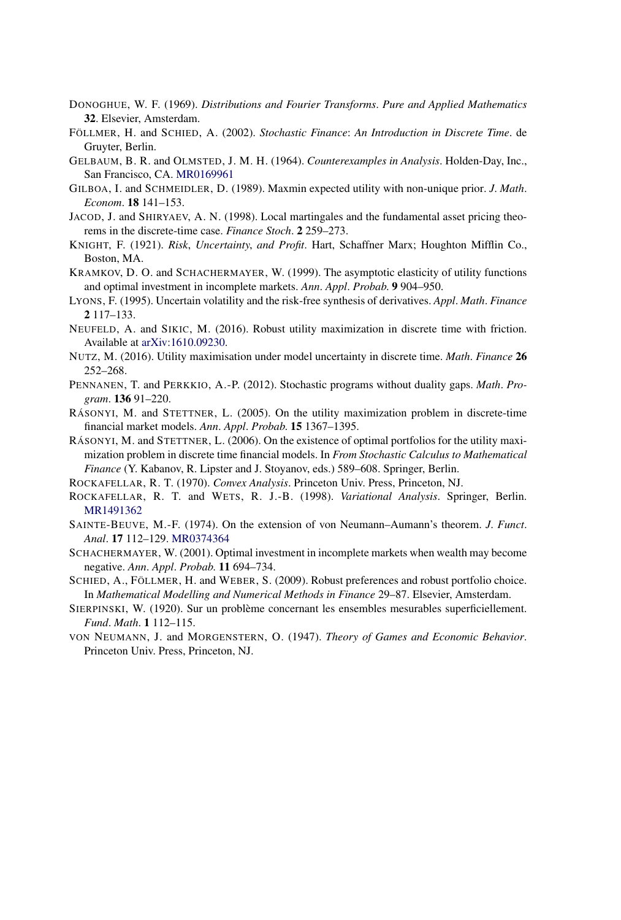DONOGHUE, W. F. (1969). *Distributions and Fourier Transforms*. *Pure and Applied Mathematics* **32**. Elsevier, Amsterdam.

FÖLLMER, H. and SCHIED, A. (2002). *Stochastic Finance*: *An Introduction in Discrete Time*. de Gruyter, Berlin.

GELBAUM, B. R. and OLMSTED, J. M. H. (1964). *Counterexamples in Analysis*. Holden-Day, Inc., San Francisco, CA. MR0169961

GILBOA, I. and SCHMEIDLER, D. (1989). Maxmin expected utility with non-unique prior. *J*. *Math*. *Econom*. **18** 141–153.

JACOD, J. and SHIRYAEV, A. N. (1998). Local martingales and the fundamental asset pricing theorems in the discrete-time case. *Finance Stoch*. **2** 259–273.

KNIGHT, F. (1921). *Risk*, *Uncertainty*, *and Profit*. Hart, Schaffner Marx; Houghton Mifflin Co., Boston, MA.

KRAMKOV, D. O. and SCHACHERMAYER, W. (1999). The asymptotic elasticity of utility functions and optimal investment in incomplete markets. *Ann*. *Appl*. *Probab*. **9** 904–950.

LYONS, F. (1995). Uncertain volatility and the risk-free synthesis of derivatives. *Appl*. *Math*. *Finance* **2** 117–133.

NEUFELD, A. and SIKIC, M. (2016). Robust utility maximization in discrete time with friction. Available at arXiv:1610.09230.

NUTZ, M. (2016). Utility maximisation under model uncertainty in discrete time. *Math*. *Finance* **26** 252–268.

PENNANEN, T. and PERKKIO, A.-P. (2012). Stochastic programs without duality gaps. *Math*. *Program*. **136** 91–220.

RÁSONYI, M. and STETTNER, L. (2005). On the utility maximization problem in discrete-time financial market models. *Ann*. *Appl*. *Probab*. **15** 1367–1395.

RÁSONYI, M. and STETTNER, L. (2006). On the existence of optimal portfolios for the utility maximization problem in discrete time financial models. In *From Stochastic Calculus to Mathematical Finance* (Y. Kabanov, R. Lipster and J. Stoyanov, eds.) 589–608. Springer, Berlin.

ROCKAFELLAR, R. T. (1970). *Convex Analysis*. Princeton Univ. Press, Princeton, NJ.

ROCKAFELLAR, R. T. and WETS, R. J.-B. (1998). *Variational Analysis*. Springer, Berlin. MR1491362

SAINTE-BEUVE, M.-F. (1974). On the extension of von Neumann–Aumann's theorem. *J*. *Funct*. *Anal*. **17** 112–129. MR0374364

SCHACHERMAYER, W. (2001). Optimal investment in incomplete markets when wealth may become negative. *Ann*. *Appl*. *Probab*. **11** 694–734.

SCHIED, A., FÖLLMER, H. and WEBER, S. (2009). Robust preferences and robust portfolio choice. In *Mathematical Modelling and Numerical Methods in Finance* 29–87. Elsevier, Amsterdam.

SIERPINSKI, W. (1920). Sur un problème concernant les ensembles mesurables superficiellement. *Fund*. *Math*. **1** 112–115.

VON NEUMANN, J. and MORGENSTERN, O. (1947). *Theory of Games and Economic Behavior*. Princeton Univ. Press, Princeton, NJ.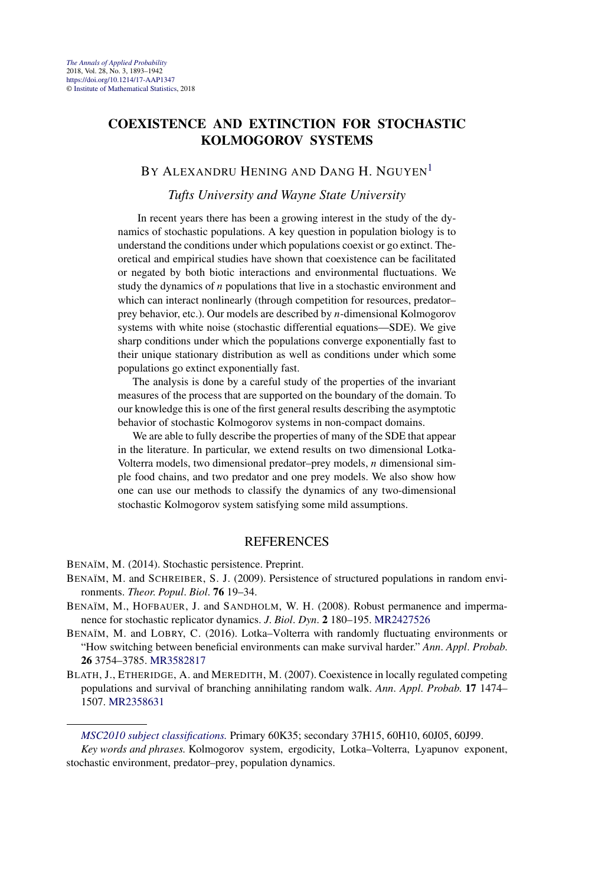# COEXISTENCE AND EXTINCTION FOR STOCHASTIC KOLMOGOROV SYSTEMS

BY ALEXANDRU HENING AND DANG H. NGUYEN[1]

*Tufts University and Wayne State University*

In recent years there has been a growing interest in the study of the dynamics of stochastic populations. A key question in population biology is to understand the conditions under which populations coexist or go extinct. Theoretical and empirical studies have shown that coexistence can be facilitated or negated by both biotic interactions and environmental fluctuations. We study the dynamics of *n* populations that live in a stochastic environment and which can interact nonlinearly (through competition for resources, predator–prey behavior, etc.). Our models are described by *n*-dimensional Kolmogorov systems with white noise (stochastic differential equations—SDE). We give sharp conditions under which the populations converge exponentially fast to their unique stationary distribution as well as conditions under which some populations go extinct exponentially fast.

The analysis is done by a careful study of the properties of the invariant measures of the process that are supported on the boundary of the domain. To our knowledge this is one of the first general results describing the asymptotic behavior of stochastic Kolmogorov systems in non-compact domains.

We are able to fully describe the properties of many of the SDE that appear in the literature. In particular, we extend results on two dimensional Lotka-Volterra models, two dimensional predator–prey models, *n* dimensional simple food chains, and two predator and one prey models. We also show how one can use our methods to classify the dynamics of any two-dimensional stochastic Kolmogorov system satisfying some mild assumptions.

## REFERENCES

BENAÏM, M. (2014). Stochastic persistence. Preprint.

BENAÏM, M. and SCHREIBER, S. J. (2009). Persistence of structured populations in random environments. *Theor. Popul. Biol.* **76** 19–34.

BENAÏM, M., HOFBAUER, J. and SANDHOLM, W. H. (2008). Robust permanence and impermanence for stochastic replicator dynamics. *J. Biol. Dyn.* **2** 180–195. MR2427526

BENAÏM, M. and LOBRY, C. (2016). Lotka–Volterra with randomly fluctuating environments or "How switching between beneficial environments can make survival harder." *Ann. Appl. Probab.* **26** 3754–3785. MR3582817

BLATH, J., ETHERIDGE, A. and MEREDITH, M. (2007). Coexistence in locally regulated competing populations and survival of branching annihilating random walk. *Ann. Appl. Probab.* **17** 1474–1507. MR2358631

---

*MSC2010 subject classifications.* Primary 60K35; secondary 37H15, 60H10, 60J05, 60J99.

*Key words and phrases.* Kolmogorov system, ergodicity, Lotka–Volterra, Lyapunov exponent, stochastic environment, predator–prey, population dynamics.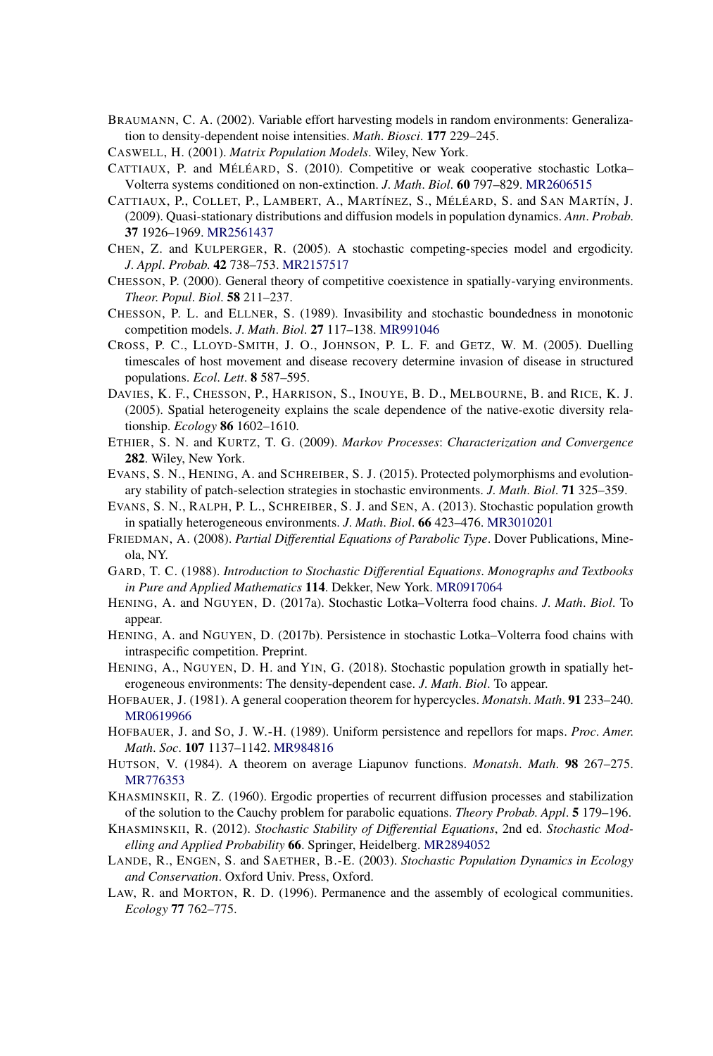BRAUMANN, C. A. (2002). Variable effort harvesting models in random environments: Generalization to density-dependent noise intensities. *Math. Biosci.* **177** 229–245.

CASWELL, H. (2001). *Matrix Population Models*. Wiley, New York.

CATTIAUX, P. and MÉLÉARD, S. (2010). Competitive or weak cooperative stochastic Lotka–Volterra systems conditioned on non-extinction. *J. Math. Biol.* **60** 797–829. MR2606515

CATTIAUX, P., COLLET, P., LAMBERT, A., MARTÍNEZ, S., MÉLÉARD, S. and SAN MARTÍN, J. (2009). Quasi-stationary distributions and diffusion models in population dynamics. *Ann. Probab.* **37** 1926–1969. MR2561437

CHEN, Z. and KULPERGER, R. (2005). A stochastic competing-species model and ergodicity. *J. Appl. Probab.* **42** 738–753. MR2157517

CHESSON, P. (2000). General theory of competitive coexistence in spatially-varying environments. *Theor. Popul. Biol.* **58** 211–237.

CHESSON, P. L. and ELLNER, S. (1989). Invasibility and stochastic boundedness in monotonic competition models. *J. Math. Biol.* **27** 117–138. MR991046

CROSS, P. C., LLOYD-SMITH, J. O., JOHNSON, P. L. F. and GETZ, W. M. (2005). Duelling timescales of host movement and disease recovery determine invasion of disease in structured populations. *Ecol. Lett.* **8** 587–595.

DAVIES, K. F., CHESSON, P., HARRISON, S., INOUYE, B. D., MELBOURNE, B. and RICE, K. J. (2005). Spatial heterogeneity explains the scale dependence of the native-exotic diversity relationship. *Ecology* **86** 1602–1610.

ETHIER, S. N. and KURTZ, T. G. (2009). *Markov Processes: Characterization and Convergence* **282**. Wiley, New York.

EVANS, S. N., HENING, A. and SCHREIBER, S. J. (2015). Protected polymorphisms and evolutionary stability of patch-selection strategies in stochastic environments. *J. Math. Biol.* **71** 325–359.

EVANS, S. N., RALPH, P. L., SCHREIBER, S. J. and SEN, A. (2013). Stochastic population growth in spatially heterogeneous environments. *J. Math. Biol.* **66** 423–476. MR3010201

FRIEDMAN, A. (2008). *Partial Differential Equations of Parabolic Type*. Dover Publications, Mineola, NY.

GARD, T. C. (1988). *Introduction to Stochastic Differential Equations*. *Monographs and Textbooks in Pure and Applied Mathematics* **114**. Dekker, New York. MR0917064

HENING, A. and NGUYEN, D. (2017a). Stochastic Lotka–Volterra food chains. *J. Math. Biol.* To appear.

HENING, A. and NGUYEN, D. (2017b). Persistence in stochastic Lotka–Volterra food chains with intraspecific competition. Preprint.

HENING, A., NGUYEN, D. H. and YIN, G. (2018). Stochastic population growth in spatially heterogeneous environments: The density-dependent case. *J. Math. Biol.* To appear.

HOFBAUER, J. (1981). A general cooperation theorem for hypercycles. *Monatsh. Math.* **91** 233–240. MR0619966

HOFBAUER, J. and SO, J. W.-H. (1989). Uniform persistence and repellors for maps. *Proc. Amer. Math. Soc.* **107** 1137–1142. MR984816

HUTSON, V. (1984). A theorem on average Liapunov functions. *Monatsh. Math.* **98** 267–275. MR776353

KHASMINSKII, R. Z. (1960). Ergodic properties of recurrent diffusion processes and stabilization of the solution to the Cauchy problem for parabolic equations. *Theory Probab. Appl.* **5** 179–196.

KHASMINSKII, R. (2012). *Stochastic Stability of Differential Equations*, 2nd ed. *Stochastic Modelling and Applied Probability* **66**. Springer, Heidelberg. MR2894052

LANDE, R., ENGEN, S. and SAETHER, B.-E. (2003). *Stochastic Population Dynamics in Ecology and Conservation*. Oxford Univ. Press, Oxford.

LAW, R. and MORTON, R. D. (1996). Permanence and the assembly of ecological communities. *Ecology* **77** 762–775.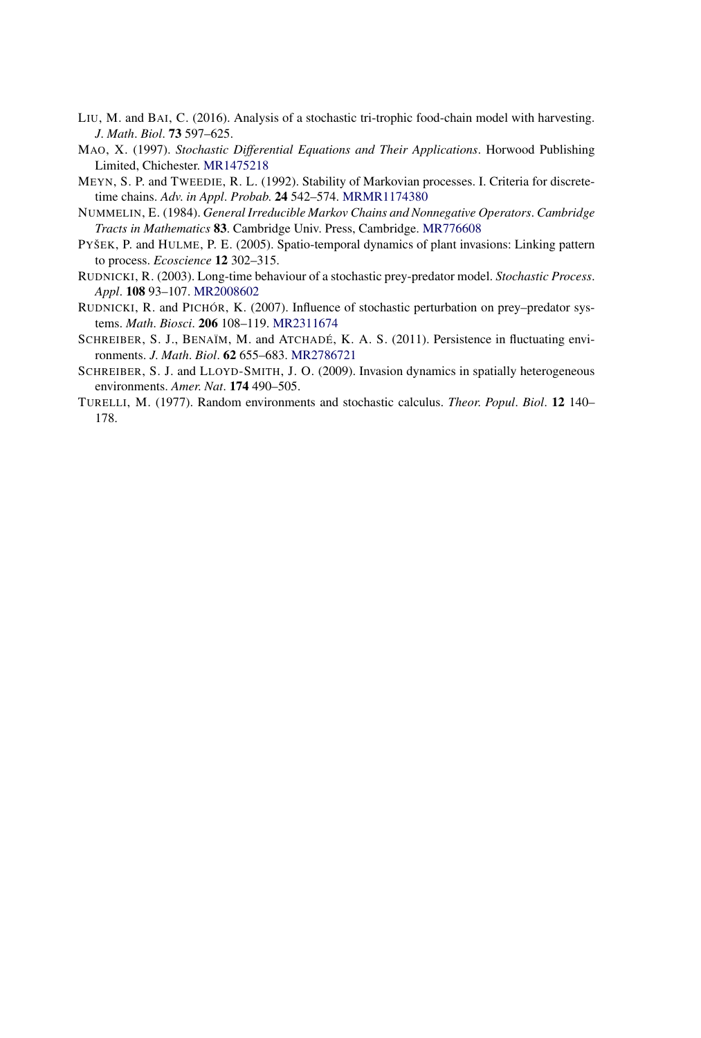LIU, M. and BAI, C. (2016). Analysis of a stochastic tri-trophic food-chain model with harvesting. *J. Math. Biol.* **73** 597–625.

MAO, X. (1997). *Stochastic Differential Equations and Their Applications*. Horwood Publishing Limited, Chichester. MR1475218

MEYN, S. P. and TWEEDIE, R. L. (1992). Stability of Markovian processes. I. Criteria for discrete-time chains. *Adv. in Appl. Probab.* **24** 542–574. MRMR1174380

NUMMELIN, E. (1984). *General Irreducible Markov Chains and Nonnegative Operators*. *Cambridge Tracts in Mathematics* **83**. Cambridge Univ. Press, Cambridge. MR776608

PYŠEK, P. and HULME, P. E. (2005). Spatio-temporal dynamics of plant invasions: Linking pattern to process. *Ecoscience* **12** 302–315.

RUDNICKI, R. (2003). Long-time behaviour of a stochastic prey-predator model. *Stochastic Process. Appl.* **108** 93–107. MR2008602

RUDNICKI, R. and PICHÓR, K. (2007). Influence of stochastic perturbation on prey–predator systems. *Math. Biosci.* **206** 108–119. MR2311674

SCHREIBER, S. J., BENAÏM, M. and ATCHADÉ, K. A. S. (2011). Persistence in fluctuating environments. *J. Math. Biol.* **62** 655–683. MR2786721

SCHREIBER, S. J. and LLOYD-SMITH, J. O. (2009). Invasion dynamics in spatially heterogeneous environments. *Amer. Nat.* **174** 490–505.

TURELLI, M. (1977). Random environments and stochastic calculus. *Theor. Popul. Biol.* **12** 140–178.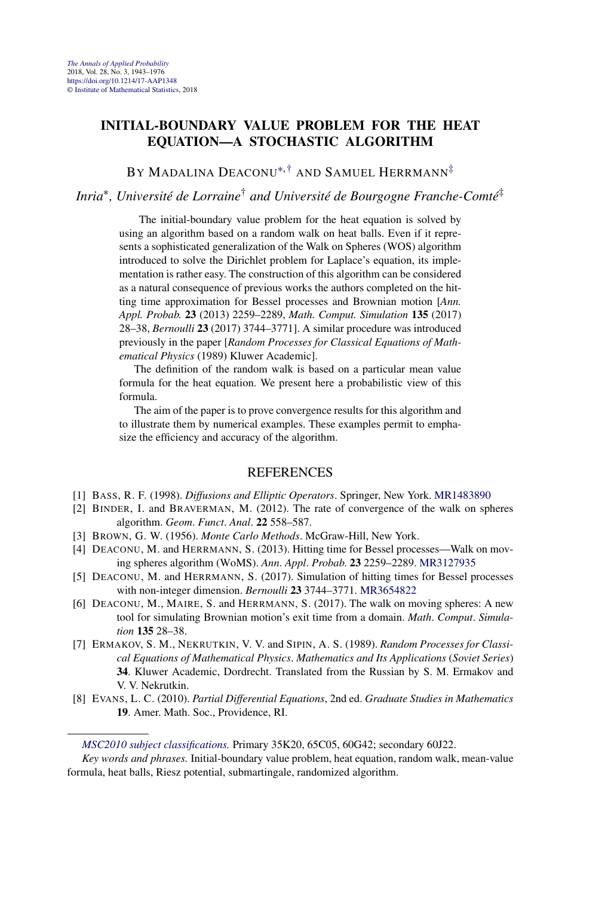# INITIAL-BOUNDARY VALUE PROBLEM FOR THE HEAT EQUATION—A STOCHASTIC ALGORITHM

BY MADALINA DEACONU[*,†] AND SAMUEL HERRMANN[‡]

*Inria[*], Université de Lorraine[†] and Université de Bourgogne Franche-Comté[‡]*

The initial-boundary value problem for the heat equation is solved by using an algorithm based on a random walk on heat balls. Even if it represents a sophisticated generalization of the Walk on Spheres (WOS) algorithm introduced to solve the Dirichlet problem for Laplace's equation, its implementation is rather easy. The construction of this algorithm can be considered as a natural consequence of previous works the authors completed on the hitting time approximation for Bessel processes and Brownian motion [*Ann. Appl. Probab.* **23** (2013) 2259–2289, *Math. Comput. Simulation* **135** (2017) 28–38, *Bernoulli* **23** (2017) 3744–3771]. A similar procedure was introduced previously in the paper [*Random Processes for Classical Equations of Mathematical Physics* (1989) Kluwer Academic].

The definition of the random walk is based on a particular mean value formula for the heat equation. We present here a probabilistic view of this formula.

The aim of the paper is to prove convergence results for this algorithm and to illustrate them by numerical examples. These examples permit to emphasize the efficiency and accuracy of the algorithm.

## REFERENCES

[1] BASS, R. F. (1998). *Diffusions and Elliptic Operators*. Springer, New York. MR1483890

[2] BINDER, I. and BRAVERMAN, M. (2012). The rate of convergence of the walk on spheres algorithm. *Geom. Funct. Anal.* **22** 558–587.

[3] BROWN, G. W. (1956). *Monte Carlo Methods*. McGraw-Hill, New York.

[4] DEACONU, M. and HERRMANN, S. (2013). Hitting time for Bessel processes—Walk on moving spheres algorithm (WoMS). *Ann. Appl. Probab.* **23** 2259–2289. MR3127935

[5] DEACONU, M. and HERRMANN, S. (2017). Simulation of hitting times for Bessel processes with non-integer dimension. *Bernoulli* **23** 3744–3771. MR3654822

[6] DEACONU, M., MAIRE, S. and HERRMANN, S. (2017). The walk on moving spheres: A new tool for simulating Brownian motion's exit time from a domain. *Math. Comput. Simulation* **135** 28–38.

[7] ERMAKOV, S. M., NEKRUTKIN, V. V. and SIPIN, A. S. (1989). *Random Processes for Classical Equations of Mathematical Physics*. *Mathematics and Its Applications* (*Soviet Series*) **34**. Kluwer Academic, Dordrecht. Translated from the Russian by S. M. Ermakov and V. V. Nekrutkin.

[8] EVANS, L. C. (2010). *Partial Differential Equations*, 2nd ed. *Graduate Studies in Mathematics* **19**. Amer. Math. Soc., Providence, RI.

---

*MSC2010 subject classifications.* Primary 35K20, 65C05, 60G42; secondary 60J22.

*Key words and phrases.* Initial-boundary value problem, heat equation, random walk, mean-value formula, heat balls, Riesz potential, submartingale, randomized algorithm.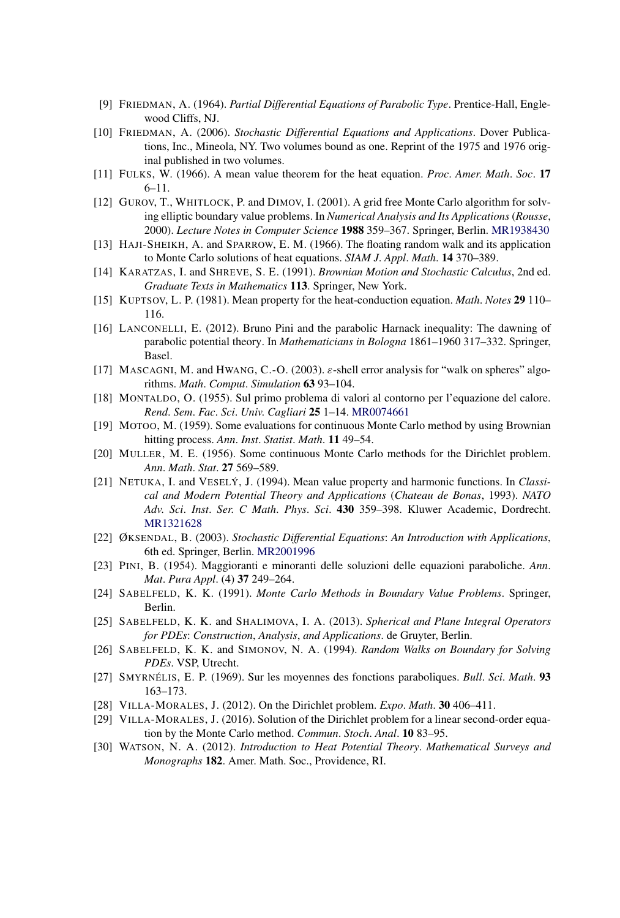[9] FRIEDMAN, A. (1964). *Partial Differential Equations of Parabolic Type*. Prentice-Hall, Englewood Cliffs, NJ.

[10] FRIEDMAN, A. (2006). *Stochastic Differential Equations and Applications*. Dover Publications, Inc., Mineola, NY. Two volumes bound as one. Reprint of the 1975 and 1976 original published in two volumes.

[11] FULKS, W. (1966). A mean value theorem for the heat equation. *Proc*. *Amer*. *Math*. *Soc*. **17** 6–11.

[12] GUROV, T., WHITLOCK, P. and DIMOV, I. (2001). A grid free Monte Carlo algorithm for solving elliptic boundary value problems. In *Numerical Analysis and Its Applications* (*Rousse*, 2000). *Lecture Notes in Computer Science* **1988** 359–367. Springer, Berlin. MR1938430

[13] HAJI-SHEIKH, A. and SPARROW, E. M. (1966). The floating random walk and its application to Monte Carlo solutions of heat equations. *SIAM J*. *Appl*. *Math*. **14** 370–389.

[14] KARATZAS, I. and SHREVE, S. E. (1991). *Brownian Motion and Stochastic Calculus*, 2nd ed. *Graduate Texts in Mathematics* **113**. Springer, New York.

[15] KUPTSOV, L. P. (1981). Mean property for the heat-conduction equation. *Math*. *Notes* **29** 110–116.

[16] LANCONELLI, E. (2012). Bruno Pini and the parabolic Harnack inequality: The dawning of parabolic potential theory. In *Mathematicians in Bologna* 1861–1960 317–332. Springer, Basel.

[17] MASCAGNI, M. and HWANG, C.-O. (2003). $\varepsilon$-shell error analysis for "walk on spheres" algorithms. *Math*. *Comput*. *Simulation* **63** 93–104.

[18] MONTALDO, O. (1955). Sul primo problema di valori al contorno per l'equazione del calore. *Rend*. *Sem*. *Fac*. *Sci*. *Univ*. *Cagliari* **25** 1–14. MR0074661

[19] MOTOO, M. (1959). Some evaluations for continuous Monte Carlo method by using Brownian hitting process. *Ann*. *Inst*. *Statist*. *Math*. **11** 49–54.

[20] MULLER, M. E. (1956). Some continuous Monte Carlo methods for the Dirichlet problem. *Ann*. *Math*. *Stat*. **27** 569–589.

[21] NETUKA, I. and VESELÝ, J. (1994). Mean value property and harmonic functions. In *Classical and Modern Potential Theory and Applications* (*Chateau de Bonas*, 1993). *NATO Adv*. *Sci*. *Inst*. *Ser*. *C Math*. *Phys*. *Sci*. **430** 359–398. Kluwer Academic, Dordrecht. MR1321628

[22] ØKSENDAL, B. (2003). *Stochastic Differential Equations*: *An Introduction with Applications*, 6th ed. Springer, Berlin. MR2001996

[23] PINI, B. (1954). Maggioranti e minoranti delle soluzioni delle equazioni paraboliche. *Ann*. *Mat*. *Pura Appl*. (4) **37** 249–264.

[24] SABELFELD, K. K. (1991). *Monte Carlo Methods in Boundary Value Problems*. Springer, Berlin.

[25] SABELFELD, K. K. and SHALIMOVA, I. A. (2013). *Spherical and Plane Integral Operators for PDEs*: *Construction*, *Analysis*, *and Applications*. de Gruyter, Berlin.

[26] SABELFELD, K. K. and SIMONOV, N. A. (1994). *Random Walks on Boundary for Solving PDEs*. VSP, Utrecht.

[27] SMYRNÉLIS, E. P. (1969). Sur les moyennes des fonctions paraboliques. *Bull*. *Sci*. *Math*. **93** 163–173.

[28] VILLA-MORALES, J. (2012). On the Dirichlet problem. *Expo*. *Math*. **30** 406–411.

[29] VILLA-MORALES, J. (2016). Solution of the Dirichlet problem for a linear second-order equation by the Monte Carlo method. *Commun*. *Stoch*. *Anal*. **10** 83–95.

[30] WATSON, N. A. (2012). *Introduction to Heat Potential Theory*. *Mathematical Surveys and Monographs* **182**. Amer. Math. Soc., Providence, RI.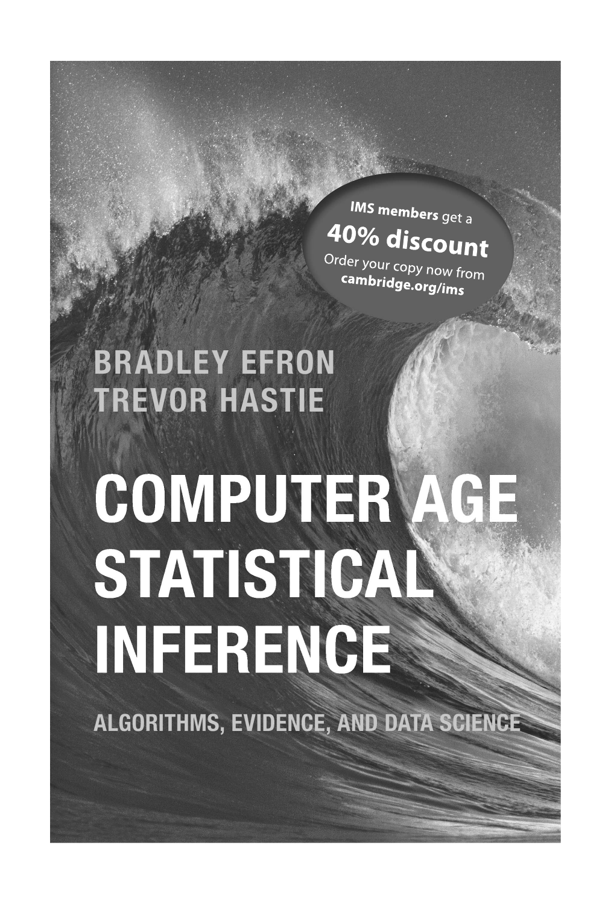IMS members get a

**40% discount**

Order your copy now from **cambridge.org/ims**

**BRADLEY EFRON**
**TREVOR HASTIE**

# COMPUTER AGE STATISTICAL INFERENCE

**ALGORITHMS, EVIDENCE, AND DATA SCIENCE**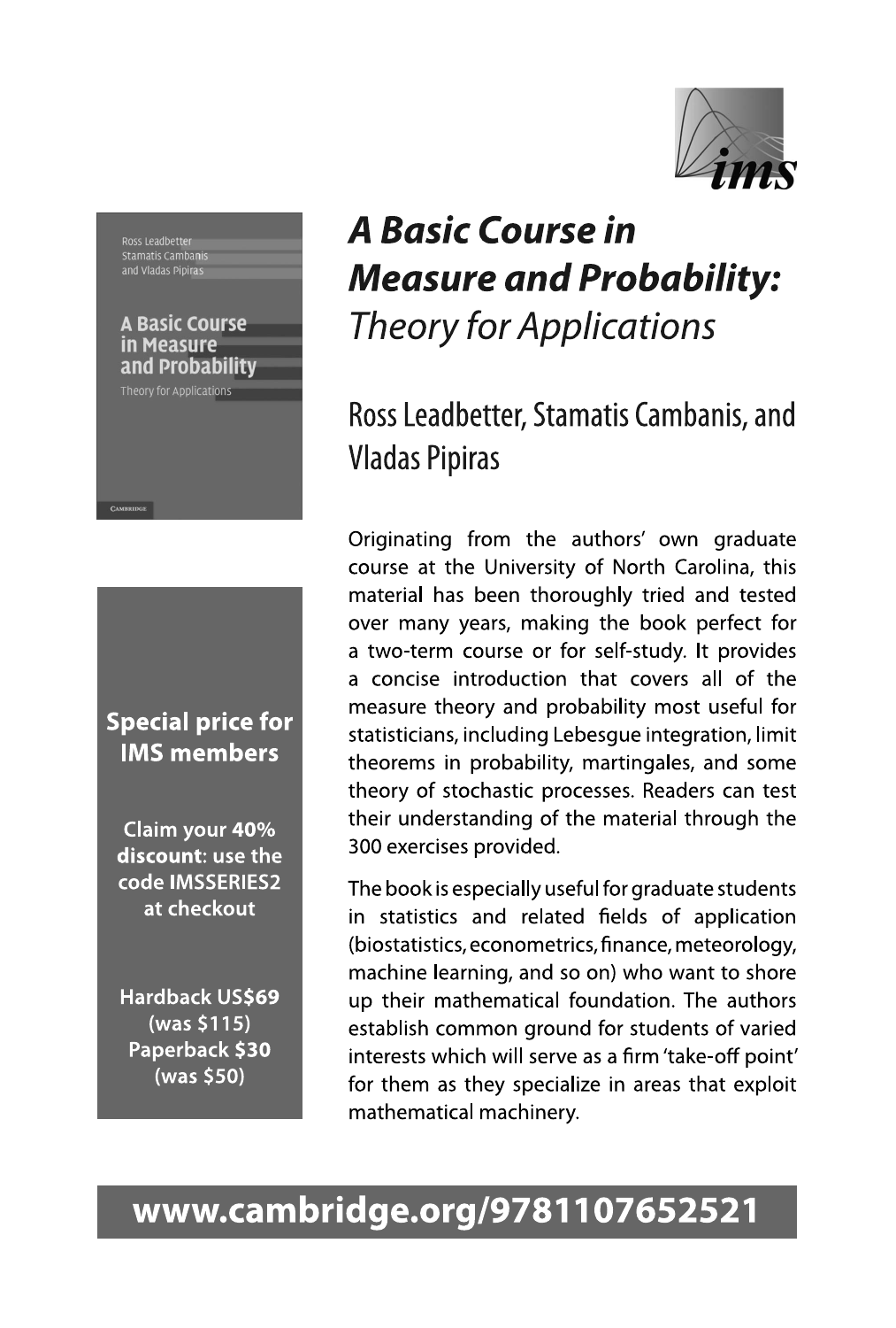# *A Basic Course in Measure and Probability:*

*Theory for Applications*

Ross Leadbetter, Stamatis Cambanis, and Vladas Pipiras

Originating from the authors' own graduate course at the University of North Carolina, this material has been thoroughly tried and tested over many years, making the book perfect for a two-term course or for self-study. It provides a concise introduction that covers all of the measure theory and probability most useful for statisticians, including Lebesgue integration, limit theorems in probability, martingales, and some theory of stochastic processes. Readers can test their understanding of the material through the 300 exercises provided.

The book is especially useful for graduate students in statistics and related fields of application (biostatistics, econometrics, finance, meteorology, machine learning, and so on) who want to shore up their mathematical foundation. The authors establish common ground for students of varied interests which will serve as a firm 'take-off point' for them as they specialize in areas that exploit mathematical machinery.

**Special price for IMS members**

**Claim your 40% discount: use the code IMSSERIES2 at checkout**

**Hardback US$69 (was $115)**
**Paperback $30 (was $50)**

**www.cambridge.org/9781107652521**